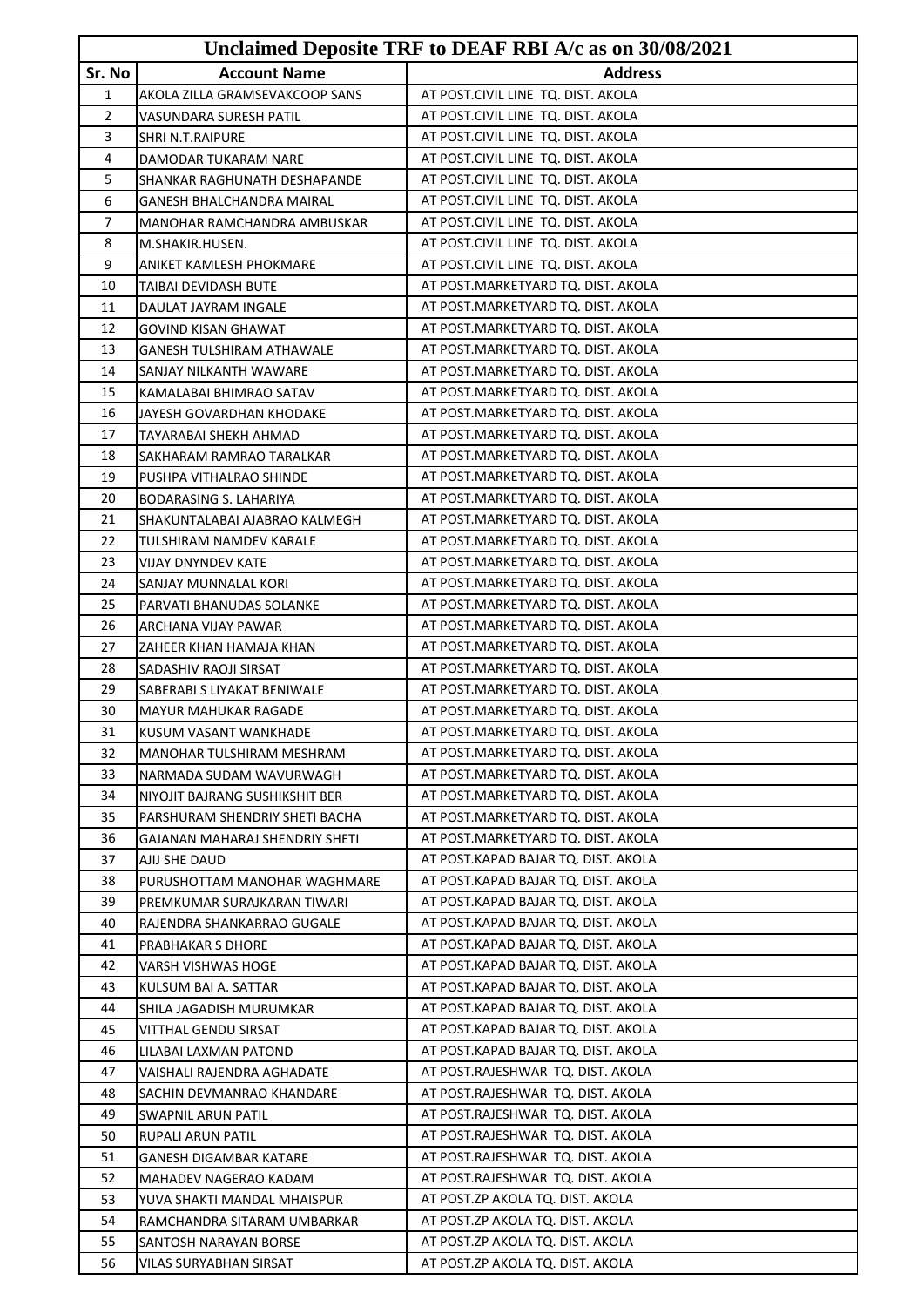# Unclaimed Deposite TRF to DEAF RBI A/c as on 30/08/2021

| Sr. No | Account Name | Address |
|---|---|---|
| 1 | AKOLA ZILLA GRAMSEVAKCOOP SANS | AT POST.CIVIL LINE TQ. DIST. AKOLA |
| 2 | VASUNDARA SURESH PATIL | AT POST.CIVIL LINE TQ. DIST. AKOLA |
| 3 | SHRI N.T.RAIPURE | AT POST.CIVIL LINE TQ. DIST. AKOLA |
| 4 | DAMODAR TUKARAM NARE | AT POST.CIVIL LINE TQ. DIST. AKOLA |
| 5 | SHANKAR RAGHUNATH DESHAPANDE | AT POST.CIVIL LINE TQ. DIST. AKOLA |
| 6 | GANESH BHALCHANDRA MAIRAL | AT POST.CIVIL LINE TQ. DIST. AKOLA |
| 7 | MANOHAR RAMCHANDRA AMBUSKAR | AT POST.CIVIL LINE TQ. DIST. AKOLA |
| 8 | M.SHAKIR.HUSEN. | AT POST.CIVIL LINE TQ. DIST. AKOLA |
| 9 | ANIKET KAMLESH PHOKMARE | AT POST.CIVIL LINE TQ. DIST. AKOLA |
| 10 | TAIBAI DEVIDASH BUTE | AT POST.MARKETYARD TQ. DIST. AKOLA |
| 11 | DAULAT JAYRAM INGALE | AT POST.MARKETYARD TQ. DIST. AKOLA |
| 12 | GOVIND KISAN GHAWAT | AT POST.MARKETYARD TQ. DIST. AKOLA |
| 13 | GANESH TULSHIRAM ATHAWALE | AT POST.MARKETYARD TQ. DIST. AKOLA |
| 14 | SANJAY NILKANTH WAWARE | AT POST.MARKETYARD TQ. DIST. AKOLA |
| 15 | KAMALABAI BHIMRAO SATAV | AT POST.MARKETYARD TQ. DIST. AKOLA |
| 16 | JAYESH GOVARDHAN KHODAKE | AT POST.MARKETYARD TQ. DIST. AKOLA |
| 17 | TAYARABAI SHEKH AHMAD | AT POST.MARKETYARD TQ. DIST. AKOLA |
| 18 | SAKHARAM RAMRAO TARALKAR | AT POST.MARKETYARD TQ. DIST. AKOLA |
| 19 | PUSHPA VITHALRAO SHINDE | AT POST.MARKETYARD TQ. DIST. AKOLA |
| 20 | BODARASING S. LAHARIYA | AT POST.MARKETYARD TQ. DIST. AKOLA |
| 21 | SHAKUNTALABAI AJABRAO KALMEGH | AT POST.MARKETYARD TQ. DIST. AKOLA |
| 22 | TULSHIRAM NAMDEV KARALE | AT POST.MARKETYARD TQ. DIST. AKOLA |
| 23 | VIJAY DNYNDEV KATE | AT POST.MARKETYARD TQ. DIST. AKOLA |
| 24 | SANJAY MUNNALAL KORI | AT POST.MARKETYARD TQ. DIST. AKOLA |
| 25 | PARVATI BHANUDAS SOLANKE | AT POST.MARKETYARD TQ. DIST. AKOLA |
| 26 | ARCHANA VIJAY PAWAR | AT POST.MARKETYARD TQ. DIST. AKOLA |
| 27 | ZAHEER KHAN HAMAJA KHAN | AT POST.MARKETYARD TQ. DIST. AKOLA |
| 28 | SADASHIV RAOJI SIRSAT | AT POST.MARKETYARD TQ. DIST. AKOLA |
| 29 | SABERABI S LIYAKAT BENIWALE | AT POST.MARKETYARD TQ. DIST. AKOLA |
| 30 | MAYUR MAHUKAR RAGADE | AT POST.MARKETYARD TQ. DIST. AKOLA |
| 31 | KUSUM VASANT WANKHADE | AT POST.MARKETYARD TQ. DIST. AKOLA |
| 32 | MANOHAR TULSHIRAM MESHRAM | AT POST.MARKETYARD TQ. DIST. AKOLA |
| 33 | NARMADA SUDAM WAVURWAGH | AT POST.MARKETYARD TQ. DIST. AKOLA |
| 34 | NIYOJIT BAJRANG SUSHIKSHIT BER | AT POST.MARKETYARD TQ. DIST. AKOLA |
| 35 | PARSHURAM SHENDRIY SHETI BACHA | AT POST.MARKETYARD TQ. DIST. AKOLA |
| 36 | GAJANAN MAHARAJ SHENDRIY SHETI | AT POST.MARKETYARD TQ. DIST. AKOLA |
| 37 | AJIJ SHE DAUD | AT POST.KAPAD BAJAR TQ. DIST. AKOLA |
| 38 | PURUSHOTTAM MANOHAR WAGHMARE | AT POST.KAPAD BAJAR TQ. DIST. AKOLA |
| 39 | PREMKUMAR SURAJKARAN TIWARI | AT POST.KAPAD BAJAR TQ. DIST. AKOLA |
| 40 | RAJENDRA SHANKARRAO GUGALE | AT POST.KAPAD BAJAR TQ. DIST. AKOLA |
| 41 | PRABHAKAR S DHORE | AT POST.KAPAD BAJAR TQ. DIST. AKOLA |
| 42 | VARSH VISHWAS HOGE | AT POST.KAPAD BAJAR TQ. DIST. AKOLA |
| 43 | KULSUM BAI A. SATTAR | AT POST.KAPAD BAJAR TQ. DIST. AKOLA |
| 44 | SHILA JAGADISH MURUMKAR | AT POST.KAPAD BAJAR TQ. DIST. AKOLA |
| 45 | VITTHAL GENDU SIRSAT | AT POST.KAPAD BAJAR TQ. DIST. AKOLA |
| 46 | LILABAI LAXMAN PATOND | AT POST.KAPAD BAJAR TQ. DIST. AKOLA |
| 47 | VAISHALI RAJENDRA AGHADATE | AT POST.RAJESHWAR TQ. DIST. AKOLA |
| 48 | SACHIN DEVMANRAO KHANDARE | AT POST.RAJESHWAR TQ. DIST. AKOLA |
| 49 | SWAPNIL ARUN PATIL | AT POST.RAJESHWAR TQ. DIST. AKOLA |
| 50 | RUPALI ARUN PATIL | AT POST.RAJESHWAR TQ. DIST. AKOLA |
| 51 | GANESH DIGAMBAR KATARE | AT POST.RAJESHWAR TQ. DIST. AKOLA |
| 52 | MAHADEV NAGERAO KADAM | AT POST.RAJESHWAR TQ. DIST. AKOLA |
| 53 | YUVA SHAKTI MANDAL MHAISPUR | AT POST.ZP AKOLA TQ. DIST. AKOLA |
| 54 | RAMCHANDRA SITARAM UMBARKAR | AT POST.ZP AKOLA TQ. DIST. AKOLA |
| 55 | SANTOSH NARAYAN BORSE | AT POST.ZP AKOLA TQ. DIST. AKOLA |
| 56 | VILAS SURYABHAN SIRSAT | AT POST.ZP AKOLA TQ. DIST. AKOLA |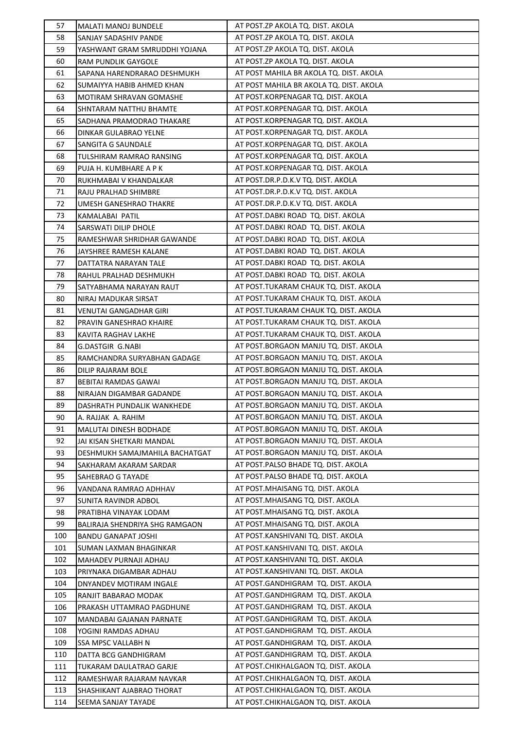| 57 | MALATI MANOJ BUNDELE | AT POST.ZP AKOLA TQ. DIST. AKOLA |
|---|---|---|
| 58 | SANJAY SADASHIV PANDE | AT POST.ZP AKOLA TQ. DIST. AKOLA |
| 59 | YASHWANT GRAM SMRUDDHI YOJANA | AT POST.ZP AKOLA TQ. DIST. AKOLA |
| 60 | RAM PUNDLIK GAYGOLE | AT POST.ZP AKOLA TQ. DIST. AKOLA |
| 61 | SAPANA HARENDRARAO DESHMUKH | AT POST MAHILA BR AKOLA TQ. DIST. AKOLA |
| 62 | SUMAIYYA HABIB AHMED KHAN | AT POST MAHILA BR AKOLA TQ. DIST. AKOLA |
| 63 | MOTIRAM SHRAVAN GOMASHE | AT POST.KORPENAGAR TQ. DIST. AKOLA |
| 64 | SHNTARAM NATTHU BHAMTE | AT POST.KORPENAGAR TQ. DIST. AKOLA |
| 65 | SADHANA PRAMODRAO THAKARE | AT POST.KORPENAGAR TQ. DIST. AKOLA |
| 66 | DINKAR GULABRAO YELNE | AT POST.KORPENAGAR TQ. DIST. AKOLA |
| 67 | SANGITA G SAUNDALE | AT POST.KORPENAGAR TQ. DIST. AKOLA |
| 68 | TULSHIRAM RAMRAO RANSING | AT POST.KORPENAGAR TQ. DIST. AKOLA |
| 69 | PUJA H. KUMBHARE A P K | AT POST.KORPENAGAR TQ. DIST. AKOLA |
| 70 | RUKHMABAI V KHANDALKAR | AT POST.DR.P.D.K.V TQ. DIST. AKOLA |
| 71 | RAJU PRALHAD SHIMBRE | AT POST.DR.P.D.K.V TQ. DIST. AKOLA |
| 72 | UMESH GANESHRAO THAKRE | AT POST.DR.P.D.K.V TQ. DIST. AKOLA |
| 73 | KAMALABAI PATIL | AT POST.DABKI ROAD TQ. DIST. AKOLA |
| 74 | SARSWATI DILIP DHOLE | AT POST.DABKI ROAD TQ. DIST. AKOLA |
| 75 | RAMESHWAR SHRIDHAR GAWANDE | AT POST.DABKI ROAD TQ. DIST. AKOLA |
| 76 | JAYSHREE RAMESH KALANE | AT POST.DABKI ROAD TQ. DIST. AKOLA |
| 77 | DATTATRA NARAYAN TALE | AT POST.DABKI ROAD TQ. DIST. AKOLA |
| 78 | RAHUL PRALHAD DESHMUKH | AT POST.DABKI ROAD TQ. DIST. AKOLA |
| 79 | SATYABHAMA NARAYAN RAUT | AT POST.TUKARAM CHAUK TQ. DIST. AKOLA |
| 80 | NIRAJ MADUKAR SIRSAT | AT POST.TUKARAM CHAUK TQ. DIST. AKOLA |
| 81 | VENUTAI GANGADHAR GIRI | AT POST.TUKARAM CHAUK TQ. DIST. AKOLA |
| 82 | PRAVIN GANESHRAO KHAIRE | AT POST.TUKARAM CHAUK TQ. DIST. AKOLA |
| 83 | KAVITA RAGHAV LAKHE | AT POST.TUKARAM CHAUK TQ. DIST. AKOLA |
| 84 | G.DASTGIR G.NABI | AT POST.BORGAON MANJU TQ. DIST. AKOLA |
| 85 | RAMCHANDRA SURYABHAN GADAGE | AT POST.BORGAON MANJU TQ. DIST. AKOLA |
| 86 | DILIP RAJARAM BOLE | AT POST.BORGAON MANJU TQ. DIST. AKOLA |
| 87 | BEBITAI RAMDAS GAWAI | AT POST.BORGAON MANJU TQ. DIST. AKOLA |
| 88 | NIRAJAN DIGAMBAR GADANDE | AT POST.BORGAON MANJU TQ. DIST. AKOLA |
| 89 | DASHRATH PUNDALIK WANKHEDE | AT POST.BORGAON MANJU TQ. DIST. AKOLA |
| 90 | A. RAJJAK A. RAHIM | AT POST.BORGAON MANJU TQ. DIST. AKOLA |
| 91 | MALUTAI DINESH BODHADE | AT POST.BORGAON MANJU TQ. DIST. AKOLA |
| 92 | JAI KISAN SHETKARI MANDAL | AT POST.BORGAON MANJU TQ. DIST. AKOLA |
| 93 | DESHMUKH SAMAJMAHILA BACHATGAT | AT POST.BORGAON MANJU TQ. DIST. AKOLA |
| 94 | SAKHARAM AKARAM SARDAR | AT POST.PALSO BHADE TQ. DIST. AKOLA |
| 95 | SAHEBRAO G TAYADE | AT POST.PALSO BHADE TQ. DIST. AKOLA |
| 96 | VANDANA RAMRAO ADHHAV | AT POST.MHAISANG TQ. DIST. AKOLA |
| 97 | SUNITA RAVINDR ADBOL | AT POST.MHAISANG TQ. DIST. AKOLA |
| 98 | PRATIBHA VINAYAK LODAM | AT POST.MHAISANG TQ. DIST. AKOLA |
| 99 | BALIRAJA SHENDRIYA SHG RAMGAON | AT POST.MHAISANG TQ. DIST. AKOLA |
| 100 | BANDU GANAPAT JOSHI | AT POST.KANSHIVANI TQ. DIST. AKOLA |
| 101 | SUMAN LAXMAN BHAGINKAR | AT POST.KANSHIVANI TQ. DIST. AKOLA |
| 102 | MAHADEV PURNAJI ADHAU | AT POST.KANSHIVANI TQ. DIST. AKOLA |
| 103 | PRIYNAKA DIGAMBAR ADHAU | AT POST.KANSHIVANI TQ. DIST. AKOLA |
| 104 | DNYANDEV MOTIRAM INGALE | AT POST.GANDHIGRAM TQ. DIST. AKOLA |
| 105 | RANJIT BABARAO MODAK | AT POST.GANDHIGRAM TQ. DIST. AKOLA |
| 106 | PRAKASH UTTAMRAO PAGDHUNE | AT POST.GANDHIGRAM TQ. DIST. AKOLA |
| 107 | MANDABAI GAJANAN PARNATE | AT POST.GANDHIGRAM TQ. DIST. AKOLA |
| 108 | YOGINI RAMDAS ADHAU | AT POST.GANDHIGRAM TQ. DIST. AKOLA |
| 109 | SSA MPSC VALLABH N | AT POST.GANDHIGRAM TQ. DIST. AKOLA |
| 110 | DATTA BCG GANDHIGRAM | AT POST.GANDHIGRAM TQ. DIST. AKOLA |
| 111 | TUKARAM DAULATRAO GARJE | AT POST.CHIKHALGAON TQ. DIST. AKOLA |
| 112 | RAMESHWAR RAJARAM NAVKAR | AT POST.CHIKHALGAON TQ. DIST. AKOLA |
| 113 | SHASHIKANT AJABRAO THORAT | AT POST.CHIKHALGAON TQ. DIST. AKOLA |
| 114 | SEEMA SANJAY TAYADE | AT POST.CHIKHALGAON TQ. DIST. AKOLA |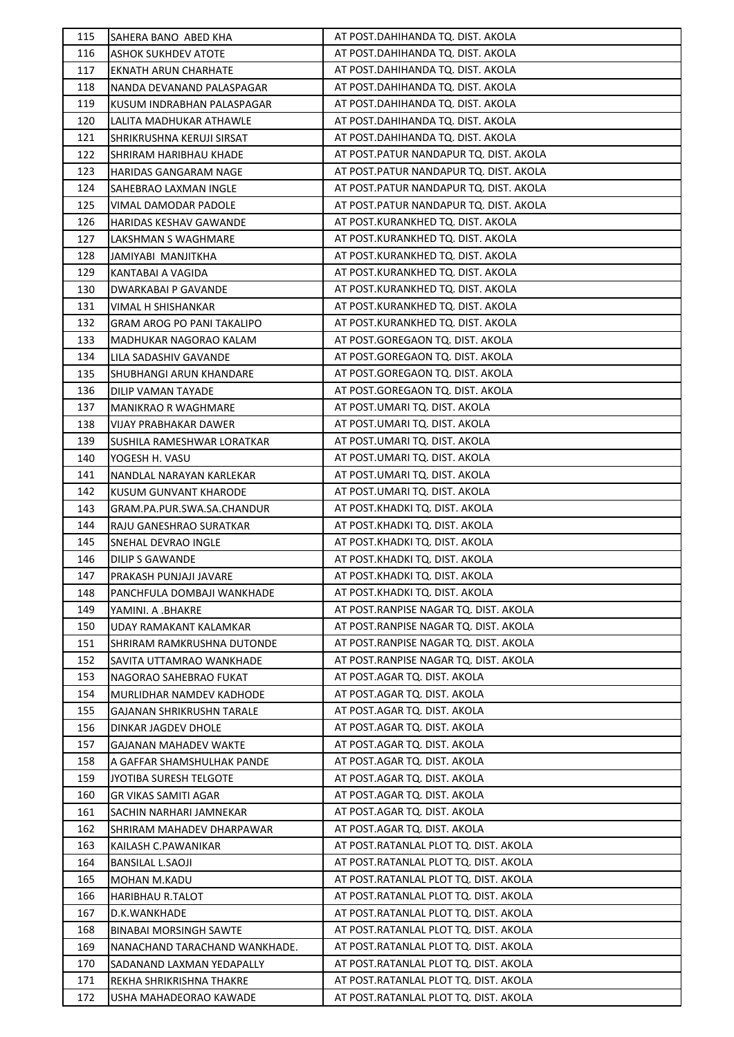| | | |
|---|---|---|
| 115 | SAHERA BANO ABED KHA | AT POST.DAHIHANDA TQ. DIST. AKOLA |
| 116 | ASHOK SUKHDEV ATOTE | AT POST.DAHIHANDA TQ. DIST. AKOLA |
| 117 | EKNATH ARUN CHARHATE | AT POST.DAHIHANDA TQ. DIST. AKOLA |
| 118 | NANDA DEVANAND PALASPAGAR | AT POST.DAHIHANDA TQ. DIST. AKOLA |
| 119 | KUSUM INDRABHAN PALASPAGAR | AT POST.DAHIHANDA TQ. DIST. AKOLA |
| 120 | LALITA MADHUKAR ATHAWLE | AT POST.DAHIHANDA TQ. DIST. AKOLA |
| 121 | SHRIKRUSHNA KERUJI SIRSAT | AT POST.DAHIHANDA TQ. DIST. AKOLA |
| 122 | SHRIRAM HARIBHAU KHADE | AT POST.PATUR NANDAPUR TQ. DIST. AKOLA |
| 123 | HARIDAS GANGARAM NAGE | AT POST.PATUR NANDAPUR TQ. DIST. AKOLA |
| 124 | SAHEBRAO LAXMAN INGLE | AT POST.PATUR NANDAPUR TQ. DIST. AKOLA |
| 125 | VIMAL DAMODAR PADOLE | AT POST.PATUR NANDAPUR TQ. DIST. AKOLA |
| 126 | HARIDAS KESHAV GAWANDE | AT POST.KURANKHED TQ. DIST. AKOLA |
| 127 | LAKSHMAN S WAGHMARE | AT POST.KURANKHED TQ. DIST. AKOLA |
| 128 | JAMIYABI MANJITKHA | AT POST.KURANKHED TQ. DIST. AKOLA |
| 129 | KANTABAI A VAGIDA | AT POST.KURANKHED TQ. DIST. AKOLA |
| 130 | DWARKABAI P GAVANDE | AT POST.KURANKHED TQ. DIST. AKOLA |
| 131 | VIMAL H SHISHANKAR | AT POST.KURANKHED TQ. DIST. AKOLA |
| 132 | GRAM AROG PO PANI TAKALIPO | AT POST.KURANKHED TQ. DIST. AKOLA |
| 133 | MADHUKAR NAGORAO KALAM | AT POST.GOREGAON TQ. DIST. AKOLA |
| 134 | LILA SADASHIV GAVANDE | AT POST.GOREGAON TQ. DIST. AKOLA |
| 135 | SHUBHANGI ARUN KHANDARE | AT POST.GOREGAON TQ. DIST. AKOLA |
| 136 | DILIP VAMAN TAYADE | AT POST.GOREGAON TQ. DIST. AKOLA |
| 137 | MANIKRAO R WAGHMARE | AT POST.UMARI TQ. DIST. AKOLA |
| 138 | VIJAY PRABHAKAR DAWER | AT POST.UMARI TQ. DIST. AKOLA |
| 139 | SUSHILA RAMESHWAR LORATKAR | AT POST.UMARI TQ. DIST. AKOLA |
| 140 | YOGESH H. VASU | AT POST.UMARI TQ. DIST. AKOLA |
| 141 | NANDLAL NARAYAN KARLEKAR | AT POST.UMARI TQ. DIST. AKOLA |
| 142 | KUSUM GUNVANT KHARODE | AT POST.UMARI TQ. DIST. AKOLA |
| 143 | GRAM.PA.PUR.SWA.SA.CHANDUR | AT POST.KHADKI TQ. DIST. AKOLA |
| 144 | RAJU GANESHRAO SURATKAR | AT POST.KHADKI TQ. DIST. AKOLA |
| 145 | SNEHAL DEVRAO INGLE | AT POST.KHADKI TQ. DIST. AKOLA |
| 146 | DILIP S GAWANDE | AT POST.KHADKI TQ. DIST. AKOLA |
| 147 | PRAKASH PUNJAJI JAVARE | AT POST.KHADKI TQ. DIST. AKOLA |
| 148 | PANCHFULA DOMBAJI WANKHADE | AT POST.KHADKI TQ. DIST. AKOLA |
| 149 | YAMINI. A .BHAKRE | AT POST.RANPISE NAGAR TQ. DIST. AKOLA |
| 150 | UDAY RAMAKANT KALAMKAR | AT POST.RANPISE NAGAR TQ. DIST. AKOLA |
| 151 | SHRIRAM RAMKRUSHNA DUTONDE | AT POST.RANPISE NAGAR TQ. DIST. AKOLA |
| 152 | SAVITA UTTAMRAO WANKHADE | AT POST.RANPISE NAGAR TQ. DIST. AKOLA |
| 153 | NAGORAO SAHEBRAO FUKAT | AT POST.AGAR TQ. DIST. AKOLA |
| 154 | MURLIDHAR NAMDEV KADHODE | AT POST.AGAR TQ. DIST. AKOLA |
| 155 | GAJANAN SHRIKRUSHN TARALE | AT POST.AGAR TQ. DIST. AKOLA |
| 156 | DINKAR JAGDEV DHOLE | AT POST.AGAR TQ. DIST. AKOLA |
| 157 | GAJANAN MAHADEV WAKTE | AT POST.AGAR TQ. DIST. AKOLA |
| 158 | A GAFFAR SHAMSHULHAK PANDE | AT POST.AGAR TQ. DIST. AKOLA |
| 159 | JYOTIBA SURESH TELGOTE | AT POST.AGAR TQ. DIST. AKOLA |
| 160 | GR VIKAS SAMITI AGAR | AT POST.AGAR TQ. DIST. AKOLA |
| 161 | SACHIN NARHARI JAMNEKAR | AT POST.AGAR TQ. DIST. AKOLA |
| 162 | SHRIRAM MAHADEV DHARPAWAR | AT POST.AGAR TQ. DIST. AKOLA |
| 163 | KAILASH C.PAWANIKAR | AT POST.RATANLAL PLOT TQ. DIST. AKOLA |
| 164 | BANSILAL L.SAOJI | AT POST.RATANLAL PLOT TQ. DIST. AKOLA |
| 165 | MOHAN M.KADU | AT POST.RATANLAL PLOT TQ. DIST. AKOLA |
| 166 | HARIBHAU R.TALOT | AT POST.RATANLAL PLOT TQ. DIST. AKOLA |
| 167 | D.K.WANKHADE | AT POST.RATANLAL PLOT TQ. DIST. AKOLA |
| 168 | BINABAI MORSINGH SAWTE | AT POST.RATANLAL PLOT TQ. DIST. AKOLA |
| 169 | NANACHAND TARACHAND WANKHADE. | AT POST.RATANLAL PLOT TQ. DIST. AKOLA |
| 170 | SADANAND LAXMAN YEDAPALLY | AT POST.RATANLAL PLOT TQ. DIST. AKOLA |
| 171 | REKHA SHRIKRISHNA THAKRE | AT POST.RATANLAL PLOT TQ. DIST. AKOLA |
| 172 | USHA MAHADEORAO KAWADE | AT POST.RATANLAL PLOT TQ. DIST. AKOLA |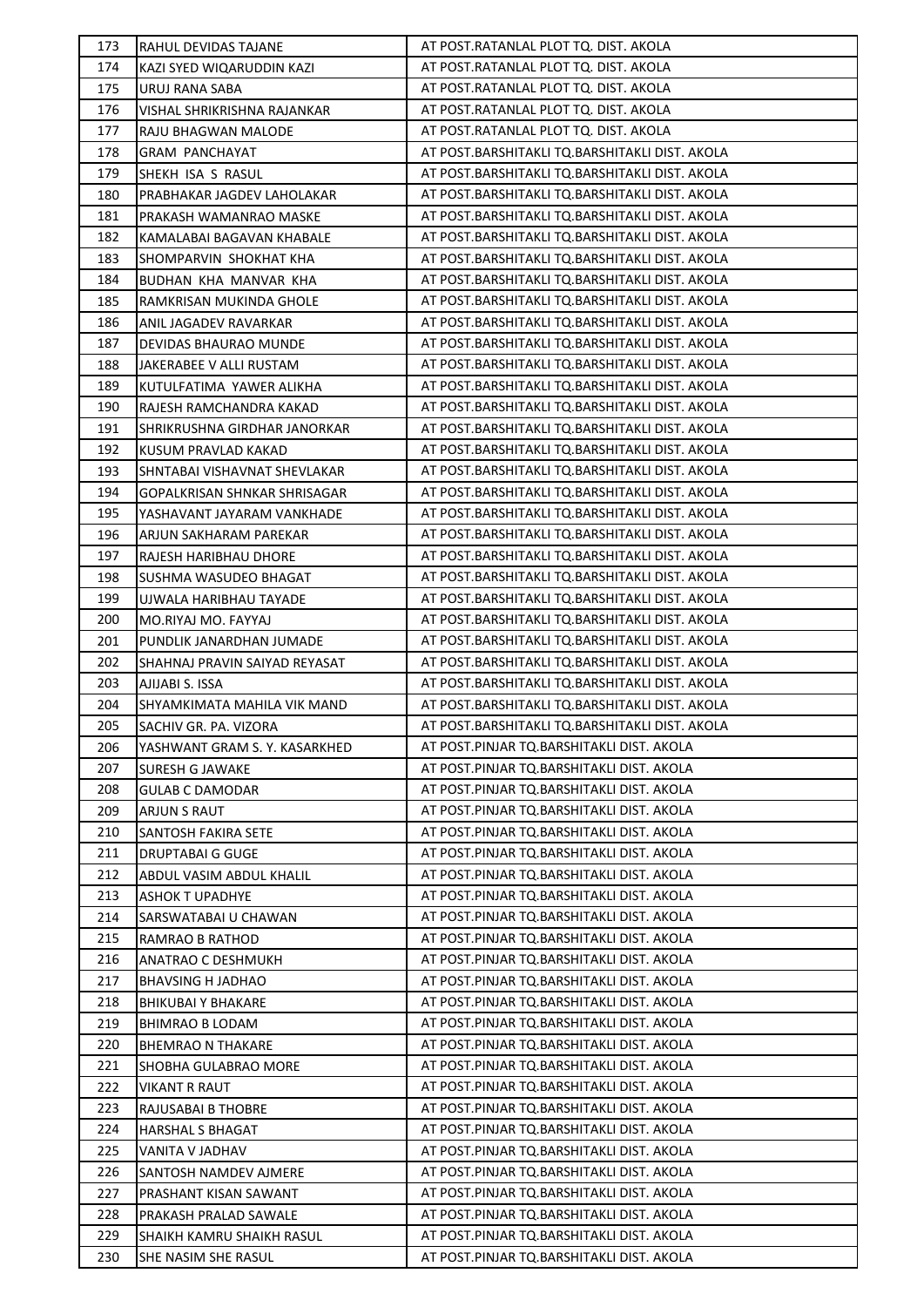| 173 | RAHUL DEVIDAS TAJANE | AT POST.RATANLAL PLOT TQ. DIST. AKOLA |
|---|---|---|
| 174 | KAZI SYED WIQARUDDIN KAZI | AT POST.RATANLAL PLOT TQ. DIST. AKOLA |
| 175 | URUJ RANA SABA | AT POST.RATANLAL PLOT TQ. DIST. AKOLA |
| 176 | VISHAL SHRIKRISHNA RAJANKAR | AT POST.RATANLAL PLOT TQ. DIST. AKOLA |
| 177 | RAJU BHAGWAN MALODE | AT POST.RATANLAL PLOT TQ. DIST. AKOLA |
| 178 | GRAM PANCHAYAT | AT POST.BARSHITAKLI TQ.BARSHITAKLI DIST. AKOLA |
| 179 | SHEKH ISA S RASUL | AT POST.BARSHITAKLI TQ.BARSHITAKLI DIST. AKOLA |
| 180 | PRABHAKAR JAGDEV LAHOLAKAR | AT POST.BARSHITAKLI TQ.BARSHITAKLI DIST. AKOLA |
| 181 | PRAKASH WAMANRAO MASKE | AT POST.BARSHITAKLI TQ.BARSHITAKLI DIST. AKOLA |
| 182 | KAMALABAI BAGAVAN KHABALE | AT POST.BARSHITAKLI TQ.BARSHITAKLI DIST. AKOLA |
| 183 | SHOMPARVIN SHOKHAT KHA | AT POST.BARSHITAKLI TQ.BARSHITAKLI DIST. AKOLA |
| 184 | BUDHAN KHA MANVAR KHA | AT POST.BARSHITAKLI TQ.BARSHITAKLI DIST. AKOLA |
| 185 | RAMKRISAN MUKINDA GHOLE | AT POST.BARSHITAKLI TQ.BARSHITAKLI DIST. AKOLA |
| 186 | ANIL JAGADEV RAVARKAR | AT POST.BARSHITAKLI TQ.BARSHITAKLI DIST. AKOLA |
| 187 | DEVIDAS BHAURAO MUNDE | AT POST.BARSHITAKLI TQ.BARSHITAKLI DIST. AKOLA |
| 188 | JAKERABEE V ALLI RUSTAM | AT POST.BARSHITAKLI TQ.BARSHITAKLI DIST. AKOLA |
| 189 | KUTULFATIMA YAWER ALIKHA | AT POST.BARSHITAKLI TQ.BARSHITAKLI DIST. AKOLA |
| 190 | RAJESH RAMCHANDRA KAKAD | AT POST.BARSHITAKLI TQ.BARSHITAKLI DIST. AKOLA |
| 191 | SHRIKRUSHNA GIRDHAR JANORKAR | AT POST.BARSHITAKLI TQ.BARSHITAKLI DIST. AKOLA |
| 192 | KUSUM PRAVLAD KAKAD | AT POST.BARSHITAKLI TQ.BARSHITAKLI DIST. AKOLA |
| 193 | SHNTABAI VISHAVNAT SHEVLAKAR | AT POST.BARSHITAKLI TQ.BARSHITAKLI DIST. AKOLA |
| 194 | GOPALKRISAN SHNKAR SHRISAGAR | AT POST.BARSHITAKLI TQ.BARSHITAKLI DIST. AKOLA |
| 195 | YASHAVANT JAYARAM VANKHADE | AT POST.BARSHITAKLI TQ.BARSHITAKLI DIST. AKOLA |
| 196 | ARJUN SAKHARAM PAREKAR | AT POST.BARSHITAKLI TQ.BARSHITAKLI DIST. AKOLA |
| 197 | RAJESH HARIBHAU DHORE | AT POST.BARSHITAKLI TQ.BARSHITAKLI DIST. AKOLA |
| 198 | SUSHMA WASUDEO BHAGAT | AT POST.BARSHITAKLI TQ.BARSHITAKLI DIST. AKOLA |
| 199 | UJWALA HARIBHAU TAYADE | AT POST.BARSHITAKLI TQ.BARSHITAKLI DIST. AKOLA |
| 200 | MO.RIYAJ MO. FAYYAJ | AT POST.BARSHITAKLI TQ.BARSHITAKLI DIST. AKOLA |
| 201 | PUNDLIK JANARDHAN JUMADE | AT POST.BARSHITAKLI TQ.BARSHITAKLI DIST. AKOLA |
| 202 | SHAHNAJ PRAVIN SAIYAD REYASAT | AT POST.BARSHITAKLI TQ.BARSHITAKLI DIST. AKOLA |
| 203 | AJIJABI S. ISSA | AT POST.BARSHITAKLI TQ.BARSHITAKLI DIST. AKOLA |
| 204 | SHYAMKIMATA MAHILA VIK MAND | AT POST.BARSHITAKLI TQ.BARSHITAKLI DIST. AKOLA |
| 205 | SACHIV GR. PA. VIZORA | AT POST.BARSHITAKLI TQ.BARSHITAKLI DIST. AKOLA |
| 206 | YASHWANT GRAM S. Y. KASARKHED | AT POST.PINJAR TQ.BARSHITAKLI DIST. AKOLA |
| 207 | SURESH G JAWAKE | AT POST.PINJAR TQ.BARSHITAKLI DIST. AKOLA |
| 208 | GULAB C DAMODAR | AT POST.PINJAR TQ.BARSHITAKLI DIST. AKOLA |
| 209 | ARJUN S RAUT | AT POST.PINJAR TQ.BARSHITAKLI DIST. AKOLA |
| 210 | SANTOSH FAKIRA SETE | AT POST.PINJAR TQ.BARSHITAKLI DIST. AKOLA |
| 211 | DRUPTABAI G GUGE | AT POST.PINJAR TQ.BARSHITAKLI DIST. AKOLA |
| 212 | ABDUL VASIM ABDUL KHALIL | AT POST.PINJAR TQ.BARSHITAKLI DIST. AKOLA |
| 213 | ASHOK T UPADHYE | AT POST.PINJAR TQ.BARSHITAKLI DIST. AKOLA |
| 214 | SARSWATABAI U CHAWAN | AT POST.PINJAR TQ.BARSHITAKLI DIST. AKOLA |
| 215 | RAMRAO B RATHOD | AT POST.PINJAR TQ.BARSHITAKLI DIST. AKOLA |
| 216 | ANATRAO C DESHMUKH | AT POST.PINJAR TQ.BARSHITAKLI DIST. AKOLA |
| 217 | BHAVSING H JADHAO | AT POST.PINJAR TQ.BARSHITAKLI DIST. AKOLA |
| 218 | BHIKUBAI Y BHAKARE | AT POST.PINJAR TQ.BARSHITAKLI DIST. AKOLA |
| 219 | BHIMRAO B LODAM | AT POST.PINJAR TQ.BARSHITAKLI DIST. AKOLA |
| 220 | BHEMRAO N THAKARE | AT POST.PINJAR TQ.BARSHITAKLI DIST. AKOLA |
| 221 | SHOBHA GULABRAO MORE | AT POST.PINJAR TQ.BARSHITAKLI DIST. AKOLA |
| 222 | VIKANT R RAUT | AT POST.PINJAR TQ.BARSHITAKLI DIST. AKOLA |
| 223 | RAJUSABAI B THOBRE | AT POST.PINJAR TQ.BARSHITAKLI DIST. AKOLA |
| 224 | HARSHAL S BHAGAT | AT POST.PINJAR TQ.BARSHITAKLI DIST. AKOLA |
| 225 | VANITA V JADHAV | AT POST.PINJAR TQ.BARSHITAKLI DIST. AKOLA |
| 226 | SANTOSH NAMDEV AJMERE | AT POST.PINJAR TQ.BARSHITAKLI DIST. AKOLA |
| 227 | PRASHANT KISAN SAWANT | AT POST.PINJAR TQ.BARSHITAKLI DIST. AKOLA |
| 228 | PRAKASH PRALAD SAWALE | AT POST.PINJAR TQ.BARSHITAKLI DIST. AKOLA |
| 229 | SHAIKH KAMRU SHAIKH RASUL | AT POST.PINJAR TQ.BARSHITAKLI DIST. AKOLA |
| 230 | SHE NASIM SHE RASUL | AT POST.PINJAR TQ.BARSHITAKLI DIST. AKOLA |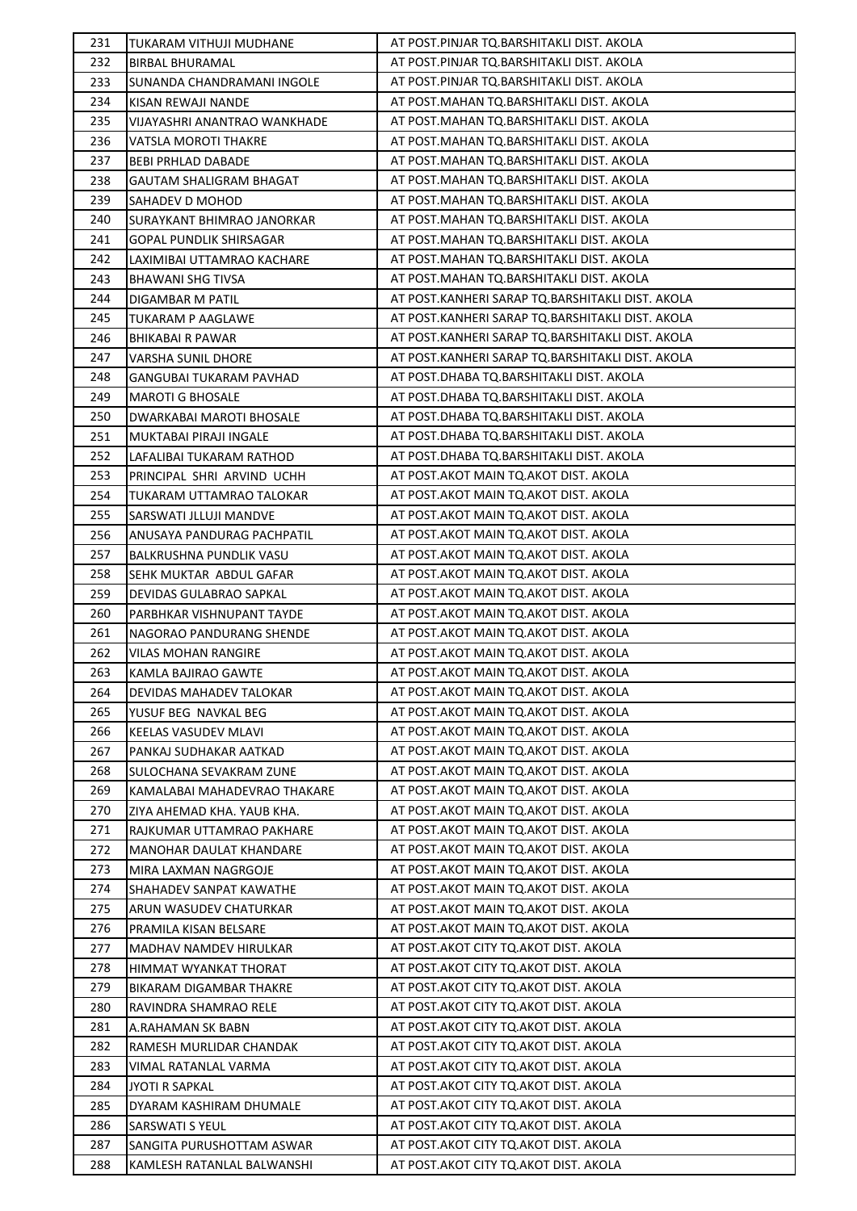| 231 | TUKARAM VITHUJI MUDHANE | AT POST.PINJAR TQ.BARSHITAKLI DIST. AKOLA |
|---|---|---|
| 232 | BIRBAL BHURAMAL | AT POST.PINJAR TQ.BARSHITAKLI DIST. AKOLA |
| 233 | SUNANDA CHANDRAMANI INGOLE | AT POST.PINJAR TQ.BARSHITAKLI DIST. AKOLA |
| 234 | KISAN REWAJI NANDE | AT POST.MAHAN TQ.BARSHITAKLI DIST. AKOLA |
| 235 | VIJAYASHRI ANANTRAO WANKHADE | AT POST.MAHAN TQ.BARSHITAKLI DIST. AKOLA |
| 236 | VATSLA MOROTI THAKRE | AT POST.MAHAN TQ.BARSHITAKLI DIST. AKOLA |
| 237 | BEBI PRHLAD DABADE | AT POST.MAHAN TQ.BARSHITAKLI DIST. AKOLA |
| 238 | GAUTAM SHALIGRAM BHAGAT | AT POST.MAHAN TQ.BARSHITAKLI DIST. AKOLA |
| 239 | SAHADEV D MOHOD | AT POST.MAHAN TQ.BARSHITAKLI DIST. AKOLA |
| 240 | SURAYKANT BHIMRAO JANORKAR | AT POST.MAHAN TQ.BARSHITAKLI DIST. AKOLA |
| 241 | GOPAL PUNDLIK SHIRSAGAR | AT POST.MAHAN TQ.BARSHITAKLI DIST. AKOLA |
| 242 | LAXIMIBAI UTTAMRAO KACHARE | AT POST.MAHAN TQ.BARSHITAKLI DIST. AKOLA |
| 243 | BHAWANI SHG TIVSA | AT POST.MAHAN TQ.BARSHITAKLI DIST. AKOLA |
| 244 | DIGAMBAR M PATIL | AT POST.KANHERI SARAP TQ.BARSHITAKLI DIST. AKOLA |
| 245 | TUKARAM P AAGLAWE | AT POST.KANHERI SARAP TQ.BARSHITAKLI DIST. AKOLA |
| 246 | BHIKABAI R PAWAR | AT POST.KANHERI SARAP TQ.BARSHITAKLI DIST. AKOLA |
| 247 | VARSHA SUNIL DHORE | AT POST.KANHERI SARAP TQ.BARSHITAKLI DIST. AKOLA |
| 248 | GANGUBAI TUKARAM PAVHAD | AT POST.DHABA TQ.BARSHITAKLI DIST. AKOLA |
| 249 | MAROTI G BHOSALE | AT POST.DHABA TQ.BARSHITAKLI DIST. AKOLA |
| 250 | DWARKABAI MAROTI BHOSALE | AT POST.DHABA TQ.BARSHITAKLI DIST. AKOLA |
| 251 | MUKTABAI PIRAJI INGALE | AT POST.DHABA TQ.BARSHITAKLI DIST. AKOLA |
| 252 | LAFALIBAI TUKARAM RATHOD | AT POST.DHABA TQ.BARSHITAKLI DIST. AKOLA |
| 253 | PRINCIPAL SHRI ARVIND UCHH | AT POST.AKOT MAIN TQ.AKOT DIST. AKOLA |
| 254 | TUKARAM UTTAMRAO TALOKAR | AT POST.AKOT MAIN TQ.AKOT DIST. AKOLA |
| 255 | SARSWATI JLLUJI MANDVE | AT POST.AKOT MAIN TQ.AKOT DIST. AKOLA |
| 256 | ANUSAYA PANDURAG PACHPATIL | AT POST.AKOT MAIN TQ.AKOT DIST. AKOLA |
| 257 | BALKRUSHNA PUNDLIK VASU | AT POST.AKOT MAIN TQ.AKOT DIST. AKOLA |
| 258 | SEHK MUKTAR ABDUL GAFAR | AT POST.AKOT MAIN TQ.AKOT DIST. AKOLA |
| 259 | DEVIDAS GULABRAO SAPKAL | AT POST.AKOT MAIN TQ.AKOT DIST. AKOLA |
| 260 | PARBHKAR VISHNUPANT TAYDE | AT POST.AKOT MAIN TQ.AKOT DIST. AKOLA |
| 261 | NAGORAO PANDURANG SHENDE | AT POST.AKOT MAIN TQ.AKOT DIST. AKOLA |
| 262 | VILAS MOHAN RANGIRE | AT POST.AKOT MAIN TQ.AKOT DIST. AKOLA |
| 263 | KAMLA BAJIRAO GAWTE | AT POST.AKOT MAIN TQ.AKOT DIST. AKOLA |
| 264 | DEVIDAS MAHADEV TALOKAR | AT POST.AKOT MAIN TQ.AKOT DIST. AKOLA |
| 265 | YUSUF BEG NAVKAL BEG | AT POST.AKOT MAIN TQ.AKOT DIST. AKOLA |
| 266 | KEELAS VASUDEV MLAVI | AT POST.AKOT MAIN TQ.AKOT DIST. AKOLA |
| 267 | PANKAJ SUDHAKAR AATKAD | AT POST.AKOT MAIN TQ.AKOT DIST. AKOLA |
| 268 | SULOCHANA SEVAKRAM ZUNE | AT POST.AKOT MAIN TQ.AKOT DIST. AKOLA |
| 269 | KAMALABAI MAHADEVRAO THAKARE | AT POST.AKOT MAIN TQ.AKOT DIST. AKOLA |
| 270 | ZIYA AHEMAD KHA. YAUB KHA. | AT POST.AKOT MAIN TQ.AKOT DIST. AKOLA |
| 271 | RAJKUMAR UTTAMRAO PAKHARE | AT POST.AKOT MAIN TQ.AKOT DIST. AKOLA |
| 272 | MANOHAR DAULAT KHANDARE | AT POST.AKOT MAIN TQ.AKOT DIST. AKOLA |
| 273 | MIRA LAXMAN NAGRGOJE | AT POST.AKOT MAIN TQ.AKOT DIST. AKOLA |
| 274 | SHAHADEV SANPAT KAWATHE | AT POST.AKOT MAIN TQ.AKOT DIST. AKOLA |
| 275 | ARUN WASUDEV CHATURKAR | AT POST.AKOT MAIN TQ.AKOT DIST. AKOLA |
| 276 | PRAMILA KISAN BELSARE | AT POST.AKOT MAIN TQ.AKOT DIST. AKOLA |
| 277 | MADHAV NAMDEV HIRULKAR | AT POST.AKOT CITY TQ.AKOT DIST. AKOLA |
| 278 | HIMMAT WYANKAT THORAT | AT POST.AKOT CITY TQ.AKOT DIST. AKOLA |
| 279 | BIKARAM DIGAMBAR THAKRE | AT POST.AKOT CITY TQ.AKOT DIST. AKOLA |
| 280 | RAVINDRA SHAMRAO RELE | AT POST.AKOT CITY TQ.AKOT DIST. AKOLA |
| 281 | A.RAHAMAN SK BABN | AT POST.AKOT CITY TQ.AKOT DIST. AKOLA |
| 282 | RAMESH MURLIDAR CHANDAK | AT POST.AKOT CITY TQ.AKOT DIST. AKOLA |
| 283 | VIMAL RATANLAL VARMA | AT POST.AKOT CITY TQ.AKOT DIST. AKOLA |
| 284 | JYOTI R SAPKAL | AT POST.AKOT CITY TQ.AKOT DIST. AKOLA |
| 285 | DYARAM KASHIRAM DHUMALE | AT POST.AKOT CITY TQ.AKOT DIST. AKOLA |
| 286 | SARSWATI S YEUL | AT POST.AKOT CITY TQ.AKOT DIST. AKOLA |
| 287 | SANGITA PURUSHOTTAM ASWAR | AT POST.AKOT CITY TQ.AKOT DIST. AKOLA |
| 288 | KAMLESH RATANLAL BALWANSHI | AT POST.AKOT CITY TQ.AKOT DIST. AKOLA |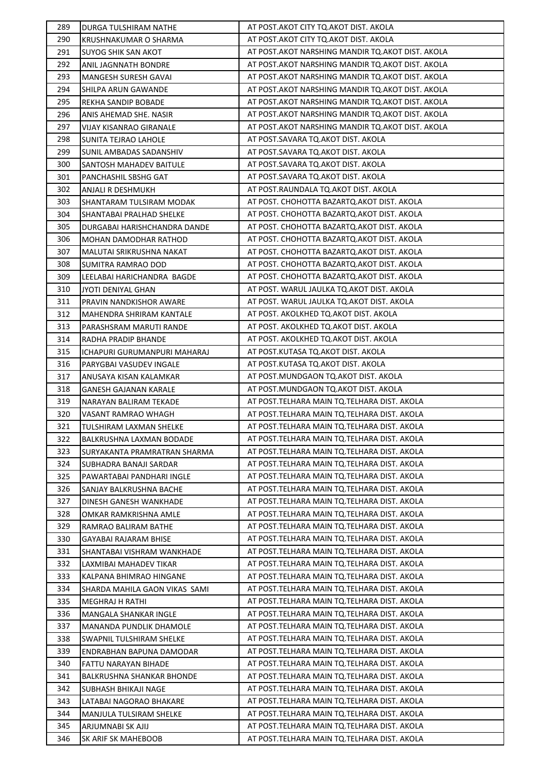| 289 | DURGA TULSHIRAM NATHE | AT POST.AKOT CITY TQ.AKOT DIST. AKOLA |
|---|---|---|
| 290 | KRUSHNAKUMAR O SHARMA | AT POST.AKOT CITY TQ.AKOT DIST. AKOLA |
| 291 | SUYOG SHIK SAN AKOT | AT POST.AKOT NARSHING MANDIR TQ.AKOT DIST. AKOLA |
| 292 | ANIL JAGNNATH BONDRE | AT POST.AKOT NARSHING MANDIR TQ.AKOT DIST. AKOLA |
| 293 | MANGESH SURESH GAVAI | AT POST.AKOT NARSHING MANDIR TQ.AKOT DIST. AKOLA |
| 294 | SHILPA ARUN GAWANDE | AT POST.AKOT NARSHING MANDIR TQ.AKOT DIST. AKOLA |
| 295 | REKHA SANDIP BOBADE | AT POST.AKOT NARSHING MANDIR TQ.AKOT DIST. AKOLA |
| 296 | ANIS AHEMAD SHE. NASIR | AT POST.AKOT NARSHING MANDIR TQ.AKOT DIST. AKOLA |
| 297 | VIJAY KISANRAO GIRANALE | AT POST.AKOT NARSHING MANDIR TQ.AKOT DIST. AKOLA |
| 298 | SUNITA TEJRAO LAHOLE | AT POST.SAVARA TQ.AKOT DIST. AKOLA |
| 299 | SUNIL AMBADAS SADANSHIV | AT POST.SAVARA TQ.AKOT DIST. AKOLA |
| 300 | SANTOSH MAHADEV BAITULE | AT POST.SAVARA TQ.AKOT DIST. AKOLA |
| 301 | PANCHASHIL SBSHG GAT | AT POST.SAVARA TQ.AKOT DIST. AKOLA |
| 302 | ANJALI R DESHMUKH | AT POST.RAUNDALA TQ.AKOT DIST. AKOLA |
| 303 | SHANTARAM TULSIRAM MODAK | AT POST. CHOHOTTA BAZARTQ.AKOT DIST. AKOLA |
| 304 | SHANTABAI PRALHAD SHELKE | AT POST. CHOHOTTA BAZARTQ.AKOT DIST. AKOLA |
| 305 | DURGABAI HARISHCHANDRA DANDE | AT POST. CHOHOTTA BAZARTQ.AKOT DIST. AKOLA |
| 306 | MOHAN DAMODHAR RATHOD | AT POST. CHOHOTTA BAZARTQ.AKOT DIST. AKOLA |
| 307 | MALUTAI SRIKRUSHNA NAKAT | AT POST. CHOHOTTA BAZARTQ.AKOT DIST. AKOLA |
| 308 | SUMITRA RAMRAO DOD | AT POST. CHOHOTTA BAZARTQ.AKOT DIST. AKOLA |
| 309 | LEELABAI HARICHANDRA BAGDE | AT POST. CHOHOTTA BAZARTQ.AKOT DIST. AKOLA |
| 310 | JYOTI DENIYAL GHAN | AT POST. WARUL JAULKA TQ.AKOT DIST. AKOLA |
| 311 | PRAVIN NANDKISHOR AWARE | AT POST. WARUL JAULKA TQ.AKOT DIST. AKOLA |
| 312 | MAHENDRA SHRIRAM KANTALE | AT POST. AKOLKHED TQ.AKOT DIST. AKOLA |
| 313 | PARASHSRAM MARUTI RANDE | AT POST. AKOLKHED TQ.AKOT DIST. AKOLA |
| 314 | RADHA PRADIP BHANDE | AT POST. AKOLKHED TQ.AKOT DIST. AKOLA |
| 315 | ICHAPURI GURUMANPURI MAHARAJ | AT POST.KUTASA TQ.AKOT DIST. AKOLA |
| 316 | PARYGBAI VASUDEV INGALE | AT POST.KUTASA TQ.AKOT DIST. AKOLA |
| 317 | ANUSAYA KISAN KALAMKAR | AT POST.MUNDGAON TQ.AKOT DIST. AKOLA |
| 318 | GANESH GAJANAN KARALE | AT POST.MUNDGAON TQ.AKOT DIST. AKOLA |
| 319 | NARAYAN BALIRAM TEKADE | AT POST.TELHARA MAIN TQ.TELHARA DIST. AKOLA |
| 320 | VASANT RAMRAO WHAGH | AT POST.TELHARA MAIN TQ.TELHARA DIST. AKOLA |
| 321 | TULSHIRAM LAXMAN SHELKE | AT POST.TELHARA MAIN TQ.TELHARA DIST. AKOLA |
| 322 | BALKRUSHNA LAXMAN BODADE | AT POST.TELHARA MAIN TQ.TELHARA DIST. AKOLA |
| 323 | SURYAKANTA PRAMRATRAN SHARMA | AT POST.TELHARA MAIN TQ.TELHARA DIST. AKOLA |
| 324 | SUBHADRA BANAJI SARDAR | AT POST.TELHARA MAIN TQ.TELHARA DIST. AKOLA |
| 325 | PAWARTABAI PANDHARI INGLE | AT POST.TELHARA MAIN TQ.TELHARA DIST. AKOLA |
| 326 | SANJAY BALKRUSHNA BACHE | AT POST.TELHARA MAIN TQ.TELHARA DIST. AKOLA |
| 327 | DINESH GANESH WANKHADE | AT POST.TELHARA MAIN TQ.TELHARA DIST. AKOLA |
| 328 | OMKAR RAMKRISHNA AMLE | AT POST.TELHARA MAIN TQ.TELHARA DIST. AKOLA |
| 329 | RAMRAO BALIRAM BATHE | AT POST.TELHARA MAIN TQ.TELHARA DIST. AKOLA |
| 330 | GAYABAI RAJARAM BHISE | AT POST.TELHARA MAIN TQ.TELHARA DIST. AKOLA |
| 331 | SHANTABAI VISHRAM WANKHADE | AT POST.TELHARA MAIN TQ.TELHARA DIST. AKOLA |
| 332 | LAXMIBAI MAHADEV TIKAR | AT POST.TELHARA MAIN TQ.TELHARA DIST. AKOLA |
| 333 | KALPANA BHIMRAO HINGANE | AT POST.TELHARA MAIN TQ.TELHARA DIST. AKOLA |
| 334 | SHARDA MAHILA GAON VIKAS SAMI | AT POST.TELHARA MAIN TQ.TELHARA DIST. AKOLA |
| 335 | MEGHRAJ H RATHI | AT POST.TELHARA MAIN TQ.TELHARA DIST. AKOLA |
| 336 | MANGALA SHANKAR INGLE | AT POST.TELHARA MAIN TQ.TELHARA DIST. AKOLA |
| 337 | MANANDA PUNDLIK DHAMOLE | AT POST.TELHARA MAIN TQ.TELHARA DIST. AKOLA |
| 338 | SWAPNIL TULSHIRAM SHELKE | AT POST.TELHARA MAIN TQ.TELHARA DIST. AKOLA |
| 339 | ENDRABHAN BAPUNA DAMODAR | AT POST.TELHARA MAIN TQ.TELHARA DIST. AKOLA |
| 340 | FATTU NARAYAN BIHADE | AT POST.TELHARA MAIN TQ.TELHARA DIST. AKOLA |
| 341 | BALKRUSHNA SHANKAR BHONDE | AT POST.TELHARA MAIN TQ.TELHARA DIST. AKOLA |
| 342 | SUBHASH BHIKAJI NAGE | AT POST.TELHARA MAIN TQ.TELHARA DIST. AKOLA |
| 343 | LATABAI NAGORAO BHAKARE | AT POST.TELHARA MAIN TQ.TELHARA DIST. AKOLA |
| 344 | MANJULA TULSIRAM SHELKE | AT POST.TELHARA MAIN TQ.TELHARA DIST. AKOLA |
| 345 | ARJUMNABI SK AJIJ | AT POST.TELHARA MAIN TQ.TELHARA DIST. AKOLA |
| 346 | SK ARIF SK MAHEBOOB | AT POST.TELHARA MAIN TQ.TELHARA DIST. AKOLA |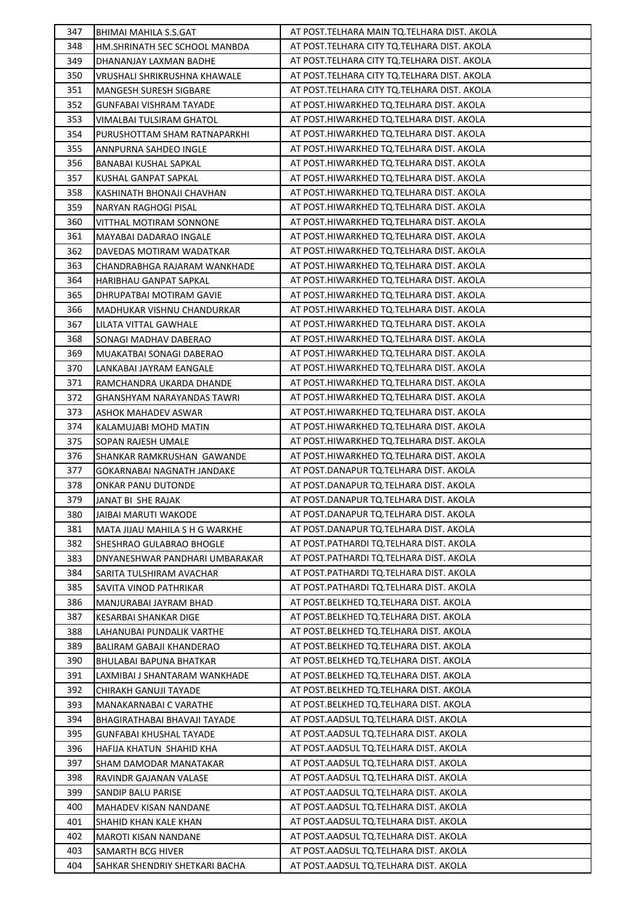| 347 | BHIMAI MAHILA S.S.GAT | AT POST.TELHARA MAIN TQ.TELHARA DIST. AKOLA |
|---|---|---|
| 348 | HM.SHRINATH SEC SCHOOL MANBDA | AT POST.TELHARA CITY TQ.TELHARA DIST. AKOLA |
| 349 | DHANANJAY LAXMAN BADHE | AT POST.TELHARA CITY TQ.TELHARA DIST. AKOLA |
| 350 | VRUSHALI SHRIKRUSHNA KHAWALE | AT POST.TELHARA CITY TQ.TELHARA DIST. AKOLA |
| 351 | MANGESH SURESH SIGBARE | AT POST.TELHARA CITY TQ.TELHARA DIST. AKOLA |
| 352 | GUNFABAI VISHRAM TAYADE | AT POST.HIWARKHED TQ.TELHARA DIST. AKOLA |
| 353 | VIMALBAI TULSIRAM GHATOL | AT POST.HIWARKHED TQ.TELHARA DIST. AKOLA |
| 354 | PURUSHOTTAM SHAM RATNAPARKHI | AT POST.HIWARKHED TQ.TELHARA DIST. AKOLA |
| 355 | ANNPURNA SAHDEO INGLE | AT POST.HIWARKHED TQ.TELHARA DIST. AKOLA |
| 356 | BANABAI KUSHAL SAPKAL | AT POST.HIWARKHED TQ.TELHARA DIST. AKOLA |
| 357 | KUSHAL GANPAT SAPKAL | AT POST.HIWARKHED TQ.TELHARA DIST. AKOLA |
| 358 | KASHINATH BHONAJI CHAVHAN | AT POST.HIWARKHED TQ.TELHARA DIST. AKOLA |
| 359 | NARYAN RAGHOGI PISAL | AT POST.HIWARKHED TQ.TELHARA DIST. AKOLA |
| 360 | VITTHAL MOTIRAM SONNONE | AT POST.HIWARKHED TQ.TELHARA DIST. AKOLA |
| 361 | MAYABAI DADARAO INGALE | AT POST.HIWARKHED TQ.TELHARA DIST. AKOLA |
| 362 | DAVEDAS MOTIRAM WADATKAR | AT POST.HIWARKHED TQ.TELHARA DIST. AKOLA |
| 363 | CHANDRABHGA RAJARAM WANKHADE | AT POST.HIWARKHED TQ.TELHARA DIST. AKOLA |
| 364 | HARIBHAU GANPAT SAPKAL | AT POST.HIWARKHED TQ.TELHARA DIST. AKOLA |
| 365 | DHRUPATBAI MOTIRAM GAVIE | AT POST.HIWARKHED TQ.TELHARA DIST. AKOLA |
| 366 | MADHUKAR VISHNU CHANDURKAR | AT POST.HIWARKHED TQ.TELHARA DIST. AKOLA |
| 367 | LILATA VITTAL GAWHALE | AT POST.HIWARKHED TQ.TELHARA DIST. AKOLA |
| 368 | SONAGI MADHAV DABERAO | AT POST.HIWARKHED TQ.TELHARA DIST. AKOLA |
| 369 | MUAKATBAI SONAGI DABERAO | AT POST.HIWARKHED TQ.TELHARA DIST. AKOLA |
| 370 | LANKABAI JAYRAM EANGALE | AT POST.HIWARKHED TQ.TELHARA DIST. AKOLA |
| 371 | RAMCHANDRA UKARDA DHANDE | AT POST.HIWARKHED TQ.TELHARA DIST. AKOLA |
| 372 | GHANSHYAM NARAYANDAS TAWRI | AT POST.HIWARKHED TQ.TELHARA DIST. AKOLA |
| 373 | ASHOK MAHADEV ASWAR | AT POST.HIWARKHED TQ.TELHARA DIST. AKOLA |
| 374 | KALAMUJABI MOHD MATIN | AT POST.HIWARKHED TQ.TELHARA DIST. AKOLA |
| 375 | SOPAN RAJESH UMALE | AT POST.HIWARKHED TQ.TELHARA DIST. AKOLA |
| 376 | SHANKAR RAMKRUSHAN GAWANDE | AT POST.HIWARKHED TQ.TELHARA DIST. AKOLA |
| 377 | GOKARNABAI NAGNATH JANDAKE | AT POST.DANAPUR TQ.TELHARA DIST. AKOLA |
| 378 | ONKAR PANU DUTONDE | AT POST.DANAPUR TQ.TELHARA DIST. AKOLA |
| 379 | JANAT BI SHE RAJAK | AT POST.DANAPUR TQ.TELHARA DIST. AKOLA |
| 380 | JAIBAI MARUTI WAKODE | AT POST.DANAPUR TQ.TELHARA DIST. AKOLA |
| 381 | MATA JIJAU MAHILA S H G WARKHE | AT POST.DANAPUR TQ.TELHARA DIST. AKOLA |
| 382 | SHESHRAO GULABRAO BHOGLE | AT POST.PATHARDI TQ.TELHARA DIST. AKOLA |
| 383 | DNYANESHWAR PANDHARI UMBARAKAR | AT POST.PATHARDI TQ.TELHARA DIST. AKOLA |
| 384 | SARITA TULSHIRAM AVACHAR | AT POST.PATHARDI TQ.TELHARA DIST. AKOLA |
| 385 | SAVITA VINOD PATHRIKAR | AT POST.PATHARDI TQ.TELHARA DIST. AKOLA |
| 386 | MANJURABAI JAYRAM BHAD | AT POST.BELKHED TQ.TELHARA DIST. AKOLA |
| 387 | KESARBAI SHANKAR DIGE | AT POST.BELKHED TQ.TELHARA DIST. AKOLA |
| 388 | LAHANUBAI PUNDALIK VARTHE | AT POST.BELKHED TQ.TELHARA DIST. AKOLA |
| 389 | BALIRAM GABAJI KHANDERAO | AT POST.BELKHED TQ.TELHARA DIST. AKOLA |
| 390 | BHULABAI BAPUNA BHATKAR | AT POST.BELKHED TQ.TELHARA DIST. AKOLA |
| 391 | LAXMIBAI J SHANTARAM WANKHADE | AT POST.BELKHED TQ.TELHARA DIST. AKOLA |
| 392 | CHIRAKH GANUJI TAYADE | AT POST.BELKHED TQ.TELHARA DIST. AKOLA |
| 393 | MANAKARNABAI C VARATHE | AT POST.BELKHED TQ.TELHARA DIST. AKOLA |
| 394 | BHAGIRATHABAI BHAVAJI TAYADE | AT POST.AADSUL TQ.TELHARA DIST. AKOLA |
| 395 | GUNFABAI KHUSHAL TAYADE | AT POST.AADSUL TQ.TELHARA DIST. AKOLA |
| 396 | HAFIJA KHATUN SHAHID KHA | AT POST.AADSUL TQ.TELHARA DIST. AKOLA |
| 397 | SHAM DAMODAR MANATAKAR | AT POST.AADSUL TQ.TELHARA DIST. AKOLA |
| 398 | RAVINDR GAJANAN VALASE | AT POST.AADSUL TQ.TELHARA DIST. AKOLA |
| 399 | SANDIP BALU PARISE | AT POST.AADSUL TQ.TELHARA DIST. AKOLA |
| 400 | MAHADEV KISAN NANDANE | AT POST.AADSUL TQ.TELHARA DIST. AKOLA |
| 401 | SHAHID KHAN KALE KHAN | AT POST.AADSUL TQ.TELHARA DIST. AKOLA |
| 402 | MAROTI KISAN NANDANE | AT POST.AADSUL TQ.TELHARA DIST. AKOLA |
| 403 | SAMARTH BCG HIVER | AT POST.AADSUL TQ.TELHARA DIST. AKOLA |
| 404 | SAHKAR SHENDRIY SHETKARI BACHA | AT POST.AADSUL TQ.TELHARA DIST. AKOLA |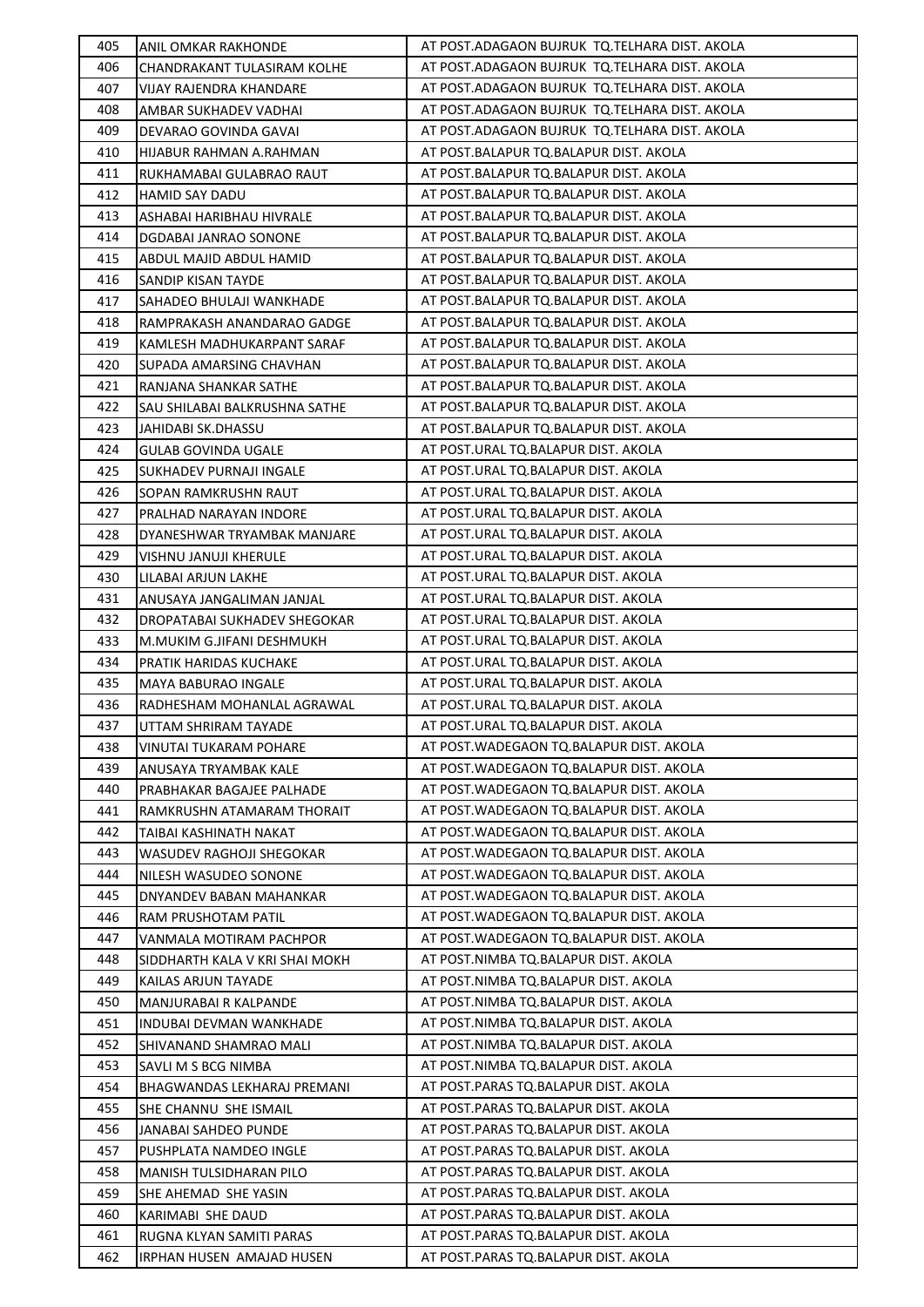| | | |
|---|---|---|
| 405 | ANIL OMKAR RAKHONDE | AT POST.ADAGAON BUJRUK TQ.TELHARA DIST. AKOLA |
| 406 | CHANDRAKANT TULASIRAM KOLHE | AT POST.ADAGAON BUJRUK TQ.TELHARA DIST. AKOLA |
| 407 | VIJAY RAJENDRA KHANDARE | AT POST.ADAGAON BUJRUK TQ.TELHARA DIST. AKOLA |
| 408 | AMBAR SUKHADEV VADHAI | AT POST.ADAGAON BUJRUK TQ.TELHARA DIST. AKOLA |
| 409 | DEVARAO GOVINDA GAVAI | AT POST.ADAGAON BUJRUK TQ.TELHARA DIST. AKOLA |
| 410 | HIJABUR RAHMAN A.RAHMAN | AT POST.BALAPUR TQ.BALAPUR DIST. AKOLA |
| 411 | RUKHAMABAI GULABRAO RAUT | AT POST.BALAPUR TQ.BALAPUR DIST. AKOLA |
| 412 | HAMID SAY DADU | AT POST.BALAPUR TQ.BALAPUR DIST. AKOLA |
| 413 | ASHABAI HARIBHAU HIVRALE | AT POST.BALAPUR TQ.BALAPUR DIST. AKOLA |
| 414 | DGDABAI JANRAO SONONE | AT POST.BALAPUR TQ.BALAPUR DIST. AKOLA |
| 415 | ABDUL MAJID ABDUL HAMID | AT POST.BALAPUR TQ.BALAPUR DIST. AKOLA |
| 416 | SANDIP KISAN TAYDE | AT POST.BALAPUR TQ.BALAPUR DIST. AKOLA |
| 417 | SAHADEO BHULAJI WANKHADE | AT POST.BALAPUR TQ.BALAPUR DIST. AKOLA |
| 418 | RAMPRAKASH ANANDARAO GADGE | AT POST.BALAPUR TQ.BALAPUR DIST. AKOLA |
| 419 | KAMLESH MADHUKARPANT SARAF | AT POST.BALAPUR TQ.BALAPUR DIST. AKOLA |
| 420 | SUPADA AMARSING CHAVHAN | AT POST.BALAPUR TQ.BALAPUR DIST. AKOLA |
| 421 | RANJANA SHANKAR SATHE | AT POST.BALAPUR TQ.BALAPUR DIST. AKOLA |
| 422 | SAU SHILABAI BALKRUSHNA SATHE | AT POST.BALAPUR TQ.BALAPUR DIST. AKOLA |
| 423 | JAHIDABI SK.DHASSU | AT POST.BALAPUR TQ.BALAPUR DIST. AKOLA |
| 424 | GULAB GOVINDA UGALE | AT POST.URAL TQ.BALAPUR DIST. AKOLA |
| 425 | SUKHADEV PURNAJI INGALE | AT POST.URAL TQ.BALAPUR DIST. AKOLA |
| 426 | SOPAN RAMKRUSHN RAUT | AT POST.URAL TQ.BALAPUR DIST. AKOLA |
| 427 | PRALHAD NARAYAN INDORE | AT POST.URAL TQ.BALAPUR DIST. AKOLA |
| 428 | DYANESHWAR TRYAMBAK MANJARE | AT POST.URAL TQ.BALAPUR DIST. AKOLA |
| 429 | VISHNU JANUJI KHERULE | AT POST.URAL TQ.BALAPUR DIST. AKOLA |
| 430 | LILABAI ARJUN LAKHE | AT POST.URAL TQ.BALAPUR DIST. AKOLA |
| 431 | ANUSAYA JANGALIMAN JANJAL | AT POST.URAL TQ.BALAPUR DIST. AKOLA |
| 432 | DROPATABAI SUKHADEV SHEGOKAR | AT POST.URAL TQ.BALAPUR DIST. AKOLA |
| 433 | M.MUKIM G.JIFANI DESHMUKH | AT POST.URAL TQ.BALAPUR DIST. AKOLA |
| 434 | PRATIK HARIDAS KUCHAKE | AT POST.URAL TQ.BALAPUR DIST. AKOLA |
| 435 | MAYA BABURAO INGALE | AT POST.URAL TQ.BALAPUR DIST. AKOLA |
| 436 | RADHESHAM MOHANLAL AGRAWAL | AT POST.URAL TQ.BALAPUR DIST. AKOLA |
| 437 | UTTAM SHRIRAM TAYADE | AT POST.URAL TQ.BALAPUR DIST. AKOLA |
| 438 | VINUTAI TUKARAM POHARE | AT POST.WADEGAON TQ.BALAPUR DIST. AKOLA |
| 439 | ANUSAYA TRYAMBAK KALE | AT POST.WADEGAON TQ.BALAPUR DIST. AKOLA |
| 440 | PRABHAKAR BAGAJEE PALHADE | AT POST.WADEGAON TQ.BALAPUR DIST. AKOLA |
| 441 | RAMKRUSHN ATAMARAM THORAIT | AT POST.WADEGAON TQ.BALAPUR DIST. AKOLA |
| 442 | TAIBAI KASHINATH NAKAT | AT POST.WADEGAON TQ.BALAPUR DIST. AKOLA |
| 443 | WASUDEV RAGHOJI SHEGOKAR | AT POST.WADEGAON TQ.BALAPUR DIST. AKOLA |
| 444 | NILESH WASUDEO SONONE | AT POST.WADEGAON TQ.BALAPUR DIST. AKOLA |
| 445 | DNYANDEV BABAN MAHANKAR | AT POST.WADEGAON TQ.BALAPUR DIST. AKOLA |
| 446 | RAM PRUSHOTAM PATIL | AT POST.WADEGAON TQ.BALAPUR DIST. AKOLA |
| 447 | VANMALA MOTIRAM PACHPOR | AT POST.WADEGAON TQ.BALAPUR DIST. AKOLA |
| 448 | SIDDHARTH KALA V KRI SHAI MOKH | AT POST.NIMBA TQ.BALAPUR DIST. AKOLA |
| 449 | KAILAS ARJUN TAYDE | AT POST.NIMBA TQ.BALAPUR DIST. AKOLA |
| 450 | MANJURABAI R KALPANDE | AT POST.NIMBA TQ.BALAPUR DIST. AKOLA |
| 451 | INDUBAI DEVMAN WANKHADE | AT POST.NIMBA TQ.BALAPUR DIST. AKOLA |
| 452 | SHIVANAND SHAMRAO MALI | AT POST.NIMBA TQ.BALAPUR DIST. AKOLA |
| 453 | SAVLI M S BCG NIMBA | AT POST.NIMBA TQ.BALAPUR DIST. AKOLA |
| 454 | BHAGWANDAS LEKHARAJ PREMANI | AT POST.PARAS TQ.BALAPUR DIST. AKOLA |
| 455 | SHE CHANNU SHE ISMAIL | AT POST.PARAS TQ.BALAPUR DIST. AKOLA |
| 456 | JANABAI SAHDEO PUNDE | AT POST.PARAS TQ.BALAPUR DIST. AKOLA |
| 457 | PUSHPLATA NAMDEO INGLE | AT POST.PARAS TQ.BALAPUR DIST. AKOLA |
| 458 | MANISH TULSIDHARAN PILO | AT POST.PARAS TQ.BALAPUR DIST. AKOLA |
| 459 | SHE AHEMAD SHE YASIN | AT POST.PARAS TQ.BALAPUR DIST. AKOLA |
| 460 | KARIMABI SHE DAUD | AT POST.PARAS TQ.BALAPUR DIST. AKOLA |
| 461 | RUGNA KLYAN SAMITI PARAS | AT POST.PARAS TQ.BALAPUR DIST. AKOLA |
| 462 | IRPHAN HUSEN AMAJAD HUSEN | AT POST.PARAS TQ.BALAPUR DIST. AKOLA |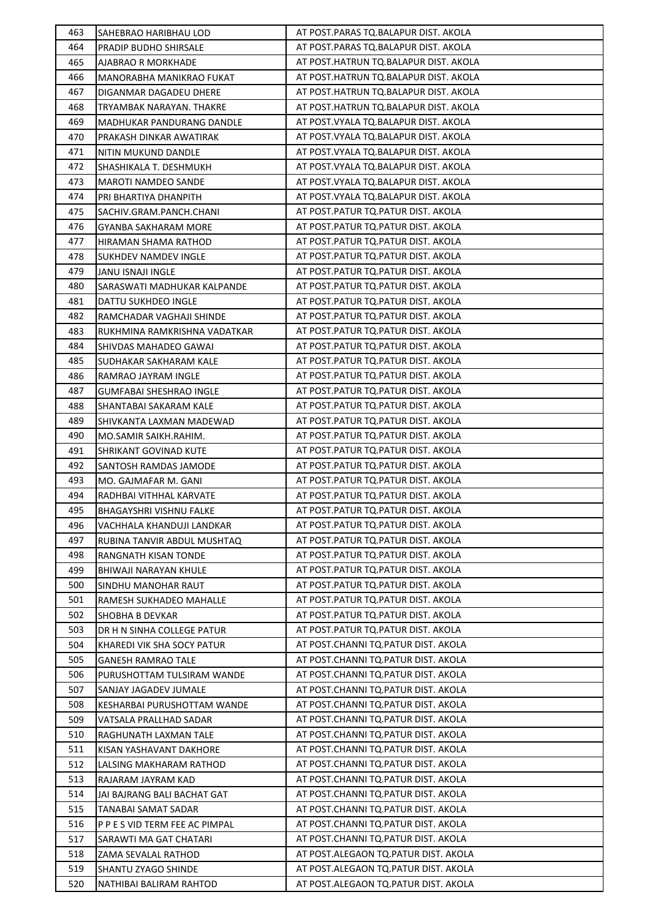| 463 | SAHEBRAO HARIBHAU LOD | AT POST.PARAS TQ.BALAPUR DIST. AKOLA |
|---|---|---|
| 464 | PRADIP BUDHO SHIRSALE | AT POST.PARAS TQ.BALAPUR DIST. AKOLA |
| 465 | AJABRAO R MORKHADE | AT POST.HATRUN TQ.BALAPUR DIST. AKOLA |
| 466 | MANORABHA MANIKRAO FUKAT | AT POST.HATRUN TQ.BALAPUR DIST. AKOLA |
| 467 | DIGANMAR DAGADEU DHERE | AT POST.HATRUN TQ.BALAPUR DIST. AKOLA |
| 468 | TRYAMBAK NARAYAN. THAKRE | AT POST.HATRUN TQ.BALAPUR DIST. AKOLA |
| 469 | MADHUKAR PANDURANG DANDLE | AT POST.VYALA TQ.BALAPUR DIST. AKOLA |
| 470 | PRAKASH DINKAR AWATIRAK | AT POST.VYALA TQ.BALAPUR DIST. AKOLA |
| 471 | NITIN MUKUND DANDLE | AT POST.VYALA TQ.BALAPUR DIST. AKOLA |
| 472 | SHASHIKALA T. DESHMUKH | AT POST.VYALA TQ.BALAPUR DIST. AKOLA |
| 473 | MAROTI NAMDEO SANDE | AT POST.VYALA TQ.BALAPUR DIST. AKOLA |
| 474 | PRI BHARTIYA DHANPITH | AT POST.VYALA TQ.BALAPUR DIST. AKOLA |
| 475 | SACHIV.GRAM.PANCH.CHANI | AT POST.PATUR TQ.PATUR DIST. AKOLA |
| 476 | GYANBA SAKHARAM MORE | AT POST.PATUR TQ.PATUR DIST. AKOLA |
| 477 | HIRAMAN SHAMA RATHOD | AT POST.PATUR TQ.PATUR DIST. AKOLA |
| 478 | SUKHDEV NAMDEV INGLE | AT POST.PATUR TQ.PATUR DIST. AKOLA |
| 479 | JANU ISNAJI INGLE | AT POST.PATUR TQ.PATUR DIST. AKOLA |
| 480 | SARASWATI MADHUKAR KALPANDE | AT POST.PATUR TQ.PATUR DIST. AKOLA |
| 481 | DATTU SUKHDEO INGLE | AT POST.PATUR TQ.PATUR DIST. AKOLA |
| 482 | RAMCHADAR VAGHAJI SHINDE | AT POST.PATUR TQ.PATUR DIST. AKOLA |
| 483 | RUKHMINA RAMKRISHNA VADATKAR | AT POST.PATUR TQ.PATUR DIST. AKOLA |
| 484 | SHIVDAS MAHADEO GAWAI | AT POST.PATUR TQ.PATUR DIST. AKOLA |
| 485 | SUDHAKAR SAKHARAM KALE | AT POST.PATUR TQ.PATUR DIST. AKOLA |
| 486 | RAMRAO JAYRAM INGLE | AT POST.PATUR TQ.PATUR DIST. AKOLA |
| 487 | GUMFABAI SHESHRAO INGLE | AT POST.PATUR TQ.PATUR DIST. AKOLA |
| 488 | SHANTABAI SAKARAM KALE | AT POST.PATUR TQ.PATUR DIST. AKOLA |
| 489 | SHIVKANTA LAXMAN MADEWAD | AT POST.PATUR TQ.PATUR DIST. AKOLA |
| 490 | MO.SAMIR SAIKH.RAHIM. | AT POST.PATUR TQ.PATUR DIST. AKOLA |
| 491 | SHRIKANT GOVINAD KUTE | AT POST.PATUR TQ.PATUR DIST. AKOLA |
| 492 | SANTOSH RAMDAS JAMODE | AT POST.PATUR TQ.PATUR DIST. AKOLA |
| 493 | MO. GAJMAFAR M. GANI | AT POST.PATUR TQ.PATUR DIST. AKOLA |
| 494 | RADHBAI VITHHAL KARVATE | AT POST.PATUR TQ.PATUR DIST. AKOLA |
| 495 | BHAGAYSHRI VISHNU FALKE | AT POST.PATUR TQ.PATUR DIST. AKOLA |
| 496 | VACHHALA KHANDUJI LANDKAR | AT POST.PATUR TQ.PATUR DIST. AKOLA |
| 497 | RUBINA TANVIR ABDUL MUSHTAQ | AT POST.PATUR TQ.PATUR DIST. AKOLA |
| 498 | RANGNATH KISAN TONDE | AT POST.PATUR TQ.PATUR DIST. AKOLA |
| 499 | BHIWAJI NARAYAN KHULE | AT POST.PATUR TQ.PATUR DIST. AKOLA |
| 500 | SINDHU MANOHAR RAUT | AT POST.PATUR TQ.PATUR DIST. AKOLA |
| 501 | RAMESH SUKHADEO MAHALLE | AT POST.PATUR TQ.PATUR DIST. AKOLA |
| 502 | SHOBHA B DEVKAR | AT POST.PATUR TQ.PATUR DIST. AKOLA |
| 503 | DR H N SINHA COLLEGE PATUR | AT POST.PATUR TQ.PATUR DIST. AKOLA |
| 504 | KHAREDI VIK SHA SOCY PATUR | AT POST.CHANNI TQ.PATUR DIST. AKOLA |
| 505 | GANESH RAMRAO TALE | AT POST.CHANNI TQ.PATUR DIST. AKOLA |
| 506 | PURUSHOTTAM TULSIRAM WANDE | AT POST.CHANNI TQ.PATUR DIST. AKOLA |
| 507 | SANJAY JAGADEV JUMALE | AT POST.CHANNI TQ.PATUR DIST. AKOLA |
| 508 | KESHARBAI PURUSHOTTAM WANDE | AT POST.CHANNI TQ.PATUR DIST. AKOLA |
| 509 | VATSALA PRALLHAD SADAR | AT POST.CHANNI TQ.PATUR DIST. AKOLA |
| 510 | RAGHUNATH LAXMAN TALE | AT POST.CHANNI TQ.PATUR DIST. AKOLA |
| 511 | KISAN YASHAVANT DAKHORE | AT POST.CHANNI TQ.PATUR DIST. AKOLA |
| 512 | LALSING MAKHARAM RATHOD | AT POST.CHANNI TQ.PATUR DIST. AKOLA |
| 513 | RAJARAM JAYRAM KAD | AT POST.CHANNI TQ.PATUR DIST. AKOLA |
| 514 | JAI BAJRANG BALI BACHAT GAT | AT POST.CHANNI TQ.PATUR DIST. AKOLA |
| 515 | TANABAI SAMAT SADAR | AT POST.CHANNI TQ.PATUR DIST. AKOLA |
| 516 | P P E S VID TERM FEE AC PIMPAL | AT POST.CHANNI TQ.PATUR DIST. AKOLA |
| 517 | SARAWTI MA GAT CHATARI | AT POST.CHANNI TQ.PATUR DIST. AKOLA |
| 518 | ZAMA SEVALAL RATHOD | AT POST.ALEGAON TQ.PATUR DIST. AKOLA |
| 519 | SHANTU ZYAGO SHINDE | AT POST.ALEGAON TQ.PATUR DIST. AKOLA |
| 520 | NATHIBAI BALIRAM RAHTOD | AT POST.ALEGAON TQ.PATUR DIST. AKOLA |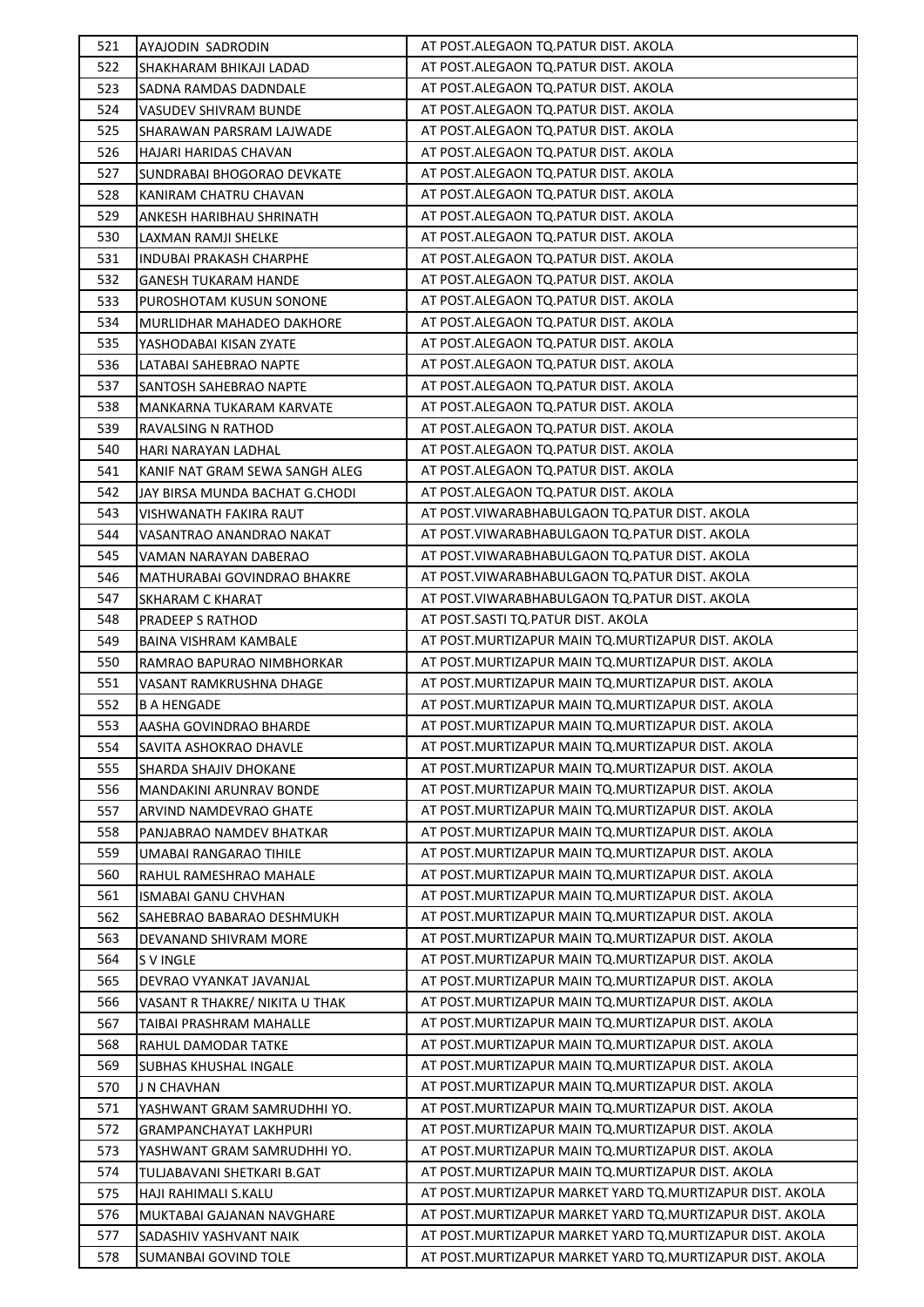| | | |
|---|---|---|
| 521 | AYAJODIN SADRODIN | AT POST.ALEGAON TQ.PATUR DIST. AKOLA |
| 522 | SHAKHARAM BHIKAJI LADAD | AT POST.ALEGAON TQ.PATUR DIST. AKOLA |
| 523 | SADNA RAMDAS DADNDALE | AT POST.ALEGAON TQ.PATUR DIST. AKOLA |
| 524 | VASUDEV SHIVRAM BUNDE | AT POST.ALEGAON TQ.PATUR DIST. AKOLA |
| 525 | SHARAWAN PARSRAM LAJWADE | AT POST.ALEGAON TQ.PATUR DIST. AKOLA |
| 526 | HAJARI HARIDAS CHAVAN | AT POST.ALEGAON TQ.PATUR DIST. AKOLA |
| 527 | SUNDRABAI BHOGORAO DEVKATE | AT POST.ALEGAON TQ.PATUR DIST. AKOLA |
| 528 | KANIRAM CHATRU CHAVAN | AT POST.ALEGAON TQ.PATUR DIST. AKOLA |
| 529 | ANKESH HARIBHAU SHRINATH | AT POST.ALEGAON TQ.PATUR DIST. AKOLA |
| 530 | LAXMAN RAMJI SHELKE | AT POST.ALEGAON TQ.PATUR DIST. AKOLA |
| 531 | INDUBAI PRAKASH CHARPHE | AT POST.ALEGAON TQ.PATUR DIST. AKOLA |
| 532 | GANESH TUKARAM HANDE | AT POST.ALEGAON TQ.PATUR DIST. AKOLA |
| 533 | PUROSHOTAM KUSUN SONONE | AT POST.ALEGAON TQ.PATUR DIST. AKOLA |
| 534 | MURLIDHAR MAHADEO DAKHORE | AT POST.ALEGAON TQ.PATUR DIST. AKOLA |
| 535 | YASHODABAI KISAN ZYATE | AT POST.ALEGAON TQ.PATUR DIST. AKOLA |
| 536 | LATABAI SAHEBRAO NAPTE | AT POST.ALEGAON TQ.PATUR DIST. AKOLA |
| 537 | SANTOSH SAHEBRAO NAPTE | AT POST.ALEGAON TQ.PATUR DIST. AKOLA |
| 538 | MANKARNA TUKARAM KARVATE | AT POST.ALEGAON TQ.PATUR DIST. AKOLA |
| 539 | RAVALSING N RATHOD | AT POST.ALEGAON TQ.PATUR DIST. AKOLA |
| 540 | HARI NARAYAN LADHAL | AT POST.ALEGAON TQ.PATUR DIST. AKOLA |
| 541 | KANIF NAT GRAM SEWA SANGH ALEG | AT POST.ALEGAON TQ.PATUR DIST. AKOLA |
| 542 | JAY BIRSA MUNDA BACHAT G.CHODI | AT POST.ALEGAON TQ.PATUR DIST. AKOLA |
| 543 | VISHWANATH FAKIRA RAUT | AT POST.VIWARABHABULGAON TQ.PATUR DIST. AKOLA |
| 544 | VASANTRAO ANANDRAO NAKAT | AT POST.VIWARABHABULGAON TQ.PATUR DIST. AKOLA |
| 545 | VAMAN NARAYAN DABERAO | AT POST.VIWARABHABULGAON TQ.PATUR DIST. AKOLA |
| 546 | MATHURABAI GOVINDRAO BHAKRE | AT POST.VIWARABHABULGAON TQ.PATUR DIST. AKOLA |
| 547 | SKHARAM C KHARAT | AT POST.VIWARABHABULGAON TQ.PATUR DIST. AKOLA |
| 548 | PRADEEP S RATHOD | AT POST.SASTI TQ.PATUR DIST. AKOLA |
| 549 | BAINA VISHRAM KAMBALE | AT POST.MURTIZAPUR MAIN TQ.MURTIZAPUR DIST. AKOLA |
| 550 | RAMRAO BAPURAO NIMBHORKAR | AT POST.MURTIZAPUR MAIN TQ.MURTIZAPUR DIST. AKOLA |
| 551 | VASANT RAMKRUSHNA DHAGE | AT POST.MURTIZAPUR MAIN TQ.MURTIZAPUR DIST. AKOLA |
| 552 | B A HENGADE | AT POST.MURTIZAPUR MAIN TQ.MURTIZAPUR DIST. AKOLA |
| 553 | AASHA GOVINDRAO BHARDE | AT POST.MURTIZAPUR MAIN TQ.MURTIZAPUR DIST. AKOLA |
| 554 | SAVITA ASHOKRAO DHAVLE | AT POST.MURTIZAPUR MAIN TQ.MURTIZAPUR DIST. AKOLA |
| 555 | SHARDA SHAJIV DHOKANE | AT POST.MURTIZAPUR MAIN TQ.MURTIZAPUR DIST. AKOLA |
| 556 | MANDAKINI ARUNRAV BONDE | AT POST.MURTIZAPUR MAIN TQ.MURTIZAPUR DIST. AKOLA |
| 557 | ARVIND NAMDEVRAO GHATE | AT POST.MURTIZAPUR MAIN TQ.MURTIZAPUR DIST. AKOLA |
| 558 | PANJABRAO NAMDEV BHATKAR | AT POST.MURTIZAPUR MAIN TQ.MURTIZAPUR DIST. AKOLA |
| 559 | UMABAI RANGARAO TIHILE | AT POST.MURTIZAPUR MAIN TQ.MURTIZAPUR DIST. AKOLA |
| 560 | RAHUL RAMESHRAO MAHALE | AT POST.MURTIZAPUR MAIN TQ.MURTIZAPUR DIST. AKOLA |
| 561 | ISMABAI GANU CHVHAN | AT POST.MURTIZAPUR MAIN TQ.MURTIZAPUR DIST. AKOLA |
| 562 | SAHEBRAO BABARAO DESHMUKH | AT POST.MURTIZAPUR MAIN TQ.MURTIZAPUR DIST. AKOLA |
| 563 | DEVANAND SHIVRAM MORE | AT POST.MURTIZAPUR MAIN TQ.MURTIZAPUR DIST. AKOLA |
| 564 | S V INGLE | AT POST.MURTIZAPUR MAIN TQ.MURTIZAPUR DIST. AKOLA |
| 565 | DEVRAO VYANKAT JAVANJAL | AT POST.MURTIZAPUR MAIN TQ.MURTIZAPUR DIST. AKOLA |
| 566 | VASANT R THAKRE/ NIKITA U THAK | AT POST.MURTIZAPUR MAIN TQ.MURTIZAPUR DIST. AKOLA |
| 567 | TAIBAI PRASHRAM MAHALLE | AT POST.MURTIZAPUR MAIN TQ.MURTIZAPUR DIST. AKOLA |
| 568 | RAHUL DAMODAR TATKE | AT POST.MURTIZAPUR MAIN TQ.MURTIZAPUR DIST. AKOLA |
| 569 | SUBHAS KHUSHAL INGALE | AT POST.MURTIZAPUR MAIN TQ.MURTIZAPUR DIST. AKOLA |
| 570 | J N CHAVHAN | AT POST.MURTIZAPUR MAIN TQ.MURTIZAPUR DIST. AKOLA |
| 571 | YASHWANT GRAM SAMRUDHHI YO. | AT POST.MURTIZAPUR MAIN TQ.MURTIZAPUR DIST. AKOLA |
| 572 | GRAMPANCHAYAT LAKHPURI | AT POST.MURTIZAPUR MAIN TQ.MURTIZAPUR DIST. AKOLA |
| 573 | YASHWANT GRAM SAMRUDHHI YO. | AT POST.MURTIZAPUR MAIN TQ.MURTIZAPUR DIST. AKOLA |
| 574 | TULJABAVANI SHETKARI B.GAT | AT POST.MURTIZAPUR MAIN TQ.MURTIZAPUR DIST. AKOLA |
| 575 | HAJI RAHIMALI S.KALU | AT POST.MURTIZAPUR MARKET YARD TQ.MURTIZAPUR DIST. AKOLA |
| 576 | MUKTABAI GAJANAN NAVGHARE | AT POST.MURTIZAPUR MARKET YARD TQ.MURTIZAPUR DIST. AKOLA |
| 577 | SADASHIV YASHVANT NAIK | AT POST.MURTIZAPUR MARKET YARD TQ.MURTIZAPUR DIST. AKOLA |
| 578 | SUMANBAI GOVIND TOLE | AT POST.MURTIZAPUR MARKET YARD TQ.MURTIZAPUR DIST. AKOLA |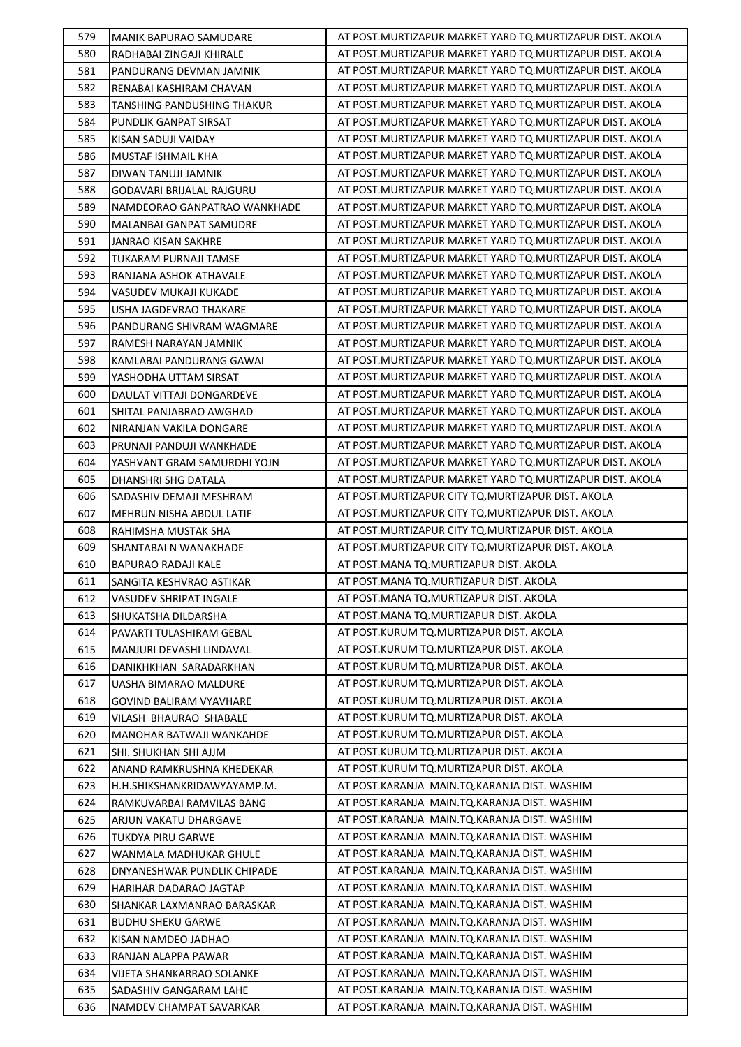| 579 | MANIK BAPURAO SAMUDARE | AT POST.MURTIZAPUR MARKET YARD TQ.MURTIZAPUR DIST. AKOLA |
|---|---|---|
| 580 | RADHABAI ZINGAJI KHIRALE | AT POST.MURTIZAPUR MARKET YARD TQ.MURTIZAPUR DIST. AKOLA |
| 581 | PANDURANG DEVMAN JAMNIK | AT POST.MURTIZAPUR MARKET YARD TQ.MURTIZAPUR DIST. AKOLA |
| 582 | RENABAI KASHIRAM CHAVAN | AT POST.MURTIZAPUR MARKET YARD TQ.MURTIZAPUR DIST. AKOLA |
| 583 | TANSHING PANDUSHING THAKUR | AT POST.MURTIZAPUR MARKET YARD TQ.MURTIZAPUR DIST. AKOLA |
| 584 | PUNDLIK GANPAT SIRSAT | AT POST.MURTIZAPUR MARKET YARD TQ.MURTIZAPUR DIST. AKOLA |
| 585 | KISAN SADUJI VAIDAY | AT POST.MURTIZAPUR MARKET YARD TQ.MURTIZAPUR DIST. AKOLA |
| 586 | MUSTAF ISHMAIL KHA | AT POST.MURTIZAPUR MARKET YARD TQ.MURTIZAPUR DIST. AKOLA |
| 587 | DIWAN TANUJI JAMNIK | AT POST.MURTIZAPUR MARKET YARD TQ.MURTIZAPUR DIST. AKOLA |
| 588 | GODAVARI BRIJALAL RAJGURU | AT POST.MURTIZAPUR MARKET YARD TQ.MURTIZAPUR DIST. AKOLA |
| 589 | NAMDEORAO GANPATRAO WANKHADE | AT POST.MURTIZAPUR MARKET YARD TQ.MURTIZAPUR DIST. AKOLA |
| 590 | MALANBAI GANPAT SAMUDRE | AT POST.MURTIZAPUR MARKET YARD TQ.MURTIZAPUR DIST. AKOLA |
| 591 | JANRAO KISAN SAKHRE | AT POST.MURTIZAPUR MARKET YARD TQ.MURTIZAPUR DIST. AKOLA |
| 592 | TUKARAM PURNAJI TAMSE | AT POST.MURTIZAPUR MARKET YARD TQ.MURTIZAPUR DIST. AKOLA |
| 593 | RANJANA ASHOK ATHAVALE | AT POST.MURTIZAPUR MARKET YARD TQ.MURTIZAPUR DIST. AKOLA |
| 594 | VASUDEV MUKAJI KUKADE | AT POST.MURTIZAPUR MARKET YARD TQ.MURTIZAPUR DIST. AKOLA |
| 595 | USHA JAGDEVRAO THAKARE | AT POST.MURTIZAPUR MARKET YARD TQ.MURTIZAPUR DIST. AKOLA |
| 596 | PANDURANG SHIVRAM WAGMARE | AT POST.MURTIZAPUR MARKET YARD TQ.MURTIZAPUR DIST. AKOLA |
| 597 | RAMESH NARAYAN JAMNIK | AT POST.MURTIZAPUR MARKET YARD TQ.MURTIZAPUR DIST. AKOLA |
| 598 | KAMLABAI PANDURANG GAWAI | AT POST.MURTIZAPUR MARKET YARD TQ.MURTIZAPUR DIST. AKOLA |
| 599 | YASHODHA UTTAM SIRSAT | AT POST.MURTIZAPUR MARKET YARD TQ.MURTIZAPUR DIST. AKOLA |
| 600 | DAULAT VITTAJI DONGARDEVE | AT POST.MURTIZAPUR MARKET YARD TQ.MURTIZAPUR DIST. AKOLA |
| 601 | SHITAL PANJABRAO AWGHAD | AT POST.MURTIZAPUR MARKET YARD TQ.MURTIZAPUR DIST. AKOLA |
| 602 | NIRANJAN VAKILA DONGARE | AT POST.MURTIZAPUR MARKET YARD TQ.MURTIZAPUR DIST. AKOLA |
| 603 | PRUNAJI PANDUJI WANKHADE | AT POST.MURTIZAPUR MARKET YARD TQ.MURTIZAPUR DIST. AKOLA |
| 604 | YASHVANT GRAM SAMURDHI YOJN | AT POST.MURTIZAPUR MARKET YARD TQ.MURTIZAPUR DIST. AKOLA |
| 605 | DHANSHRI SHG DATALA | AT POST.MURTIZAPUR MARKET YARD TQ.MURTIZAPUR DIST. AKOLA |
| 606 | SADASHIV DEMAJI MESHRAM | AT POST.MURTIZAPUR CITY TQ.MURTIZAPUR DIST. AKOLA |
| 607 | MEHRUN NISHA ABDUL LATIF | AT POST.MURTIZAPUR CITY TQ.MURTIZAPUR DIST. AKOLA |
| 608 | RAHIMSHA MUSTAK SHA | AT POST.MURTIZAPUR CITY TQ.MURTIZAPUR DIST. AKOLA |
| 609 | SHANTABAI N WANAKHADE | AT POST.MURTIZAPUR CITY TQ.MURTIZAPUR DIST. AKOLA |
| 610 | BAPURAO RADAJI KALE | AT POST.MANA TQ.MURTIZAPUR DIST. AKOLA |
| 611 | SANGITA KESHVRAO ASTIKAR | AT POST.MANA TQ.MURTIZAPUR DIST. AKOLA |
| 612 | VASUDEV SHRIPAT INGALE | AT POST.MANA TQ.MURTIZAPUR DIST. AKOLA |
| 613 | SHUKATSHA DILDARSHA | AT POST.MANA TQ.MURTIZAPUR DIST. AKOLA |
| 614 | PAVARTI TULASHIRAM GEBAL | AT POST.KURUM TQ.MURTIZAPUR DIST. AKOLA |
| 615 | MANJURI DEVASHI LINDAVAL | AT POST.KURUM TQ.MURTIZAPUR DIST. AKOLA |
| 616 | DANIKHKHAN SARADARKHAN | AT POST.KURUM TQ.MURTIZAPUR DIST. AKOLA |
| 617 | UASHA BIMARAO MALDURE | AT POST.KURUM TQ.MURTIZAPUR DIST. AKOLA |
| 618 | GOVIND BALIRAM VYAVHARE | AT POST.KURUM TQ.MURTIZAPUR DIST. AKOLA |
| 619 | VILASH BHAURAO SHABALE | AT POST.KURUM TQ.MURTIZAPUR DIST. AKOLA |
| 620 | MANOHAR BATWAJI WANKAHDE | AT POST.KURUM TQ.MURTIZAPUR DIST. AKOLA |
| 621 | SHI. SHUKHAN SHI AJJM | AT POST.KURUM TQ.MURTIZAPUR DIST. AKOLA |
| 622 | ANAND RAMKRUSHNA KHEDEKAR | AT POST.KURUM TQ.MURTIZAPUR DIST. AKOLA |
| 623 | H.H.SHIKSHANKRIDAWYAYAMP.M. | AT POST.KARANJA MAIN.TQ.KARANJA DIST. WASHIM |
| 624 | RAMKUVARBAI RAMVILAS BANG | AT POST.KARANJA MAIN.TQ.KARANJA DIST. WASHIM |
| 625 | ARJUN VAKATU DHARGAVE | AT POST.KARANJA MAIN.TQ.KARANJA DIST. WASHIM |
| 626 | TUKDYA PIRU GARWE | AT POST.KARANJA MAIN.TQ.KARANJA DIST. WASHIM |
| 627 | WANMALA MADHUKAR GHULE | AT POST.KARANJA MAIN.TQ.KARANJA DIST. WASHIM |
| 628 | DNYANESHWAR PUNDLIK CHIPADE | AT POST.KARANJA MAIN.TQ.KARANJA DIST. WASHIM |
| 629 | HARIHAR DADARAO JAGTAP | AT POST.KARANJA MAIN.TQ.KARANJA DIST. WASHIM |
| 630 | SHANKAR LAXMANRAO BARASKAR | AT POST.KARANJA MAIN.TQ.KARANJA DIST. WASHIM |
| 631 | BUDHU SHEKU GARWE | AT POST.KARANJA MAIN.TQ.KARANJA DIST. WASHIM |
| 632 | KISAN NAMDEO JADHAO | AT POST.KARANJA MAIN.TQ.KARANJA DIST. WASHIM |
| 633 | RANJAN ALAPPA PAWAR | AT POST.KARANJA MAIN.TQ.KARANJA DIST. WASHIM |
| 634 | VIJETA SHANKARRAO SOLANKE | AT POST.KARANJA MAIN.TQ.KARANJA DIST. WASHIM |
| 635 | SADASHIV GANGARAM LAHE | AT POST.KARANJA MAIN.TQ.KARANJA DIST. WASHIM |
| 636 | NAMDEV CHAMPAT SAVARKAR | AT POST.KARANJA MAIN.TQ.KARANJA DIST. WASHIM |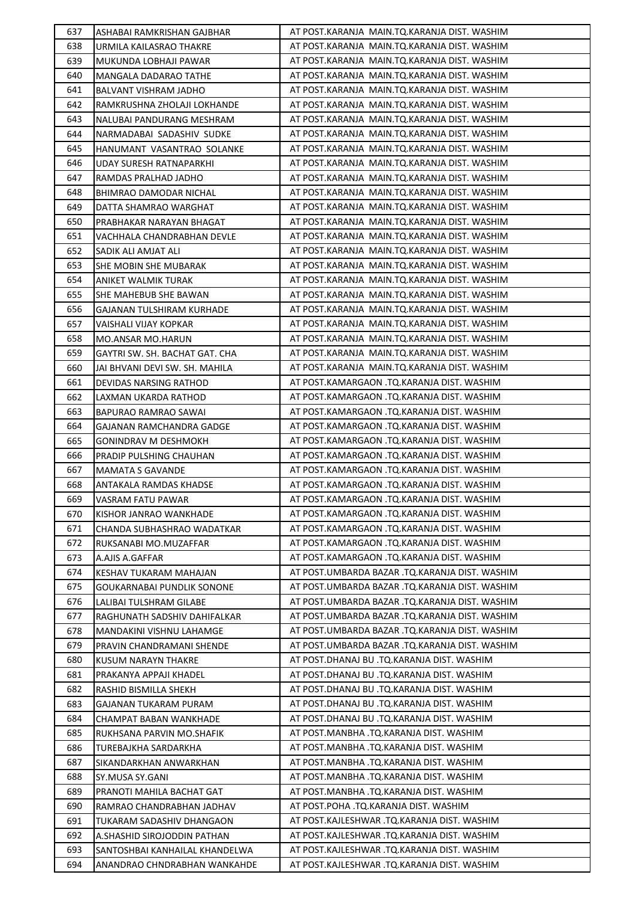| 637 | ASHABAI RAMKRISHAN GAJBHAR | AT POST.KARANJA MAIN.TQ.KARANJA DIST. WASHIM |
|---|---|---|
| 638 | URMILA KAILASRAO THAKRE | AT POST.KARANJA MAIN.TQ.KARANJA DIST. WASHIM |
| 639 | MUKUNDA LOBHAJI PAWAR | AT POST.KARANJA MAIN.TQ.KARANJA DIST. WASHIM |
| 640 | MANGALA DADARAO TATHE | AT POST.KARANJA MAIN.TQ.KARANJA DIST. WASHIM |
| 641 | BALVANT VISHRAM JADHO | AT POST.KARANJA MAIN.TQ.KARANJA DIST. WASHIM |
| 642 | RAMKRUSHNA ZHOLAJI LOKHANDE | AT POST.KARANJA MAIN.TQ.KARANJA DIST. WASHIM |
| 643 | NALUBAI PANDURANG MESHRAM | AT POST.KARANJA MAIN.TQ.KARANJA DIST. WASHIM |
| 644 | NARMADABAI SADASHIV SUDKE | AT POST.KARANJA MAIN.TQ.KARANJA DIST. WASHIM |
| 645 | HANUMANT VASANTRAO SOLANKE | AT POST.KARANJA MAIN.TQ.KARANJA DIST. WASHIM |
| 646 | UDAY SURESH RATNAPARKHI | AT POST.KARANJA MAIN.TQ.KARANJA DIST. WASHIM |
| 647 | RAMDAS PRALHAD JADHO | AT POST.KARANJA MAIN.TQ.KARANJA DIST. WASHIM |
| 648 | BHIMRAO DAMODAR NICHAL | AT POST.KARANJA MAIN.TQ.KARANJA DIST. WASHIM |
| 649 | DATTA SHAMRAO WARGHAT | AT POST.KARANJA MAIN.TQ.KARANJA DIST. WASHIM |
| 650 | PRABHAKAR NARAYAN BHAGAT | AT POST.KARANJA MAIN.TQ.KARANJA DIST. WASHIM |
| 651 | VACHHALA CHANDRABHAN DEVLE | AT POST.KARANJA MAIN.TQ.KARANJA DIST. WASHIM |
| 652 | SADIK ALI AMJAT ALI | AT POST.KARANJA MAIN.TQ.KARANJA DIST. WASHIM |
| 653 | SHE MOBIN SHE MUBARAK | AT POST.KARANJA MAIN.TQ.KARANJA DIST. WASHIM |
| 654 | ANIKET WALMIK TURAK | AT POST.KARANJA MAIN.TQ.KARANJA DIST. WASHIM |
| 655 | SHE MAHEBUB SHE BAWAN | AT POST.KARANJA MAIN.TQ.KARANJA DIST. WASHIM |
| 656 | GAJANAN TULSHIRAM KURHADE | AT POST.KARANJA MAIN.TQ.KARANJA DIST. WASHIM |
| 657 | VAISHALI VIJAY KOPKAR | AT POST.KARANJA MAIN.TQ.KARANJA DIST. WASHIM |
| 658 | MO.ANSAR MO.HARUN | AT POST.KARANJA MAIN.TQ.KARANJA DIST. WASHIM |
| 659 | GAYTRI SW. SH. BACHAT GAT. CHA | AT POST.KARANJA MAIN.TQ.KARANJA DIST. WASHIM |
| 660 | JAI BHVANI DEVI SW. SH. MAHILA | AT POST.KARANJA MAIN.TQ.KARANJA DIST. WASHIM |
| 661 | DEVIDAS NARSING RATHOD | AT POST.KAMARGAON .TQ.KARANJA DIST. WASHIM |
| 662 | LAXMAN UKARDA RATHOD | AT POST.KAMARGAON .TQ.KARANJA DIST. WASHIM |
| 663 | BAPURAO RAMRAO SAWAI | AT POST.KAMARGAON .TQ.KARANJA DIST. WASHIM |
| 664 | GAJANAN RAMCHANDRA GADGE | AT POST.KAMARGAON .TQ.KARANJA DIST. WASHIM |
| 665 | GONINDRAV M DESHMOKH | AT POST.KAMARGAON .TQ.KARANJA DIST. WASHIM |
| 666 | PRADIP PULSHING CHAUHAN | AT POST.KAMARGAON .TQ.KARANJA DIST. WASHIM |
| 667 | MAMATA S GAVANDE | AT POST.KAMARGAON .TQ.KARANJA DIST. WASHIM |
| 668 | ANTAKALA RAMDAS KHADSE | AT POST.KAMARGAON .TQ.KARANJA DIST. WASHIM |
| 669 | VASRAM FATU PAWAR | AT POST.KAMARGAON .TQ.KARANJA DIST. WASHIM |
| 670 | KISHOR JANRAO WANKHADE | AT POST.KAMARGAON .TQ.KARANJA DIST. WASHIM |
| 671 | CHANDA SUBHASHRAO WADATKAR | AT POST.KAMARGAON .TQ.KARANJA DIST. WASHIM |
| 672 | RUKSANABI MO.MUZAFFAR | AT POST.KAMARGAON .TQ.KARANJA DIST. WASHIM |
| 673 | A.AJIS A.GAFFAR | AT POST.KAMARGAON .TQ.KARANJA DIST. WASHIM |
| 674 | KESHAV TUKARAM MAHAJAN | AT POST.UMBARDA BAZAR .TQ.KARANJA DIST. WASHIM |
| 675 | GOUKARNABAI PUNDLIK SONONE | AT POST.UMBARDA BAZAR .TQ.KARANJA DIST. WASHIM |
| 676 | LALIBAI TULSHRAM GILABE | AT POST.UMBARDA BAZAR .TQ.KARANJA DIST. WASHIM |
| 677 | RAGHUNATH SADSHIV DAHIFALKAR | AT POST.UMBARDA BAZAR .TQ.KARANJA DIST. WASHIM |
| 678 | MANDAKINI VISHNU LAHAMGE | AT POST.UMBARDA BAZAR .TQ.KARANJA DIST. WASHIM |
| 679 | PRAVIN CHANDRAMANI SHENDE | AT POST.UMBARDA BAZAR .TQ.KARANJA DIST. WASHIM |
| 680 | KUSUM NARAYN THAKRE | AT POST.DHANAJ BU .TQ.KARANJA DIST. WASHIM |
| 681 | PRAKANYA APPAJI KHADEL | AT POST.DHANAJ BU .TQ.KARANJA DIST. WASHIM |
| 682 | RASHID BISMILLA SHEKH | AT POST.DHANAJ BU .TQ.KARANJA DIST. WASHIM |
| 683 | GAJANAN TUKARAM PURAM | AT POST.DHANAJ BU .TQ.KARANJA DIST. WASHIM |
| 684 | CHAMPAT BABAN WANKHADE | AT POST.DHANAJ BU .TQ.KARANJA DIST. WASHIM |
| 685 | RUKHSANA PARVIN MO.SHAFIK | AT POST.MANBHA .TQ.KARANJA DIST. WASHIM |
| 686 | TUREBAJKHA SARDARKHA | AT POST.MANBHA .TQ.KARANJA DIST. WASHIM |
| 687 | SIKANDARKHAN ANWARKHAN | AT POST.MANBHA .TQ.KARANJA DIST. WASHIM |
| 688 | SY.MUSA SY.GANI | AT POST.MANBHA .TQ.KARANJA DIST. WASHIM |
| 689 | PRANOTI MAHILA BACHAT GAT | AT POST.MANBHA .TQ.KARANJA DIST. WASHIM |
| 690 | RAMRAO CHANDRABHAN JADHAV | AT POST.POHA .TQ.KARANJA DIST. WASHIM |
| 691 | TUKARAM SADASHIV DHANGAON | AT POST.KAJLESHWAR .TQ.KARANJA DIST. WASHIM |
| 692 | A.SHASHID SIROJODDIN PATHAN | AT POST.KAJLESHWAR .TQ.KARANJA DIST. WASHIM |
| 693 | SANTOSHBAI KANHAILAL KHANDELWA | AT POST.KAJLESHWAR .TQ.KARANJA DIST. WASHIM |
| 694 | ANANDRAO CHNDRABHAN WANKAHDE | AT POST.KAJLESHWAR .TQ.KARANJA DIST. WASHIM |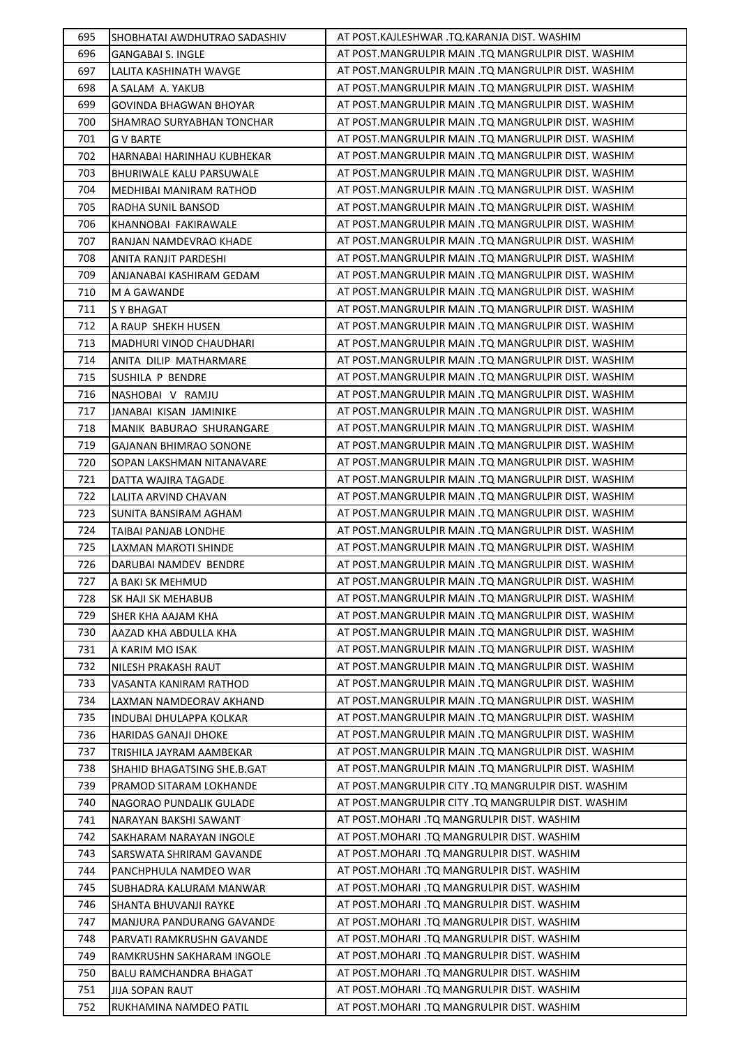| 695 | SHOBHATAI AWDHUTRAO SADASHIV | AT POST.KAJLESHWAR .TQ.KARANJA DIST. WASHIM |
|---|---|---|
| 696 | GANGABAI S. INGLE | AT POST.MANGRULPIR MAIN .TQ MANGRULPIR DIST. WASHIM |
| 697 | LALITA KASHINATH WAVGE | AT POST.MANGRULPIR MAIN .TQ MANGRULPIR DIST. WASHIM |
| 698 | A SALAM A. YAKUB | AT POST.MANGRULPIR MAIN .TQ MANGRULPIR DIST. WASHIM |
| 699 | GOVINDA BHAGWAN BHOYAR | AT POST.MANGRULPIR MAIN .TQ MANGRULPIR DIST. WASHIM |
| 700 | SHAMRAO SURYABHAN TONCHAR | AT POST.MANGRULPIR MAIN .TQ MANGRULPIR DIST. WASHIM |
| 701 | G V BARTE | AT POST.MANGRULPIR MAIN .TQ MANGRULPIR DIST. WASHIM |
| 702 | HARNABAI HARINHAU KUBHEKAR | AT POST.MANGRULPIR MAIN .TQ MANGRULPIR DIST. WASHIM |
| 703 | BHURIWALE KALU PARSUWALE | AT POST.MANGRULPIR MAIN .TQ MANGRULPIR DIST. WASHIM |
| 704 | MEDHIBAI MANIRAM RATHOD | AT POST.MANGRULPIR MAIN .TQ MANGRULPIR DIST. WASHIM |
| 705 | RADHA SUNIL BANSOD | AT POST.MANGRULPIR MAIN .TQ MANGRULPIR DIST. WASHIM |
| 706 | KHANNOBAI FAKIRAWALE | AT POST.MANGRULPIR MAIN .TQ MANGRULPIR DIST. WASHIM |
| 707 | RANJAN NAMDEVRAO KHADE | AT POST.MANGRULPIR MAIN .TQ MANGRULPIR DIST. WASHIM |
| 708 | ANITA RANJIT PARDESHI | AT POST.MANGRULPIR MAIN .TQ MANGRULPIR DIST. WASHIM |
| 709 | ANJANABAI KASHIRAM GEDAM | AT POST.MANGRULPIR MAIN .TQ MANGRULPIR DIST. WASHIM |
| 710 | M A GAWANDE | AT POST.MANGRULPIR MAIN .TQ MANGRULPIR DIST. WASHIM |
| 711 | S Y BHAGAT | AT POST.MANGRULPIR MAIN .TQ MANGRULPIR DIST. WASHIM |
| 712 | A RAUP SHEKH HUSEN | AT POST.MANGRULPIR MAIN .TQ MANGRULPIR DIST. WASHIM |
| 713 | MADHURI VINOD CHAUDHARI | AT POST.MANGRULPIR MAIN .TQ MANGRULPIR DIST. WASHIM |
| 714 | ANITA DILIP MATHARMARE | AT POST.MANGRULPIR MAIN .TQ MANGRULPIR DIST. WASHIM |
| 715 | SUSHILA P BENDRE | AT POST.MANGRULPIR MAIN .TQ MANGRULPIR DIST. WASHIM |
| 716 | NASHOBAI V RAMJU | AT POST.MANGRULPIR MAIN .TQ MANGRULPIR DIST. WASHIM |
| 717 | JANABAI KISAN JAMINIKE | AT POST.MANGRULPIR MAIN .TQ MANGRULPIR DIST. WASHIM |
| 718 | MANIK BABURAO SHURANGARE | AT POST.MANGRULPIR MAIN .TQ MANGRULPIR DIST. WASHIM |
| 719 | GAJANAN BHIMRAO SONONE | AT POST.MANGRULPIR MAIN .TQ MANGRULPIR DIST. WASHIM |
| 720 | SOPAN LAKSHMAN NITANAVARE | AT POST.MANGRULPIR MAIN .TQ MANGRULPIR DIST. WASHIM |
| 721 | DATTA WAJIRA TAGADE | AT POST.MANGRULPIR MAIN .TQ MANGRULPIR DIST. WASHIM |
| 722 | LALITA ARVIND CHAVAN | AT POST.MANGRULPIR MAIN .TQ MANGRULPIR DIST. WASHIM |
| 723 | SUNITA BANSIRAM AGHAM | AT POST.MANGRULPIR MAIN .TQ MANGRULPIR DIST. WASHIM |
| 724 | TAIBAI PANJAB LONDHE | AT POST.MANGRULPIR MAIN .TQ MANGRULPIR DIST. WASHIM |
| 725 | LAXMAN MAROTI SHINDE | AT POST.MANGRULPIR MAIN .TQ MANGRULPIR DIST. WASHIM |
| 726 | DARUBAI NAMDEV BENDRE | AT POST.MANGRULPIR MAIN .TQ MANGRULPIR DIST. WASHIM |
| 727 | A BAKI SK MEHMUD | AT POST.MANGRULPIR MAIN .TQ MANGRULPIR DIST. WASHIM |
| 728 | SK HAJI SK MEHABUB | AT POST.MANGRULPIR MAIN .TQ MANGRULPIR DIST. WASHIM |
| 729 | SHER KHA AAJAM KHA | AT POST.MANGRULPIR MAIN .TQ MANGRULPIR DIST. WASHIM |
| 730 | AAZAD KHA ABDULLA KHA | AT POST.MANGRULPIR MAIN .TQ MANGRULPIR DIST. WASHIM |
| 731 | A KARIM MO ISAK | AT POST.MANGRULPIR MAIN .TQ MANGRULPIR DIST. WASHIM |
| 732 | NILESH PRAKASH RAUT | AT POST.MANGRULPIR MAIN .TQ MANGRULPIR DIST. WASHIM |
| 733 | VASANTA KANIRAM RATHOD | AT POST.MANGRULPIR MAIN .TQ MANGRULPIR DIST. WASHIM |
| 734 | LAXMAN NAMDEORAV AKHAND | AT POST.MANGRULPIR MAIN .TQ MANGRULPIR DIST. WASHIM |
| 735 | INDUBAI DHULAPPA KOLKAR | AT POST.MANGRULPIR MAIN .TQ MANGRULPIR DIST. WASHIM |
| 736 | HARIDAS GANAJI DHOKE | AT POST.MANGRULPIR MAIN .TQ MANGRULPIR DIST. WASHIM |
| 737 | TRISHILA JAYRAM AAMBEKAR | AT POST.MANGRULPIR MAIN .TQ MANGRULPIR DIST. WASHIM |
| 738 | SHAHID BHAGATSING SHE.B.GAT | AT POST.MANGRULPIR MAIN .TQ MANGRULPIR DIST. WASHIM |
| 739 | PRAMOD SITARAM LOKHANDE | AT POST.MANGRULPIR CITY .TQ MANGRULPIR DIST. WASHIM |
| 740 | NAGORAO PUNDALIK GULADE | AT POST.MANGRULPIR CITY .TQ MANGRULPIR DIST. WASHIM |
| 741 | NARAYAN BAKSHI SAWANT | AT POST.MOHARI .TQ MANGRULPIR DIST. WASHIM |
| 742 | SAKHARAM NARAYAN INGOLE | AT POST.MOHARI .TQ MANGRULPIR DIST. WASHIM |
| 743 | SARSWATA SHRIRAM GAVANDE | AT POST.MOHARI .TQ MANGRULPIR DIST. WASHIM |
| 744 | PANCHPHULA NAMDEO WAR | AT POST.MOHARI .TQ MANGRULPIR DIST. WASHIM |
| 745 | SUBHADRA KALURAM MANWAR | AT POST.MOHARI .TQ MANGRULPIR DIST. WASHIM |
| 746 | SHANTA BHUVANJI RAYKE | AT POST.MOHARI .TQ MANGRULPIR DIST. WASHIM |
| 747 | MANJURA PANDURANG GAVANDE | AT POST.MOHARI .TQ MANGRULPIR DIST. WASHIM |
| 748 | PARVATI RAMKRUSHN GAVANDE | AT POST.MOHARI .TQ MANGRULPIR DIST. WASHIM |
| 749 | RAMKRUSHN SAKHARAM INGOLE | AT POST.MOHARI .TQ MANGRULPIR DIST. WASHIM |
| 750 | BALU RAMCHANDRA BHAGAT | AT POST.MOHARI .TQ MANGRULPIR DIST. WASHIM |
| 751 | JIJA SOPAN RAUT | AT POST.MOHARI .TQ MANGRULPIR DIST. WASHIM |
| 752 | RUKHAMINA NAMDEO PATIL | AT POST.MOHARI .TQ MANGRULPIR DIST. WASHIM |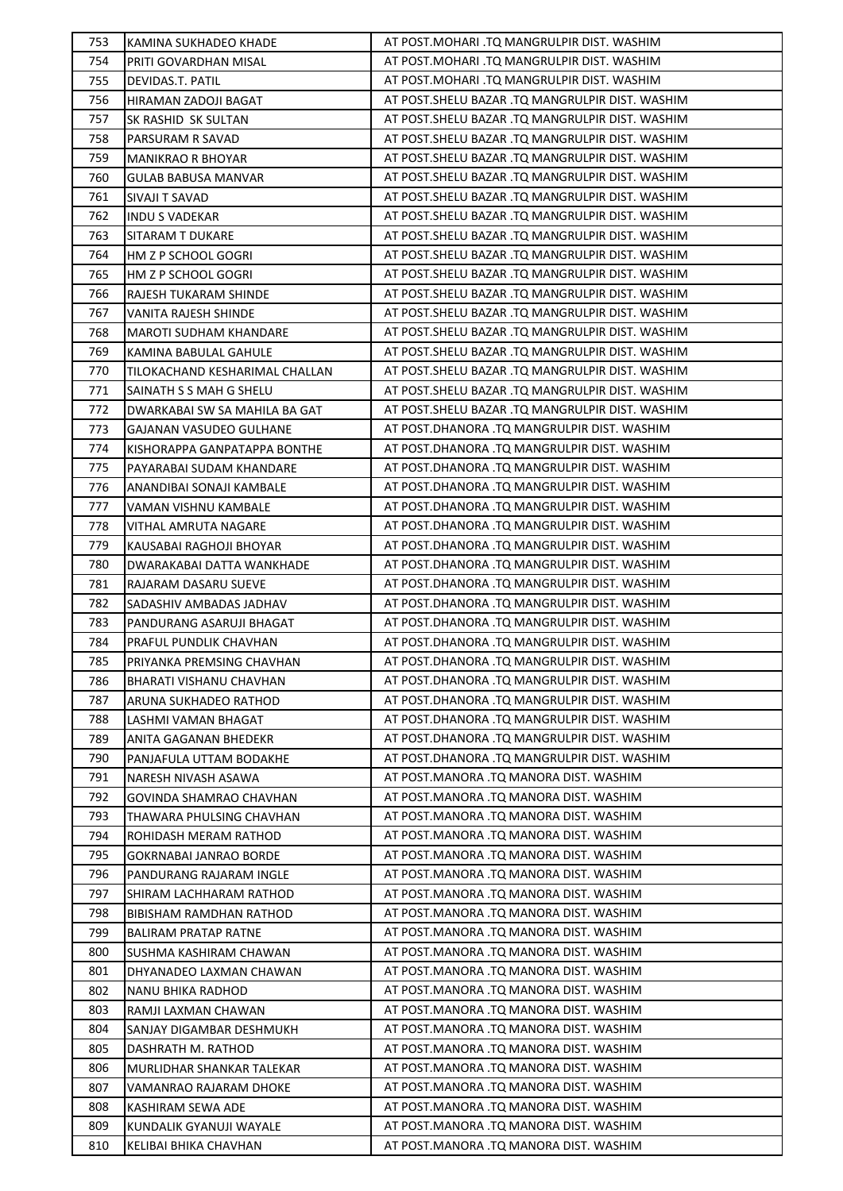| 753 | KAMINA SUKHADEO KHADE | AT POST.MOHARI .TQ MANGRULPIR DIST. WASHIM |
|---|---|---|
| 754 | PRITI GOVARDHAN MISAL | AT POST.MOHARI .TQ MANGRULPIR DIST. WASHIM |
| 755 | DEVIDAS.T. PATIL | AT POST.MOHARI .TQ MANGRULPIR DIST. WASHIM |
| 756 | HIRAMAN ZADOJI BAGAT | AT POST.SHELU BAZAR .TQ MANGRULPIR DIST. WASHIM |
| 757 | SK RASHID SK SULTAN | AT POST.SHELU BAZAR .TQ MANGRULPIR DIST. WASHIM |
| 758 | PARSURAM R SAVAD | AT POST.SHELU BAZAR .TQ MANGRULPIR DIST. WASHIM |
| 759 | MANIKRAO R BHOYAR | AT POST.SHELU BAZAR .TQ MANGRULPIR DIST. WASHIM |
| 760 | GULAB BABUSA MANVAR | AT POST.SHELU BAZAR .TQ MANGRULPIR DIST. WASHIM |
| 761 | SIVAJI T SAVAD | AT POST.SHELU BAZAR .TQ MANGRULPIR DIST. WASHIM |
| 762 | INDU S VADEKAR | AT POST.SHELU BAZAR .TQ MANGRULPIR DIST. WASHIM |
| 763 | SITARAM T DUKARE | AT POST.SHELU BAZAR .TQ MANGRULPIR DIST. WASHIM |
| 764 | HM Z P SCHOOL GOGRI | AT POST.SHELU BAZAR .TQ MANGRULPIR DIST. WASHIM |
| 765 | HM Z P SCHOOL GOGRI | AT POST.SHELU BAZAR .TQ MANGRULPIR DIST. WASHIM |
| 766 | RAJESH TUKARAM SHINDE | AT POST.SHELU BAZAR .TQ MANGRULPIR DIST. WASHIM |
| 767 | VANITA RAJESH SHINDE | AT POST.SHELU BAZAR .TQ MANGRULPIR DIST. WASHIM |
| 768 | MAROTI SUDHAM KHANDARE | AT POST.SHELU BAZAR .TQ MANGRULPIR DIST. WASHIM |
| 769 | KAMINA BABULAL GAHULE | AT POST.SHELU BAZAR .TQ MANGRULPIR DIST. WASHIM |
| 770 | TILOKACHAND KESHARIMAL CHALLAN | AT POST.SHELU BAZAR .TQ MANGRULPIR DIST. WASHIM |
| 771 | SAINATH S S MAH G SHELU | AT POST.SHELU BAZAR .TQ MANGRULPIR DIST. WASHIM |
| 772 | DWARKABAI SW SA MAHILA BA GAT | AT POST.SHELU BAZAR .TQ MANGRULPIR DIST. WASHIM |
| 773 | GAJANAN VASUDEO GULHANE | AT POST.DHANORA .TQ MANGRULPIR DIST. WASHIM |
| 774 | KISHORAPPA GANPATAPPA BONTHE | AT POST.DHANORA .TQ MANGRULPIR DIST. WASHIM |
| 775 | PAYARABAI SUDAM KHANDARE | AT POST.DHANORA .TQ MANGRULPIR DIST. WASHIM |
| 776 | ANANDIBAI SONAJI KAMBALE | AT POST.DHANORA .TQ MANGRULPIR DIST. WASHIM |
| 777 | VAMAN VISHNU KAMBALE | AT POST.DHANORA .TQ MANGRULPIR DIST. WASHIM |
| 778 | VITHAL AMRUTA NAGARE | AT POST.DHANORA .TQ MANGRULPIR DIST. WASHIM |
| 779 | KAUSABAI RAGHOJI BHOYAR | AT POST.DHANORA .TQ MANGRULPIR DIST. WASHIM |
| 780 | DWARAKABAI DATTA WANKHADE | AT POST.DHANORA .TQ MANGRULPIR DIST. WASHIM |
| 781 | RAJARAM DASARU SUEVE | AT POST.DHANORA .TQ MANGRULPIR DIST. WASHIM |
| 782 | SADASHIV AMBADAS JADHAV | AT POST.DHANORA .TQ MANGRULPIR DIST. WASHIM |
| 783 | PANDURANG ASARUJI BHAGAT | AT POST.DHANORA .TQ MANGRULPIR DIST. WASHIM |
| 784 | PRAFUL PUNDLIK CHAVHAN | AT POST.DHANORA .TQ MANGRULPIR DIST. WASHIM |
| 785 | PRIYANKA PREMSING CHAVHAN | AT POST.DHANORA .TQ MANGRULPIR DIST. WASHIM |
| 786 | BHARATI VISHANU CHAVHAN | AT POST.DHANORA .TQ MANGRULPIR DIST. WASHIM |
| 787 | ARUNA SUKHADEO RATHOD | AT POST.DHANORA .TQ MANGRULPIR DIST. WASHIM |
| 788 | LASHMI VAMAN BHAGAT | AT POST.DHANORA .TQ MANGRULPIR DIST. WASHIM |
| 789 | ANITA GAGANAN BHEDEKR | AT POST.DHANORA .TQ MANGRULPIR DIST. WASHIM |
| 790 | PANJAFULA UTTAM BODAKHE | AT POST.DHANORA .TQ MANGRULPIR DIST. WASHIM |
| 791 | NARESH NIVASH ASAWA | AT POST.MANORA .TQ MANORA DIST. WASHIM |
| 792 | GOVINDA SHAMRAO CHAVHAN | AT POST.MANORA .TQ MANORA DIST. WASHIM |
| 793 | THAWARA PHULSING CHAVHAN | AT POST.MANORA .TQ MANORA DIST. WASHIM |
| 794 | ROHIDASH MERAM RATHOD | AT POST.MANORA .TQ MANORA DIST. WASHIM |
| 795 | GOKRNABAI JANRAO BORDE | AT POST.MANORA .TQ MANORA DIST. WASHIM |
| 796 | PANDURANG RAJARAM INGLE | AT POST.MANORA .TQ MANORA DIST. WASHIM |
| 797 | SHIRAM LACHHARAM RATHOD | AT POST.MANORA .TQ MANORA DIST. WASHIM |
| 798 | BIBISHAM RAMDHAN RATHOD | AT POST.MANORA .TQ MANORA DIST. WASHIM |
| 799 | BALIRAM PRATAP RATNE | AT POST.MANORA .TQ MANORA DIST. WASHIM |
| 800 | SUSHMA KASHIRAM CHAWAN | AT POST.MANORA .TQ MANORA DIST. WASHIM |
| 801 | DHYANADEO LAXMAN CHAWAN | AT POST.MANORA .TQ MANORA DIST. WASHIM |
| 802 | NANU BHIKA RADHOD | AT POST.MANORA .TQ MANORA DIST. WASHIM |
| 803 | RAMJI LAXMAN CHAWAN | AT POST.MANORA .TQ MANORA DIST. WASHIM |
| 804 | SANJAY DIGAMBAR DESHMUKH | AT POST.MANORA .TQ MANORA DIST. WASHIM |
| 805 | DASHRATH M. RATHOD | AT POST.MANORA .TQ MANORA DIST. WASHIM |
| 806 | MURLIDHAR SHANKAR TALEKAR | AT POST.MANORA .TQ MANORA DIST. WASHIM |
| 807 | VAMANRAO RAJARAM DHOKE | AT POST.MANORA .TQ MANORA DIST. WASHIM |
| 808 | KASHIRAM SEWA ADE | AT POST.MANORA .TQ MANORA DIST. WASHIM |
| 809 | KUNDALIK GYANUJI WAYALE | AT POST.MANORA .TQ MANORA DIST. WASHIM |
| 810 | KELIBAI BHIKA CHAVHAN | AT POST.MANORA .TQ MANORA DIST. WASHIM |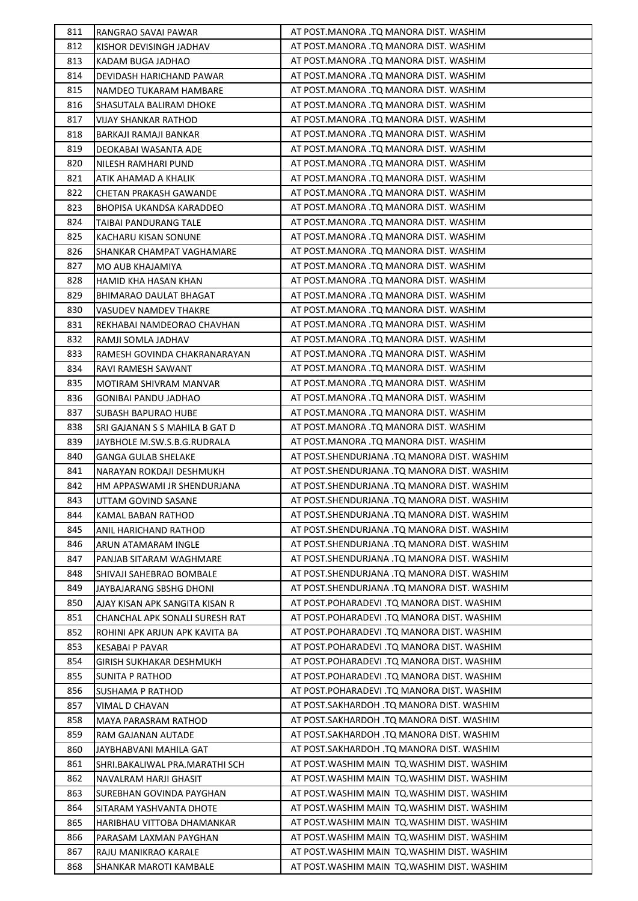| 811 | RANGRAO SAVAI PAWAR | AT POST.MANORA .TQ MANORA DIST. WASHIM |
|---|---|---|
| 812 | KISHOR DEVISINGH JADHAV | AT POST.MANORA .TQ MANORA DIST. WASHIM |
| 813 | KADAM BUGA JADHAO | AT POST.MANORA .TQ MANORA DIST. WASHIM |
| 814 | DEVIDASH HARICHAND PAWAR | AT POST.MANORA .TQ MANORA DIST. WASHIM |
| 815 | NAMDEO TUKARAM HAMBARE | AT POST.MANORA .TQ MANORA DIST. WASHIM |
| 816 | SHASUTALA BALIRAM DHOKE | AT POST.MANORA .TQ MANORA DIST. WASHIM |
| 817 | VIJAY SHANKAR RATHOD | AT POST.MANORA .TQ MANORA DIST. WASHIM |
| 818 | BARKAJI RAMAJI BANKAR | AT POST.MANORA .TQ MANORA DIST. WASHIM |
| 819 | DEOKABAI WASANTA ADE | AT POST.MANORA .TQ MANORA DIST. WASHIM |
| 820 | NILESH RAMHARI PUND | AT POST.MANORA .TQ MANORA DIST. WASHIM |
| 821 | ATIK AHAMAD A KHALIK | AT POST.MANORA .TQ MANORA DIST. WASHIM |
| 822 | CHETAN PRAKASH GAWANDE | AT POST.MANORA .TQ MANORA DIST. WASHIM |
| 823 | BHOPISA UKANDSA KARADDEO | AT POST.MANORA .TQ MANORA DIST. WASHIM |
| 824 | TAIBAI PANDURANG TALE | AT POST.MANORA .TQ MANORA DIST. WASHIM |
| 825 | KACHARU KISAN SONUNE | AT POST.MANORA .TQ MANORA DIST. WASHIM |
| 826 | SHANKAR CHAMPAT VAGHAMARE | AT POST.MANORA .TQ MANORA DIST. WASHIM |
| 827 | MO AUB KHAJAMIYA | AT POST.MANORA .TQ MANORA DIST. WASHIM |
| 828 | HAMID KHA HASAN KHAN | AT POST.MANORA .TQ MANORA DIST. WASHIM |
| 829 | BHIMARAO DAULAT BHAGAT | AT POST.MANORA .TQ MANORA DIST. WASHIM |
| 830 | VASUDEV NAMDEV THAKRE | AT POST.MANORA .TQ MANORA DIST. WASHIM |
| 831 | REKHABAI NAMDEORAO CHAVHAN | AT POST.MANORA .TQ MANORA DIST. WASHIM |
| 832 | RAMJI SOMLA JADHAV | AT POST.MANORA .TQ MANORA DIST. WASHIM |
| 833 | RAMESH GOVINDA CHAKRANARAYAN | AT POST.MANORA .TQ MANORA DIST. WASHIM |
| 834 | RAVI RAMESH SAWANT | AT POST.MANORA .TQ MANORA DIST. WASHIM |
| 835 | MOTIRAM SHIVRAM MANVAR | AT POST.MANORA .TQ MANORA DIST. WASHIM |
| 836 | GONIBAI PANDU JADHAO | AT POST.MANORA .TQ MANORA DIST. WASHIM |
| 837 | SUBASH BAPURAO HUBE | AT POST.MANORA .TQ MANORA DIST. WASHIM |
| 838 | SRI GAJANAN S S MAHILA B GAT D | AT POST.MANORA .TQ MANORA DIST. WASHIM |
| 839 | JAYBHOLE M.SW.S.B.G.RUDRALA | AT POST.MANORA .TQ MANORA DIST. WASHIM |
| 840 | GANGA GULAB SHELAKE | AT POST.SHENDURJANA .TQ MANORA DIST. WASHIM |
| 841 | NARAYAN ROKDAJI DESHMUKH | AT POST.SHENDURJANA .TQ MANORA DIST. WASHIM |
| 842 | HM APPASWAMI JR SHENDURJANA | AT POST.SHENDURJANA .TQ MANORA DIST. WASHIM |
| 843 | UTTAM GOVIND SASANE | AT POST.SHENDURJANA .TQ MANORA DIST. WASHIM |
| 844 | KAMAL BABAN RATHOD | AT POST.SHENDURJANA .TQ MANORA DIST. WASHIM |
| 845 | ANIL HARICHAND RATHOD | AT POST.SHENDURJANA .TQ MANORA DIST. WASHIM |
| 846 | ARUN ATAMARAM INGLE | AT POST.SHENDURJANA .TQ MANORA DIST. WASHIM |
| 847 | PANJAB SITARAM WAGHMARE | AT POST.SHENDURJANA .TQ MANORA DIST. WASHIM |
| 848 | SHIVAJI SAHEBRAO BOMBALE | AT POST.SHENDURJANA .TQ MANORA DIST. WASHIM |
| 849 | JAYBAJARANG SBSHG DHONI | AT POST.SHENDURJANA .TQ MANORA DIST. WASHIM |
| 850 | AJAY KISAN APK SANGITA KISAN R | AT POST.POHARADEVI .TQ MANORA DIST. WASHIM |
| 851 | CHANCHAL APK SONALI SURESH RAT | AT POST.POHARADEVI .TQ MANORA DIST. WASHIM |
| 852 | ROHINI APK ARJUN APK KAVITA BA | AT POST.POHARADEVI .TQ MANORA DIST. WASHIM |
| 853 | KESABAI P PAVAR | AT POST.POHARADEVI .TQ MANORA DIST. WASHIM |
| 854 | GIRISH SUKHAKAR DESHMUKH | AT POST.POHARADEVI .TQ MANORA DIST. WASHIM |
| 855 | SUNITA P RATHOD | AT POST.POHARADEVI .TQ MANORA DIST. WASHIM |
| 856 | SUSHAMA P RATHOD | AT POST.POHARADEVI .TQ MANORA DIST. WASHIM |
| 857 | VIMAL D CHAVAN | AT POST.SAKHARDOH .TQ MANORA DIST. WASHIM |
| 858 | MAYA PARASRAM RATHOD | AT POST.SAKHARDOH .TQ MANORA DIST. WASHIM |
| 859 | RAM GAJANAN AUTADE | AT POST.SAKHARDOH .TQ MANORA DIST. WASHIM |
| 860 | JAYBHABVANI MAHILA GAT | AT POST.SAKHARDOH .TQ MANORA DIST. WASHIM |
| 861 | SHRI.BAKALIWAL PRA.MARATHI SCH | AT POST.WASHIM MAIN TQ.WASHIM DIST. WASHIM |
| 862 | NAVALRAM HARJI GHASIT | AT POST.WASHIM MAIN TQ.WASHIM DIST. WASHIM |
| 863 | SUREBHAN GOVINDA PAYGHAN | AT POST.WASHIM MAIN TQ.WASHIM DIST. WASHIM |
| 864 | SITARAM YASHVANTA DHOTE | AT POST.WASHIM MAIN TQ.WASHIM DIST. WASHIM |
| 865 | HARIBHAU VITTOBA DHAMANKAR | AT POST.WASHIM MAIN TQ.WASHIM DIST. WASHIM |
| 866 | PARASAM LAXMAN PAYGHAN | AT POST.WASHIM MAIN TQ.WASHIM DIST. WASHIM |
| 867 | RAJU MANIKRAO KARALE | AT POST.WASHIM MAIN TQ.WASHIM DIST. WASHIM |
| 868 | SHANKAR MAROTI KAMBALE | AT POST.WASHIM MAIN TQ.WASHIM DIST. WASHIM |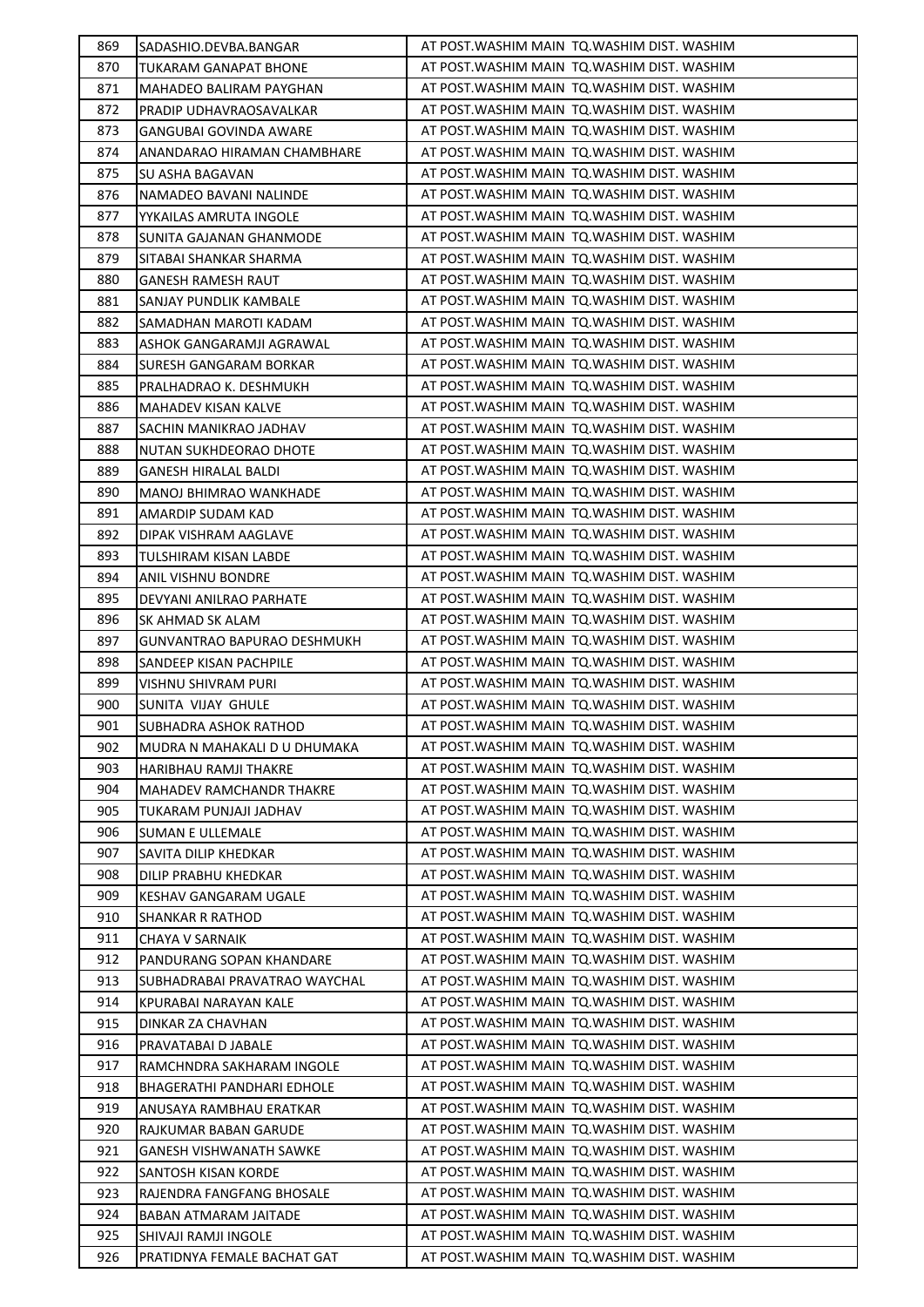| | | |
|---|---|---|
| 869 | SADASHIO.DEVBA.BANGAR | AT POST.WASHIM MAIN TQ.WASHIM DIST. WASHIM |
| 870 | TUKARAM GANAPAT BHONE | AT POST.WASHIM MAIN TQ.WASHIM DIST. WASHIM |
| 871 | MAHADEO BALIRAM PAYGHAN | AT POST.WASHIM MAIN TQ.WASHIM DIST. WASHIM |
| 872 | PRADIP UDHAVRAOSAVALKAR | AT POST.WASHIM MAIN TQ.WASHIM DIST. WASHIM |
| 873 | GANGUBAI GOVINDA AWARE | AT POST.WASHIM MAIN TQ.WASHIM DIST. WASHIM |
| 874 | ANANDARAO HIRAMAN CHAMBHARE | AT POST.WASHIM MAIN TQ.WASHIM DIST. WASHIM |
| 875 | SU ASHA BAGAVAN | AT POST.WASHIM MAIN TQ.WASHIM DIST. WASHIM |
| 876 | NAMADEO BAVANI NALINDE | AT POST.WASHIM MAIN TQ.WASHIM DIST. WASHIM |
| 877 | YYKAILAS AMRUTA INGOLE | AT POST.WASHIM MAIN TQ.WASHIM DIST. WASHIM |
| 878 | SUNITA GAJANAN GHANMODE | AT POST.WASHIM MAIN TQ.WASHIM DIST. WASHIM |
| 879 | SITABAI SHANKAR SHARMA | AT POST.WASHIM MAIN TQ.WASHIM DIST. WASHIM |
| 880 | GANESH RAMESH RAUT | AT POST.WASHIM MAIN TQ.WASHIM DIST. WASHIM |
| 881 | SANJAY PUNDLIK KAMBALE | AT POST.WASHIM MAIN TQ.WASHIM DIST. WASHIM |
| 882 | SAMADHAN MAROTI KADAM | AT POST.WASHIM MAIN TQ.WASHIM DIST. WASHIM |
| 883 | ASHOK GANGARAMJI AGRAWAL | AT POST.WASHIM MAIN TQ.WASHIM DIST. WASHIM |
| 884 | SURESH GANGARAM BORKAR | AT POST.WASHIM MAIN TQ.WASHIM DIST. WASHIM |
| 885 | PRALHADRAO K. DESHMUKH | AT POST.WASHIM MAIN TQ.WASHIM DIST. WASHIM |
| 886 | MAHADEV KISAN KALVE | AT POST.WASHIM MAIN TQ.WASHIM DIST. WASHIM |
| 887 | SACHIN MANIKRAO JADHAV | AT POST.WASHIM MAIN TQ.WASHIM DIST. WASHIM |
| 888 | NUTAN SUKHDEORAO DHOTE | AT POST.WASHIM MAIN TQ.WASHIM DIST. WASHIM |
| 889 | GANESH HIRALAL BALDI | AT POST.WASHIM MAIN TQ.WASHIM DIST. WASHIM |
| 890 | MANOJ BHIMRAO WANKHADE | AT POST.WASHIM MAIN TQ.WASHIM DIST. WASHIM |
| 891 | AMARDIP SUDAM KAD | AT POST.WASHIM MAIN TQ.WASHIM DIST. WASHIM |
| 892 | DIPAK VISHRAM AAGLAVE | AT POST.WASHIM MAIN TQ.WASHIM DIST. WASHIM |
| 893 | TULSHIRAM KISAN LABDE | AT POST.WASHIM MAIN TQ.WASHIM DIST. WASHIM |
| 894 | ANIL VISHNU BONDRE | AT POST.WASHIM MAIN TQ.WASHIM DIST. WASHIM |
| 895 | DEVYANI ANILRAO PARHATE | AT POST.WASHIM MAIN TQ.WASHIM DIST. WASHIM |
| 896 | SK AHMAD SK ALAM | AT POST.WASHIM MAIN TQ.WASHIM DIST. WASHIM |
| 897 | GUNVANTRAO BAPURAO DESHMUKH | AT POST.WASHIM MAIN TQ.WASHIM DIST. WASHIM |
| 898 | SANDEEP KISAN PACHPILE | AT POST.WASHIM MAIN TQ.WASHIM DIST. WASHIM |
| 899 | VISHNU SHIVRAM PURI | AT POST.WASHIM MAIN TQ.WASHIM DIST. WASHIM |
| 900 | SUNITA VIJAY GHULE | AT POST.WASHIM MAIN TQ.WASHIM DIST. WASHIM |
| 901 | SUBHADRA ASHOK RATHOD | AT POST.WASHIM MAIN TQ.WASHIM DIST. WASHIM |
| 902 | MUDRA N MAHAKALI D U DHUMAKA | AT POST.WASHIM MAIN TQ.WASHIM DIST. WASHIM |
| 903 | HARIBHAU RAMJI THAKRE | AT POST.WASHIM MAIN TQ.WASHIM DIST. WASHIM |
| 904 | MAHADEV RAMCHANDR THAKRE | AT POST.WASHIM MAIN TQ.WASHIM DIST. WASHIM |
| 905 | TUKARAM PUNJAJI JADHAV | AT POST.WASHIM MAIN TQ.WASHIM DIST. WASHIM |
| 906 | SUMAN E ULLEMALE | AT POST.WASHIM MAIN TQ.WASHIM DIST. WASHIM |
| 907 | SAVITA DILIP KHEDKAR | AT POST.WASHIM MAIN TQ.WASHIM DIST. WASHIM |
| 908 | DILIP PRABHU KHEDKAR | AT POST.WASHIM MAIN TQ.WASHIM DIST. WASHIM |
| 909 | KESHAV GANGARAM UGALE | AT POST.WASHIM MAIN TQ.WASHIM DIST. WASHIM |
| 910 | SHANKAR R RATHOD | AT POST.WASHIM MAIN TQ.WASHIM DIST. WASHIM |
| 911 | CHAYA V SARNAIK | AT POST.WASHIM MAIN TQ.WASHIM DIST. WASHIM |
| 912 | PANDURANG SOPAN KHANDARE | AT POST.WASHIM MAIN TQ.WASHIM DIST. WASHIM |
| 913 | SUBHADRABAI PRAVATRAO WAYCHAL | AT POST.WASHIM MAIN TQ.WASHIM DIST. WASHIM |
| 914 | KPURABAI NARAYAN KALE | AT POST.WASHIM MAIN TQ.WASHIM DIST. WASHIM |
| 915 | DINKAR ZA CHAVHAN | AT POST.WASHIM MAIN TQ.WASHIM DIST. WASHIM |
| 916 | PRAVATABAI D JABALE | AT POST.WASHIM MAIN TQ.WASHIM DIST. WASHIM |
| 917 | RAMCHNDRA SAKHARAM INGOLE | AT POST.WASHIM MAIN TQ.WASHIM DIST. WASHIM |
| 918 | BHAGERATHI PANDHARI EDHOLE | AT POST.WASHIM MAIN TQ.WASHIM DIST. WASHIM |
| 919 | ANUSAYA RAMBHAU ERATKAR | AT POST.WASHIM MAIN TQ.WASHIM DIST. WASHIM |
| 920 | RAJKUMAR BABAN GARUDE | AT POST.WASHIM MAIN TQ.WASHIM DIST. WASHIM |
| 921 | GANESH VISHWANATH SAWKE | AT POST.WASHIM MAIN TQ.WASHIM DIST. WASHIM |
| 922 | SANTOSH KISAN KORDE | AT POST.WASHIM MAIN TQ.WASHIM DIST. WASHIM |
| 923 | RAJENDRA FANGFANG BHOSALE | AT POST.WASHIM MAIN TQ.WASHIM DIST. WASHIM |
| 924 | BABAN ATMARAM JAITADE | AT POST.WASHIM MAIN TQ.WASHIM DIST. WASHIM |
| 925 | SHIVAJI RAMJI INGOLE | AT POST.WASHIM MAIN TQ.WASHIM DIST. WASHIM |
| 926 | PRATIDNYA FEMALE BACHAT GAT | AT POST.WASHIM MAIN TQ.WASHIM DIST. WASHIM |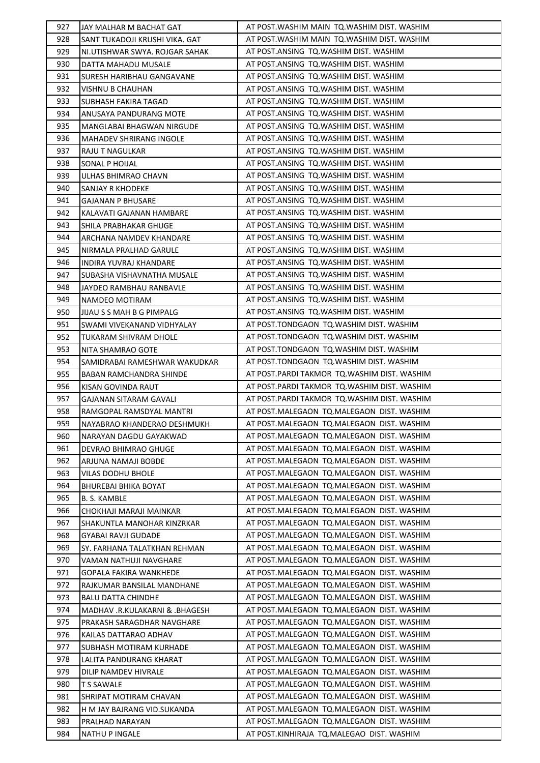| 927 | JAY MALHAR M BACHAT GAT | AT POST.WASHIM MAIN TQ.WASHIM DIST. WASHIM |
|---|---|---|
| 928 | SANT TUKADOJI KRUSHI VIKA. GAT | AT POST.WASHIM MAIN TQ.WASHIM DIST. WASHIM |
| 929 | NI.UTISHWAR SWYA. ROJGAR SAHAK | AT POST.ANSING TQ.WASHIM DIST. WASHIM |
| 930 | DATTA MAHADU MUSALE | AT POST.ANSING TQ.WASHIM DIST. WASHIM |
| 931 | SURESH HARIBHAU GANGAVANE | AT POST.ANSING TQ.WASHIM DIST. WASHIM |
| 932 | VISHNU B CHAUHAN | AT POST.ANSING TQ.WASHIM DIST. WASHIM |
| 933 | SUBHASH FAKIRA TAGAD | AT POST.ANSING TQ.WASHIM DIST. WASHIM |
| 934 | ANUSAYA PANDURANG MOTE | AT POST.ANSING TQ.WASHIM DIST. WASHIM |
| 935 | MANGLABAI BHAGWAN NIRGUDE | AT POST.ANSING TQ.WASHIM DIST. WASHIM |
| 936 | MAHADEV SHRIRANG INGOLE | AT POST.ANSING TQ.WASHIM DIST. WASHIM |
| 937 | RAJU T NAGULKAR | AT POST.ANSING TQ.WASHIM DIST. WASHIM |
| 938 | SONAL P HOIJAL | AT POST.ANSING TQ.WASHIM DIST. WASHIM |
| 939 | ULHAS BHIMRAO CHAVN | AT POST.ANSING TQ.WASHIM DIST. WASHIM |
| 940 | SANJAY R KHODEKE | AT POST.ANSING TQ.WASHIM DIST. WASHIM |
| 941 | GAJANAN P BHUSARE | AT POST.ANSING TQ.WASHIM DIST. WASHIM |
| 942 | KALAVATI GAJANAN HAMBARE | AT POST.ANSING TQ.WASHIM DIST. WASHIM |
| 943 | SHILA PRABHAKAR GHUGE | AT POST.ANSING TQ.WASHIM DIST. WASHIM |
| 944 | ARCHANA NAMDEV KHANDARE | AT POST.ANSING TQ.WASHIM DIST. WASHIM |
| 945 | NIRMALA PRALHAD GARULE | AT POST.ANSING TQ.WASHIM DIST. WASHIM |
| 946 | INDIRA YUVRAJ KHANDARE | AT POST.ANSING TQ.WASHIM DIST. WASHIM |
| 947 | SUBASHA VISHAVNATHA MUSALE | AT POST.ANSING TQ.WASHIM DIST. WASHIM |
| 948 | JAYDEO RAMBHAU RANBAVLE | AT POST.ANSING TQ.WASHIM DIST. WASHIM |
| 949 | NAMDEO MOTIRAM | AT POST.ANSING TQ.WASHIM DIST. WASHIM |
| 950 | JIJAU S S MAH B G PIMPALG | AT POST.ANSING TQ.WASHIM DIST. WASHIM |
| 951 | SWAMI VIVEKANAND VIDHYALAY | AT POST.TONDGAON TQ.WASHIM DIST. WASHIM |
| 952 | TUKARAM SHIVRAM DHOLE | AT POST.TONDGAON TQ.WASHIM DIST. WASHIM |
| 953 | NITA SHAMRAO GOTE | AT POST.TONDGAON TQ.WASHIM DIST. WASHIM |
| 954 | SAMIDRABAI RAMESHWAR WAKUDKAR | AT POST.TONDGAON TQ.WASHIM DIST. WASHIM |
| 955 | BABAN RAMCHANDRA SHINDE | AT POST.PARDI TAKMOR TQ.WASHIM DIST. WASHIM |
| 956 | KISAN GOVINDA RAUT | AT POST.PARDI TAKMOR TQ.WASHIM DIST. WASHIM |
| 957 | GAJANAN SITARAM GAVALI | AT POST.PARDI TAKMOR TQ.WASHIM DIST. WASHIM |
| 958 | RAMGOPAL RAMSDYAL MANTRI | AT POST.MALEGAON TQ.MALEGAON DIST. WASHIM |
| 959 | NAYABRAO KHANDERAO DESHMUKH | AT POST.MALEGAON TQ.MALEGAON DIST. WASHIM |
| 960 | NARAYAN DAGDU GAYAKWAD | AT POST.MALEGAON TQ.MALEGAON DIST. WASHIM |
| 961 | DEVRAO BHIMRAO GHUGE | AT POST.MALEGAON TQ.MALEGAON DIST. WASHIM |
| 962 | ARJUNA NAMAJI BOBDE | AT POST.MALEGAON TQ.MALEGAON DIST. WASHIM |
| 963 | VILAS DODHU BHOLE | AT POST.MALEGAON TQ.MALEGAON DIST. WASHIM |
| 964 | BHUREBAI BHIKA BOYAT | AT POST.MALEGAON TQ.MALEGAON DIST. WASHIM |
| 965 | B. S. KAMBLE | AT POST.MALEGAON TQ.MALEGAON DIST. WASHIM |
| 966 | CHOKHAJI MARAJI MAINKAR | AT POST.MALEGAON TQ.MALEGAON DIST. WASHIM |
| 967 | SHAKUNTLA MANOHAR KINZRKAR | AT POST.MALEGAON TQ.MALEGAON DIST. WASHIM |
| 968 | GYABAI RAVJI GUDADE | AT POST.MALEGAON TQ.MALEGAON DIST. WASHIM |
| 969 | SY. FARHANA TALATKHAN REHMAN | AT POST.MALEGAON TQ.MALEGAON DIST. WASHIM |
| 970 | VAMAN NATHUJI NAVGHARE | AT POST.MALEGAON TQ.MALEGAON DIST. WASHIM |
| 971 | GOPALA FAKIRA WANKHEDE | AT POST.MALEGAON TQ.MALEGAON DIST. WASHIM |
| 972 | RAJKUMAR BANSILAL MANDHANE | AT POST.MALEGAON TQ.MALEGAON DIST. WASHIM |
| 973 | BALU DATTA CHINDHE | AT POST.MALEGAON TQ.MALEGAON DIST. WASHIM |
| 974 | MADHAV .R.KULAKARNI & .BHAGESH | AT POST.MALEGAON TQ.MALEGAON DIST. WASHIM |
| 975 | PRAKASH SARAGDHAR NAVGHARE | AT POST.MALEGAON TQ.MALEGAON DIST. WASHIM |
| 976 | KAILAS DATTARAO ADHAV | AT POST.MALEGAON TQ.MALEGAON DIST. WASHIM |
| 977 | SUBHASH MOTIRAM KURHADE | AT POST.MALEGAON TQ.MALEGAON DIST. WASHIM |
| 978 | LALITA PANDURANG KHARAT | AT POST.MALEGAON TQ.MALEGAON DIST. WASHIM |
| 979 | DILIP NAMDEV HIVRALE | AT POST.MALEGAON TQ.MALEGAON DIST. WASHIM |
| 980 | T S SAWALE | AT POST.MALEGAON TQ.MALEGAON DIST. WASHIM |
| 981 | SHRIPAT MOTIRAM CHAVAN | AT POST.MALEGAON TQ.MALEGAON DIST. WASHIM |
| 982 | H M JAY BAJRANG VID.SUKANDA | AT POST.MALEGAON TQ.MALEGAON DIST. WASHIM |
| 983 | PRALHAD NARAYAN | AT POST.MALEGAON TQ.MALEGAON DIST. WASHIM |
| 984 | NATHU P INGALE | AT POST.KINHIRAJA TQ.MALEGAO DIST. WASHIM |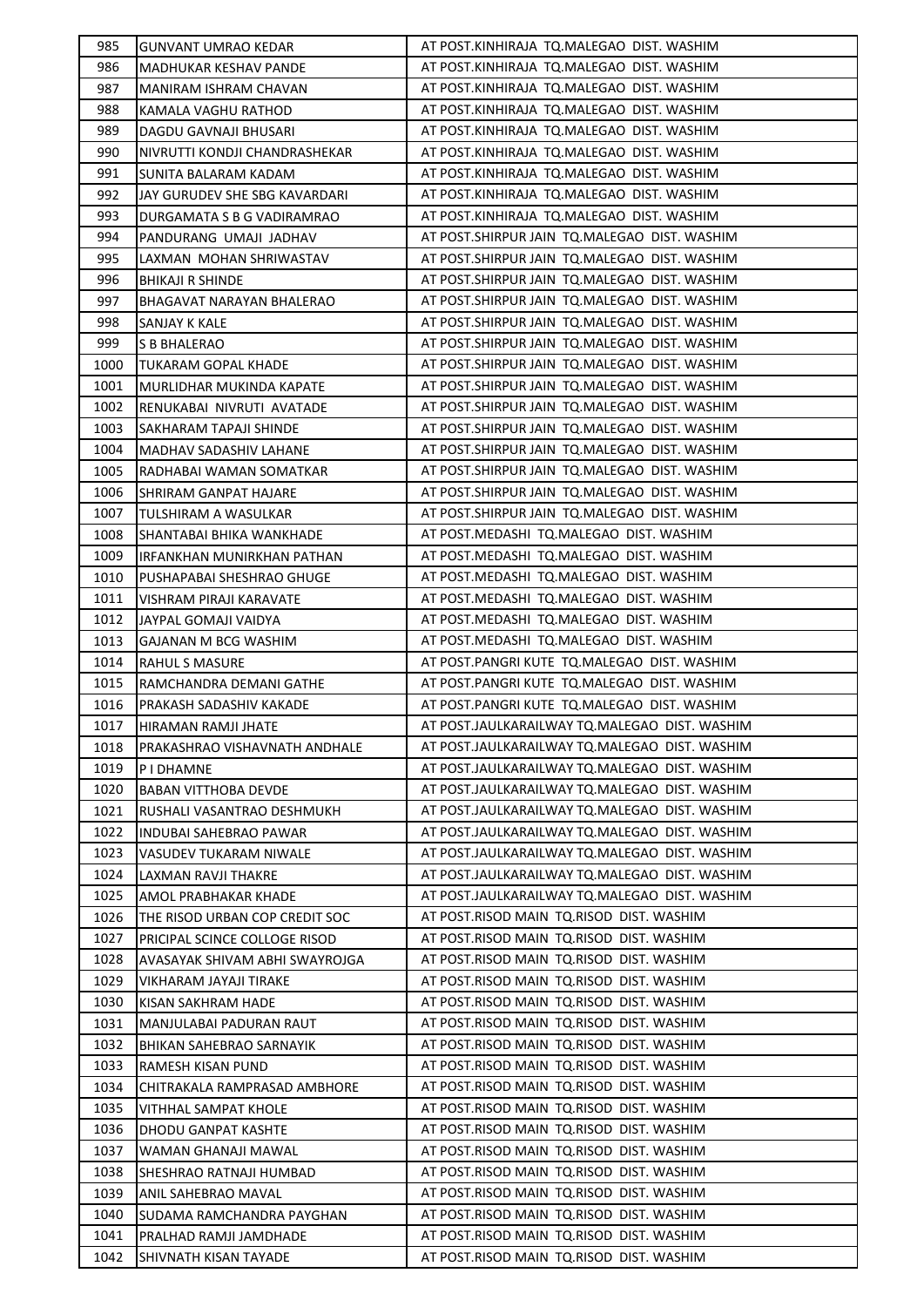| 985 | GUNVANT UMRAO KEDAR | AT POST.KINHIRAJA TQ.MALEGAO DIST. WASHIM |
|---|---|---|
| 986 | MADHUKAR KESHAV PANDE | AT POST.KINHIRAJA TQ.MALEGAO DIST. WASHIM |
| 987 | MANIRAM ISHRAM CHAVAN | AT POST.KINHIRAJA TQ.MALEGAO DIST. WASHIM |
| 988 | KAMALA VAGHU RATHOD | AT POST.KINHIRAJA TQ.MALEGAO DIST. WASHIM |
| 989 | DAGDU GAVNAJI BHUSARI | AT POST.KINHIRAJA TQ.MALEGAO DIST. WASHIM |
| 990 | NIVRUTTI KONDJI CHANDRASHEKAR | AT POST.KINHIRAJA TQ.MALEGAO DIST. WASHIM |
| 991 | SUNITA BALARAM KADAM | AT POST.KINHIRAJA TQ.MALEGAO DIST. WASHIM |
| 992 | JAY GURUDEV SHE SBG KAVARDARI | AT POST.KINHIRAJA TQ.MALEGAO DIST. WASHIM |
| 993 | DURGAMATA S B G VADIRAMRAO | AT POST.KINHIRAJA TQ.MALEGAO DIST. WASHIM |
| 994 | PANDURANG UMAJI JADHAV | AT POST.SHIRPUR JAIN TQ.MALEGAO DIST. WASHIM |
| 995 | LAXMAN MOHAN SHRIWASTAV | AT POST.SHIRPUR JAIN TQ.MALEGAO DIST. WASHIM |
| 996 | BHIKAJI R SHINDE | AT POST.SHIRPUR JAIN TQ.MALEGAO DIST. WASHIM |
| 997 | BHAGAVAT NARAYAN BHALERAO | AT POST.SHIRPUR JAIN TQ.MALEGAO DIST. WASHIM |
| 998 | SANJAY K KALE | AT POST.SHIRPUR JAIN TQ.MALEGAO DIST. WASHIM |
| 999 | S B BHALERAO | AT POST.SHIRPUR JAIN TQ.MALEGAO DIST. WASHIM |
| 1000 | TUKARAM GOPAL KHADE | AT POST.SHIRPUR JAIN TQ.MALEGAO DIST. WASHIM |
| 1001 | MURLIDHAR MUKINDA KAPATE | AT POST.SHIRPUR JAIN TQ.MALEGAO DIST. WASHIM |
| 1002 | RENUKABAI NIVRUTI AVATADE | AT POST.SHIRPUR JAIN TQ.MALEGAO DIST. WASHIM |
| 1003 | SAKHARAM TAPAJI SHINDE | AT POST.SHIRPUR JAIN TQ.MALEGAO DIST. WASHIM |
| 1004 | MADHAV SADASHIV LAHANE | AT POST.SHIRPUR JAIN TQ.MALEGAO DIST. WASHIM |
| 1005 | RADHABAI WAMAN SOMATKAR | AT POST.SHIRPUR JAIN TQ.MALEGAO DIST. WASHIM |
| 1006 | SHRIRAM GANPAT HAJARE | AT POST.SHIRPUR JAIN TQ.MALEGAO DIST. WASHIM |
| 1007 | TULSHIRAM A WASULKAR | AT POST.SHIRPUR JAIN TQ.MALEGAO DIST. WASHIM |
| 1008 | SHANTABAI BHIKA WANKHADE | AT POST.MEDASHI TQ.MALEGAO DIST. WASHIM |
| 1009 | IRFANKHAN MUNIRKHAN PATHAN | AT POST.MEDASHI TQ.MALEGAO DIST. WASHIM |
| 1010 | PUSHAPABAI SHESHRAO GHUGE | AT POST.MEDASHI TQ.MALEGAO DIST. WASHIM |
| 1011 | VISHRAM PIRAJI KARAVATE | AT POST.MEDASHI TQ.MALEGAO DIST. WASHIM |
| 1012 | JAYPAL GOMAJI VAIDYA | AT POST.MEDASHI TQ.MALEGAO DIST. WASHIM |
| 1013 | GAJANAN M BCG WASHIM | AT POST.MEDASHI TQ.MALEGAO DIST. WASHIM |
| 1014 | RAHUL S MASURE | AT POST.PANGRI KUTE TQ.MALEGAO DIST. WASHIM |
| 1015 | RAMCHANDRA DEMANI GATHE | AT POST.PANGRI KUTE TQ.MALEGAO DIST. WASHIM |
| 1016 | PRAKASH SADASHIV KAKADE | AT POST.PANGRI KUTE TQ.MALEGAO DIST. WASHIM |
| 1017 | HIRAMAN RAMJI JHATE | AT POST.JAULKARAILWAY TQ.MALEGAO DIST. WASHIM |
| 1018 | PRAKASHRAO VISHAVNATH ANDHALE | AT POST.JAULKARAILWAY TQ.MALEGAO DIST. WASHIM |
| 1019 | P I DHAMNE | AT POST.JAULKARAILWAY TQ.MALEGAO DIST. WASHIM |
| 1020 | BABAN VITTHOBA DEVDE | AT POST.JAULKARAILWAY TQ.MALEGAO DIST. WASHIM |
| 1021 | RUSHALI VASANTRAO DESHMUKH | AT POST.JAULKARAILWAY TQ.MALEGAO DIST. WASHIM |
| 1022 | INDUBAI SAHEBRAO PAWAR | AT POST.JAULKARAILWAY TQ.MALEGAO DIST. WASHIM |
| 1023 | VASUDEV TUKARAM NIWALE | AT POST.JAULKARAILWAY TQ.MALEGAO DIST. WASHIM |
| 1024 | LAXMAN RAVJI THAKRE | AT POST.JAULKARAILWAY TQ.MALEGAO DIST. WASHIM |
| 1025 | AMOL PRABHAKAR KHADE | AT POST.JAULKARAILWAY TQ.MALEGAO DIST. WASHIM |
| 1026 | THE RISOD URBAN COP CREDIT SOC | AT POST.RISOD MAIN TQ.RISOD DIST. WASHIM |
| 1027 | PRICIPAL SCINCE COLLOGE RISOD | AT POST.RISOD MAIN TQ.RISOD DIST. WASHIM |
| 1028 | AVASAYAK SHIVAM ABHI SWAYROJGA | AT POST.RISOD MAIN TQ.RISOD DIST. WASHIM |
| 1029 | VIKHARAM JAYAJI TIRAKE | AT POST.RISOD MAIN TQ.RISOD DIST. WASHIM |
| 1030 | KISAN SAKHRAM HADE | AT POST.RISOD MAIN TQ.RISOD DIST. WASHIM |
| 1031 | MANJULABAI PADURAN RAUT | AT POST.RISOD MAIN TQ.RISOD DIST. WASHIM |
| 1032 | BHIKAN SAHEBRAO SARNAYIK | AT POST.RISOD MAIN TQ.RISOD DIST. WASHIM |
| 1033 | RAMESH KISAN PUND | AT POST.RISOD MAIN TQ.RISOD DIST. WASHIM |
| 1034 | CHITRAKALA RAMPRASAD AMBHORE | AT POST.RISOD MAIN TQ.RISOD DIST. WASHIM |
| 1035 | VITHHAL SAMPAT KHOLE | AT POST.RISOD MAIN TQ.RISOD DIST. WASHIM |
| 1036 | DHODU GANPAT KASHTE | AT POST.RISOD MAIN TQ.RISOD DIST. WASHIM |
| 1037 | WAMAN GHANAJI MAWAL | AT POST.RISOD MAIN TQ.RISOD DIST. WASHIM |
| 1038 | SHESHRAO RATNAJI HUMBAD | AT POST.RISOD MAIN TQ.RISOD DIST. WASHIM |
| 1039 | ANIL SAHEBRAO MAVAL | AT POST.RISOD MAIN TQ.RISOD DIST. WASHIM |
| 1040 | SUDAMA RAMCHANDRA PAYGHAN | AT POST.RISOD MAIN TQ.RISOD DIST. WASHIM |
| 1041 | PRALHAD RAMJI JAMDHADE | AT POST.RISOD MAIN TQ.RISOD DIST. WASHIM |
| 1042 | SHIVNATH KISAN TAYADE | AT POST.RISOD MAIN TQ.RISOD DIST. WASHIM |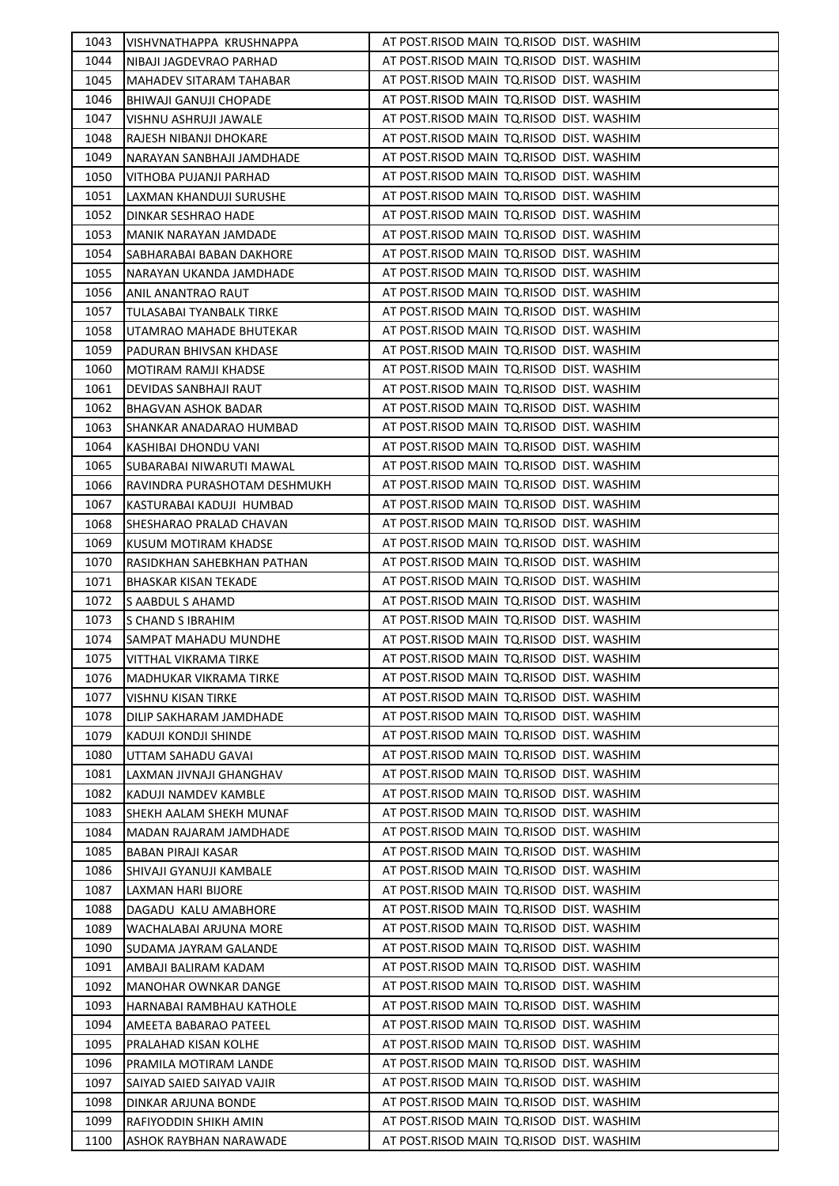| 1043 | VISHVNATHAPPA KRUSHNAPPA | AT POST.RISOD MAIN TQ.RISOD DIST. WASHIM |
|---|---|---|
| 1044 | NIBAJI JAGDEVRAO PARHAD | AT POST.RISOD MAIN TQ.RISOD DIST. WASHIM |
| 1045 | MAHADEV SITARAM TAHABAR | AT POST.RISOD MAIN TQ.RISOD DIST. WASHIM |
| 1046 | BHIWAJI GANUJI CHOPADE | AT POST.RISOD MAIN TQ.RISOD DIST. WASHIM |
| 1047 | VISHNU ASHRUJI JAWALE | AT POST.RISOD MAIN TQ.RISOD DIST. WASHIM |
| 1048 | RAJESH NIBANJI DHOKARE | AT POST.RISOD MAIN TQ.RISOD DIST. WASHIM |
| 1049 | NARAYAN SANBHAJI JAMDHADE | AT POST.RISOD MAIN TQ.RISOD DIST. WASHIM |
| 1050 | VITHOBA PUJANJI PARHAD | AT POST.RISOD MAIN TQ.RISOD DIST. WASHIM |
| 1051 | LAXMAN KHANDUJI SURUSHE | AT POST.RISOD MAIN TQ.RISOD DIST. WASHIM |
| 1052 | DINKAR SESHRAO HADE | AT POST.RISOD MAIN TQ.RISOD DIST. WASHIM |
| 1053 | MANIK NARAYAN JAMDADE | AT POST.RISOD MAIN TQ.RISOD DIST. WASHIM |
| 1054 | SABHARABAI BABAN DAKHORE | AT POST.RISOD MAIN TQ.RISOD DIST. WASHIM |
| 1055 | NARAYAN UKANDA JAMDHADE | AT POST.RISOD MAIN TQ.RISOD DIST. WASHIM |
| 1056 | ANIL ANANTRAO RAUT | AT POST.RISOD MAIN TQ.RISOD DIST. WASHIM |
| 1057 | TULASABAI TYANBALK TIRKE | AT POST.RISOD MAIN TQ.RISOD DIST. WASHIM |
| 1058 | UTAMRAO MAHADE BHUTEKAR | AT POST.RISOD MAIN TQ.RISOD DIST. WASHIM |
| 1059 | PADURAN BHIVSAN KHDASE | AT POST.RISOD MAIN TQ.RISOD DIST. WASHIM |
| 1060 | MOTIRAM RAMJI KHADSE | AT POST.RISOD MAIN TQ.RISOD DIST. WASHIM |
| 1061 | DEVIDAS SANBHAJI RAUT | AT POST.RISOD MAIN TQ.RISOD DIST. WASHIM |
| 1062 | BHAGVAN ASHOK BADAR | AT POST.RISOD MAIN TQ.RISOD DIST. WASHIM |
| 1063 | SHANKAR ANADARAO HUMBAD | AT POST.RISOD MAIN TQ.RISOD DIST. WASHIM |
| 1064 | KASHIBAI DHONDU VANI | AT POST.RISOD MAIN TQ.RISOD DIST. WASHIM |
| 1065 | SUBARABAI NIWARUTI MAWAL | AT POST.RISOD MAIN TQ.RISOD DIST. WASHIM |
| 1066 | RAVINDRA PURASHOTAM DESHMUKH | AT POST.RISOD MAIN TQ.RISOD DIST. WASHIM |
| 1067 | KASTURABAI KADUJI HUMBAD | AT POST.RISOD MAIN TQ.RISOD DIST. WASHIM |
| 1068 | SHESHARAO PRALAD CHAVAN | AT POST.RISOD MAIN TQ.RISOD DIST. WASHIM |
| 1069 | KUSUM MOTIRAM KHADSE | AT POST.RISOD MAIN TQ.RISOD DIST. WASHIM |
| 1070 | RASIDKHAN SAHEBKHAN PATHAN | AT POST.RISOD MAIN TQ.RISOD DIST. WASHIM |
| 1071 | BHASKAR KISAN TEKADE | AT POST.RISOD MAIN TQ.RISOD DIST. WASHIM |
| 1072 | S AABDUL S AHAMD | AT POST.RISOD MAIN TQ.RISOD DIST. WASHIM |
| 1073 | S CHAND S IBRAHIM | AT POST.RISOD MAIN TQ.RISOD DIST. WASHIM |
| 1074 | SAMPAT MAHADU MUNDHE | AT POST.RISOD MAIN TQ.RISOD DIST. WASHIM |
| 1075 | VITTHAL VIKRAMA TIRKE | AT POST.RISOD MAIN TQ.RISOD DIST. WASHIM |
| 1076 | MADHUKAR VIKRAMA TIRKE | AT POST.RISOD MAIN TQ.RISOD DIST. WASHIM |
| 1077 | VISHNU KISAN TIRKE | AT POST.RISOD MAIN TQ.RISOD DIST. WASHIM |
| 1078 | DILIP SAKHARAM JAMDHADE | AT POST.RISOD MAIN TQ.RISOD DIST. WASHIM |
| 1079 | KADUJI KONDJI SHINDE | AT POST.RISOD MAIN TQ.RISOD DIST. WASHIM |
| 1080 | UTTAM SAHADU GAVAI | AT POST.RISOD MAIN TQ.RISOD DIST. WASHIM |
| 1081 | LAXMAN JIVNAJI GHANGHAV | AT POST.RISOD MAIN TQ.RISOD DIST. WASHIM |
| 1082 | KADUJI NAMDEV KAMBLE | AT POST.RISOD MAIN TQ.RISOD DIST. WASHIM |
| 1083 | SHEKH AALAM SHEKH MUNAF | AT POST.RISOD MAIN TQ.RISOD DIST. WASHIM |
| 1084 | MADAN RAJARAM JAMDHADE | AT POST.RISOD MAIN TQ.RISOD DIST. WASHIM |
| 1085 | BABAN PIRAJI KASAR | AT POST.RISOD MAIN TQ.RISOD DIST. WASHIM |
| 1086 | SHIVAJI GYANUJI KAMBALE | AT POST.RISOD MAIN TQ.RISOD DIST. WASHIM |
| 1087 | LAXMAN HARI BIJORE | AT POST.RISOD MAIN TQ.RISOD DIST. WASHIM |
| 1088 | DAGADU KALU AMABHORE | AT POST.RISOD MAIN TQ.RISOD DIST. WASHIM |
| 1089 | WACHALABAI ARJUNA MORE | AT POST.RISOD MAIN TQ.RISOD DIST. WASHIM |
| 1090 | SUDAMA JAYRAM GALANDE | AT POST.RISOD MAIN TQ.RISOD DIST. WASHIM |
| 1091 | AMBAJI BALIRAM KADAM | AT POST.RISOD MAIN TQ.RISOD DIST. WASHIM |
| 1092 | MANOHAR OWNKAR DANGE | AT POST.RISOD MAIN TQ.RISOD DIST. WASHIM |
| 1093 | HARNABAI RAMBHAU KATHOLE | AT POST.RISOD MAIN TQ.RISOD DIST. WASHIM |
| 1094 | AMEETA BABARAO PATEEL | AT POST.RISOD MAIN TQ.RISOD DIST. WASHIM |
| 1095 | PRALAHAD KISAN KOLHE | AT POST.RISOD MAIN TQ.RISOD DIST. WASHIM |
| 1096 | PRAMILA MOTIRAM LANDE | AT POST.RISOD MAIN TQ.RISOD DIST. WASHIM |
| 1097 | SAIYAD SAIED SAIYAD VAJIR | AT POST.RISOD MAIN TQ.RISOD DIST. WASHIM |
| 1098 | DINKAR ARJUNA BONDE | AT POST.RISOD MAIN TQ.RISOD DIST. WASHIM |
| 1099 | RAFIYODDIN SHIKH AMIN | AT POST.RISOD MAIN TQ.RISOD DIST. WASHIM |
| 1100 | ASHOK RAYBHAN NARAWADE | AT POST.RISOD MAIN TQ.RISOD DIST. WASHIM |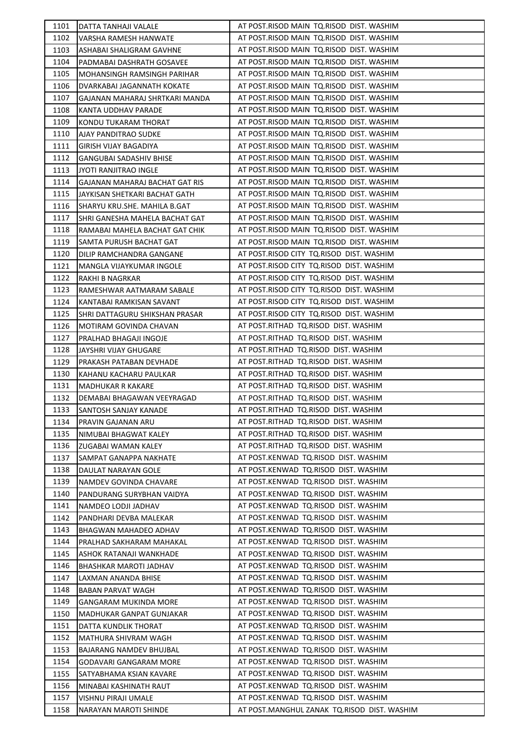| 1101 | DATTA TANHAJI VALALE | AT POST.RISOD MAIN TQ.RISOD DIST. WASHIM |
|---|---|---|
| 1102 | VARSHA RAMESH HANWATE | AT POST.RISOD MAIN TQ.RISOD DIST. WASHIM |
| 1103 | ASHABAI SHALIGRAM GAVHNE | AT POST.RISOD MAIN TQ.RISOD DIST. WASHIM |
| 1104 | PADMABAI DASHRATH GOSAVEE | AT POST.RISOD MAIN TQ.RISOD DIST. WASHIM |
| 1105 | MOHANSINGH RAMSINGH PARIHAR | AT POST.RISOD MAIN TQ.RISOD DIST. WASHIM |
| 1106 | DVARKABAI JAGANNATH KOKATE | AT POST.RISOD MAIN TQ.RISOD DIST. WASHIM |
| 1107 | GAJANAN MAHARAJ SHRTKARI MANDA | AT POST.RISOD MAIN TQ.RISOD DIST. WASHIM |
| 1108 | KANTA UDDHAV PARADE | AT POST.RISOD MAIN TQ.RISOD DIST. WASHIM |
| 1109 | KONDU TUKARAM THORAT | AT POST.RISOD MAIN TQ.RISOD DIST. WASHIM |
| 1110 | AJAY PANDITRAO SUDKE | AT POST.RISOD MAIN TQ.RISOD DIST. WASHIM |
| 1111 | GIRISH VIJAY BAGADIYA | AT POST.RISOD MAIN TQ.RISOD DIST. WASHIM |
| 1112 | GANGUBAI SADASHIV BHISE | AT POST.RISOD MAIN TQ.RISOD DIST. WASHIM |
| 1113 | JYOTI RANJITRAO INGLE | AT POST.RISOD MAIN TQ.RISOD DIST. WASHIM |
| 1114 | GAJANAN MAHARAJ BACHAT GAT RIS | AT POST.RISOD MAIN TQ.RISOD DIST. WASHIM |
| 1115 | JAYKISAN SHETKARI BACHAT GATH | AT POST.RISOD MAIN TQ.RISOD DIST. WASHIM |
| 1116 | SHARYU KRU.SHE. MAHILA B.GAT | AT POST.RISOD MAIN TQ.RISOD DIST. WASHIM |
| 1117 | SHRI GANESHA MAHELA BACHAT GAT | AT POST.RISOD MAIN TQ.RISOD DIST. WASHIM |
| 1118 | RAMABAI MAHELA BACHAT GAT CHIK | AT POST.RISOD MAIN TQ.RISOD DIST. WASHIM |
| 1119 | SAMTA PURUSH BACHAT GAT | AT POST.RISOD MAIN TQ.RISOD DIST. WASHIM |
| 1120 | DILIP RAMCHANDRA GANGANE | AT POST.RISOD CITY TQ.RISOD DIST. WASHIM |
| 1121 | MANGLA VIJAYKUMAR INGOLE | AT POST.RISOD CITY TQ.RISOD DIST. WASHIM |
| 1122 | RAKHI B NAGRKAR | AT POST.RISOD CITY TQ.RISOD DIST. WASHIM |
| 1123 | RAMESHWAR AATMARAM SABALE | AT POST.RISOD CITY TQ.RISOD DIST. WASHIM |
| 1124 | KANTABAI RAMKISAN SAVANT | AT POST.RISOD CITY TQ.RISOD DIST. WASHIM |
| 1125 | SHRI DATTAGURU SHIKSHAN PRASAR | AT POST.RISOD CITY TQ.RISOD DIST. WASHIM |
| 1126 | MOTIRAM GOVINDA CHAVAN | AT POST.RITHAD TQ.RISOD DIST. WASHIM |
| 1127 | PRALHAD BHAGAJI INGOJE | AT POST.RITHAD TQ.RISOD DIST. WASHIM |
| 1128 | JAYSHRI VIJAY GHUGARE | AT POST.RITHAD TQ.RISOD DIST. WASHIM |
| 1129 | PRAKASH PATABAN DEVHADE | AT POST.RITHAD TQ.RISOD DIST. WASHIM |
| 1130 | KAHANU KACHARU PAULKAR | AT POST.RITHAD TQ.RISOD DIST. WASHIM |
| 1131 | MADHUKAR R KAKARE | AT POST.RITHAD TQ.RISOD DIST. WASHIM |
| 1132 | DEMABAI BHAGAWAN VEEYRAGAD | AT POST.RITHAD TQ.RISOD DIST. WASHIM |
| 1133 | SANTOSH SANJAY KANADE | AT POST.RITHAD TQ.RISOD DIST. WASHIM |
| 1134 | PRAVIN GAJANAN ARU | AT POST.RITHAD TQ.RISOD DIST. WASHIM |
| 1135 | NIMUBAI BHAGWAT KALEY | AT POST.RITHAD TQ.RISOD DIST. WASHIM |
| 1136 | ZUGABAI WAMAN KALEY | AT POST.RITHAD TQ.RISOD DIST. WASHIM |
| 1137 | SAMPAT GANAPPA NAKHATE | AT POST.KENWAD TQ.RISOD DIST. WASHIM |
| 1138 | DAULAT NARAYAN GOLE | AT POST.KENWAD TQ.RISOD DIST. WASHIM |
| 1139 | NAMDEV GOVINDA CHAVARE | AT POST.KENWAD TQ.RISOD DIST. WASHIM |
| 1140 | PANDURANG SURYBHAN VAIDYA | AT POST.KENWAD TQ.RISOD DIST. WASHIM |
| 1141 | NAMDEO LODJI JADHAV | AT POST.KENWAD TQ.RISOD DIST. WASHIM |
| 1142 | PANDHARI DEVBA MALEKAR | AT POST.KENWAD TQ.RISOD DIST. WASHIM |
| 1143 | BHAGWAN MAHADEO ADHAV | AT POST.KENWAD TQ.RISOD DIST. WASHIM |
| 1144 | PRALHAD SAKHARAM MAHAKAL | AT POST.KENWAD TQ.RISOD DIST. WASHIM |
| 1145 | ASHOK RATANAJI WANKHADE | AT POST.KENWAD TQ.RISOD DIST. WASHIM |
| 1146 | BHASHKAR MAROTI JADHAV | AT POST.KENWAD TQ.RISOD DIST. WASHIM |
| 1147 | LAXMAN ANANDA BHISE | AT POST.KENWAD TQ.RISOD DIST. WASHIM |
| 1148 | BABAN PARVAT WAGH | AT POST.KENWAD TQ.RISOD DIST. WASHIM |
| 1149 | GANGARAM MUKINDA MORE | AT POST.KENWAD TQ.RISOD DIST. WASHIM |
| 1150 | MADHUKAR GANPAT GUNJAKAR | AT POST.KENWAD TQ.RISOD DIST. WASHIM |
| 1151 | DATTA KUNDLIK THORAT | AT POST.KENWAD TQ.RISOD DIST. WASHIM |
| 1152 | MATHURA SHIVRAM WAGH | AT POST.KENWAD TQ.RISOD DIST. WASHIM |
| 1153 | BAJARANG NAMDEV BHUJBAL | AT POST.KENWAD TQ.RISOD DIST. WASHIM |
| 1154 | GODAVARI GANGARAM MORE | AT POST.KENWAD TQ.RISOD DIST. WASHIM |
| 1155 | SATYABHAMA KSIAN KAVARE | AT POST.KENWAD TQ.RISOD DIST. WASHIM |
| 1156 | MINABAI KASHINATH RAUT | AT POST.KENWAD TQ.RISOD DIST. WASHIM |
| 1157 | VISHNU PIRAJI UMALE | AT POST.KENWAD TQ.RISOD DIST. WASHIM |
| 1158 | NARAYAN MAROTI SHINDE | AT POST.MANGHUL ZANAK TQ.RISOD DIST. WASHIM |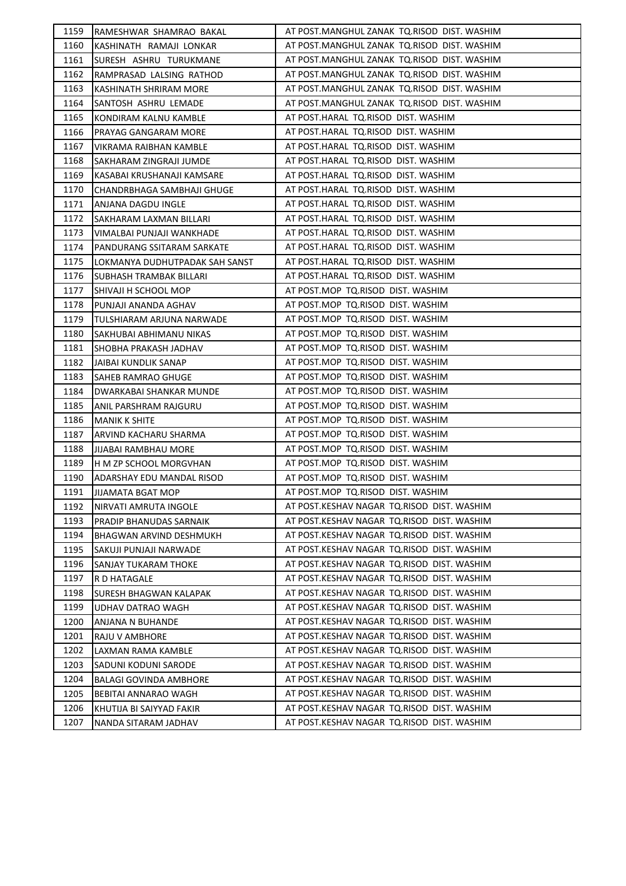| | | |
|---|---|---|
| 1159 | RAMESHWAR SHAMRAO BAKAL | AT POST.MANGHUL ZANAK TQ.RISOD DIST. WASHIM |
| 1160 | KASHINATH RAMAJI LONKAR | AT POST.MANGHUL ZANAK TQ.RISOD DIST. WASHIM |
| 1161 | SURESH ASHRU TURUKMANE | AT POST.MANGHUL ZANAK TQ.RISOD DIST. WASHIM |
| 1162 | RAMPRASAD LALSING RATHOD | AT POST.MANGHUL ZANAK TQ.RISOD DIST. WASHIM |
| 1163 | KASHINATH SHRIRAM MORE | AT POST.MANGHUL ZANAK TQ.RISOD DIST. WASHIM |
| 1164 | SANTOSH ASHRU LEMADE | AT POST.MANGHUL ZANAK TQ.RISOD DIST. WASHIM |
| 1165 | KONDIRAM KALNU KAMBLE | AT POST.HARAL TQ.RISOD DIST. WASHIM |
| 1166 | PRAYAG GANGARAM MORE | AT POST.HARAL TQ.RISOD DIST. WASHIM |
| 1167 | VIKRAMA RAIBHAN KAMBLE | AT POST.HARAL TQ.RISOD DIST. WASHIM |
| 1168 | SAKHARAM ZINGRAJI JUMDE | AT POST.HARAL TQ.RISOD DIST. WASHIM |
| 1169 | KASABAI KRUSHANAJI KAMSARE | AT POST.HARAL TQ.RISOD DIST. WASHIM |
| 1170 | CHANDRBHAGA SAMBHAJI GHUGE | AT POST.HARAL TQ.RISOD DIST. WASHIM |
| 1171 | ANJANA DAGDU INGLE | AT POST.HARAL TQ.RISOD DIST. WASHIM |
| 1172 | SAKHARAM LAXMAN BILLARI | AT POST.HARAL TQ.RISOD DIST. WASHIM |
| 1173 | VIMALBAI PUNJAJI WANKHADE | AT POST.HARAL TQ.RISOD DIST. WASHIM |
| 1174 | PANDURANG SSITARAM SARKATE | AT POST.HARAL TQ.RISOD DIST. WASHIM |
| 1175 | LOKMANYA DUDHUTPADAK SAH SANST | AT POST.HARAL TQ.RISOD DIST. WASHIM |
| 1176 | SUBHASH TRAMBAK BILLARI | AT POST.HARAL TQ.RISOD DIST. WASHIM |
| 1177 | SHIVAJI H SCHOOL MOP | AT POST.MOP TQ.RISOD DIST. WASHIM |
| 1178 | PUNJAJI ANANDA AGHAV | AT POST.MOP TQ.RISOD DIST. WASHIM |
| 1179 | TULSHIARAM ARJUNA NARWADE | AT POST.MOP TQ.RISOD DIST. WASHIM |
| 1180 | SAKHUBAI ABHIMANU NIKAS | AT POST.MOP TQ.RISOD DIST. WASHIM |
| 1181 | SHOBHA PRAKASH JADHAV | AT POST.MOP TQ.RISOD DIST. WASHIM |
| 1182 | JAIBAI KUNDLIK SANAP | AT POST.MOP TQ.RISOD DIST. WASHIM |
| 1183 | SAHEB RAMRAO GHUGE | AT POST.MOP TQ.RISOD DIST. WASHIM |
| 1184 | DWARKABAI SHANKAR MUNDE | AT POST.MOP TQ.RISOD DIST. WASHIM |
| 1185 | ANIL PARSHRAM RAJGURU | AT POST.MOP TQ.RISOD DIST. WASHIM |
| 1186 | MANIK K SHITE | AT POST.MOP TQ.RISOD DIST. WASHIM |
| 1187 | ARVIND KACHARU SHARMA | AT POST.MOP TQ.RISOD DIST. WASHIM |
| 1188 | JIJABAI RAMBHAU MORE | AT POST.MOP TQ.RISOD DIST. WASHIM |
| 1189 | H M ZP SCHOOL MORGVHAN | AT POST.MOP TQ.RISOD DIST. WASHIM |
| 1190 | ADARSHAY EDU MANDAL RISOD | AT POST.MOP TQ.RISOD DIST. WASHIM |
| 1191 | JIJAMATA BGAT MOP | AT POST.MOP TQ.RISOD DIST. WASHIM |
| 1192 | NIRVATI AMRUTA INGOLE | AT POST.KESHAV NAGAR TQ.RISOD DIST. WASHIM |
| 1193 | PRADIP BHANUDAS SARNAIK | AT POST.KESHAV NAGAR TQ.RISOD DIST. WASHIM |
| 1194 | BHAGWAN ARVIND DESHMUKH | AT POST.KESHAV NAGAR TQ.RISOD DIST. WASHIM |
| 1195 | SAKUJI PUNJAJI NARWADE | AT POST.KESHAV NAGAR TQ.RISOD DIST. WASHIM |
| 1196 | SANJAY TUKARAM THOKE | AT POST.KESHAV NAGAR TQ.RISOD DIST. WASHIM |
| 1197 | R D HATAGALE | AT POST.KESHAV NAGAR TQ.RISOD DIST. WASHIM |
| 1198 | SURESH BHAGWAN KALAPAK | AT POST.KESHAV NAGAR TQ.RISOD DIST. WASHIM |
| 1199 | UDHAV DATRAO WAGH | AT POST.KESHAV NAGAR TQ.RISOD DIST. WASHIM |
| 1200 | ANJANA N BUHANDE | AT POST.KESHAV NAGAR TQ.RISOD DIST. WASHIM |
| 1201 | RAJU V AMBHORE | AT POST.KESHAV NAGAR TQ.RISOD DIST. WASHIM |
| 1202 | LAXMAN RAMA KAMBLE | AT POST.KESHAV NAGAR TQ.RISOD DIST. WASHIM |
| 1203 | SADUNI KODUNI SARODE | AT POST.KESHAV NAGAR TQ.RISOD DIST. WASHIM |
| 1204 | BALAGI GOVINDA AMBHORE | AT POST.KESHAV NAGAR TQ.RISOD DIST. WASHIM |
| 1205 | BEBITAI ANNARAO WAGH | AT POST.KESHAV NAGAR TQ.RISOD DIST. WASHIM |
| 1206 | KHUTIJA BI SAIYYAD FAKIR | AT POST.KESHAV NAGAR TQ.RISOD DIST. WASHIM |
| 1207 | NANDA SITARAM JADHAV | AT POST.KESHAV NAGAR TQ.RISOD DIST. WASHIM |